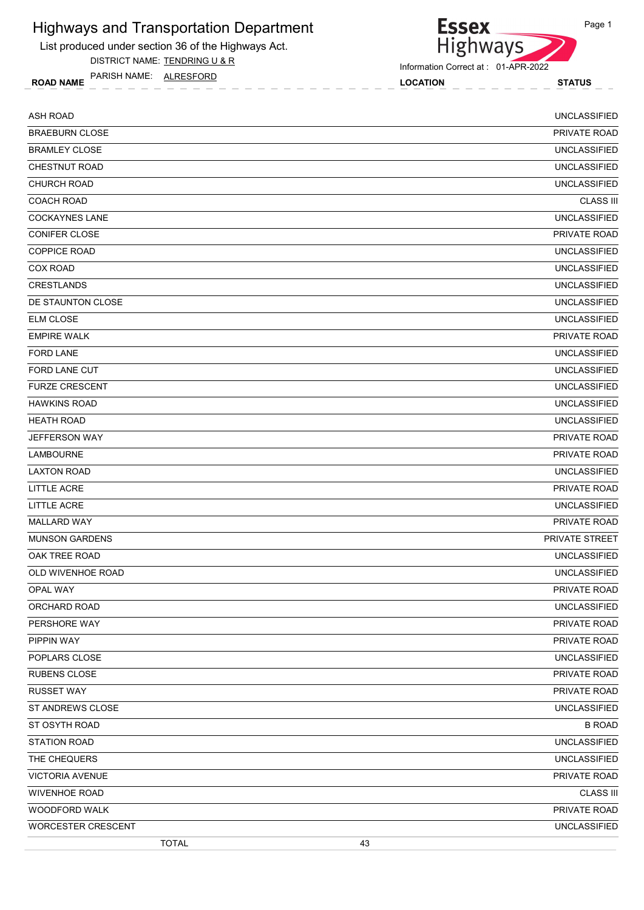# Highways and Transportation Department

List produced under section 36 of the Highways Act.

DISTRICT NAME: TENDRING U & R

PARISH NAME: ALRESFORD

Information Correct at : 01-APR-2022

| ROAD NAME | LOCATION | STATUS |
|---|---|---|
| ASH ROAD | | UNCLASSIFIED |
| BRAEBURN CLOSE | | PRIVATE ROAD |
| BRAMLEY CLOSE | | UNCLASSIFIED |
| CHESTNUT ROAD | | UNCLASSIFIED |
| CHURCH ROAD | | UNCLASSIFIED |
| COACH ROAD | | CLASS III |
| COCKAYNES LANE | | UNCLASSIFIED |
| CONIFER CLOSE | | PRIVATE ROAD |
| COPPICE ROAD | | UNCLASSIFIED |
| COX ROAD | | UNCLASSIFIED |
| CRESTLANDS | | UNCLASSIFIED |
| DE STAUNTON CLOSE | | UNCLASSIFIED |
| ELM CLOSE | | UNCLASSIFIED |
| EMPIRE WALK | | PRIVATE ROAD |
| FORD LANE | | UNCLASSIFIED |
| FORD LANE CUT | | UNCLASSIFIED |
| FURZE CRESCENT | | UNCLASSIFIED |
| HAWKINS ROAD | | UNCLASSIFIED |
| HEATH ROAD | | UNCLASSIFIED |
| JEFFERSON WAY | | PRIVATE ROAD |
| LAMBOURNE | | PRIVATE ROAD |
| LAXTON ROAD | | UNCLASSIFIED |
| LITTLE ACRE | | PRIVATE ROAD |
| LITTLE ACRE | | UNCLASSIFIED |
| MALLARD WAY | | PRIVATE ROAD |
| MUNSON GARDENS | | PRIVATE STREET |
| OAK TREE ROAD | | UNCLASSIFIED |
| OLD WIVENHOE ROAD | | UNCLASSIFIED |
| OPAL WAY | | PRIVATE ROAD |
| ORCHARD ROAD | | UNCLASSIFIED |
| PERSHORE WAY | | PRIVATE ROAD |
| PIPPIN WAY | | PRIVATE ROAD |
| POPLARS CLOSE | | UNCLASSIFIED |
| RUBENS CLOSE | | PRIVATE ROAD |
| RUSSET WAY | | PRIVATE ROAD |
| ST ANDREWS CLOSE | | UNCLASSIFIED |
| ST OSYTH ROAD | | B ROAD |
| STATION ROAD | | UNCLASSIFIED |
| THE CHEQUERS | | UNCLASSIFIED |
| VICTORIA AVENUE | | PRIVATE ROAD |
| WIVENHOE ROAD | | CLASS III |
| WOODFORD WALK | | PRIVATE ROAD |
| WORCESTER CRESCENT | | UNCLASSIFIED |
| TOTAL | 43 | |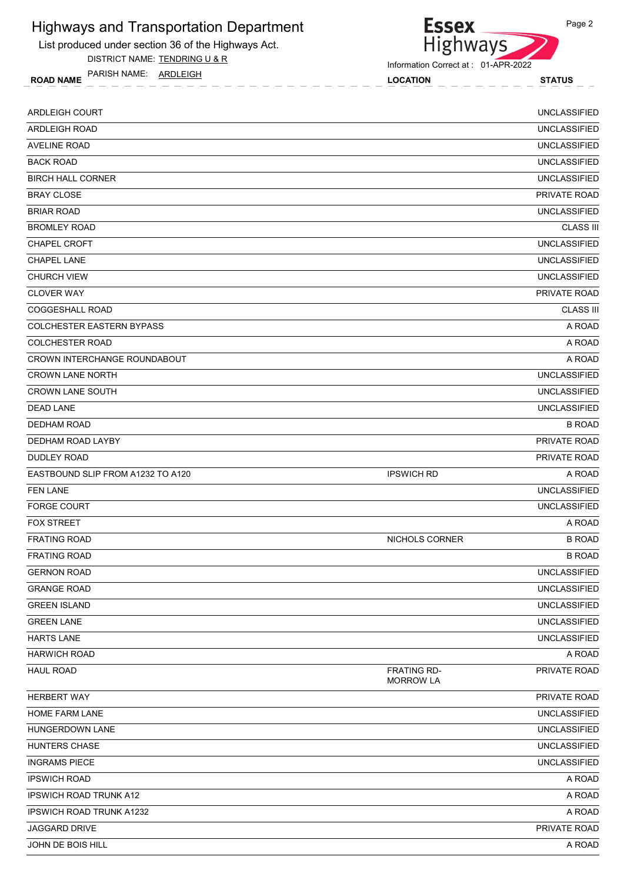# Highways and Transportation Department

List produced under section 36 of the Highways Act.

DISTRICT NAME: TENDRING U & R

PARISH NAME: ARDLEIGH

Information Correct at : 01-APR-2022

| ROAD NAME | LOCATION | STATUS |
|---|---|---|
| ARDLEIGH COURT | | UNCLASSIFIED |
| ARDLEIGH ROAD | | UNCLASSIFIED |
| AVELINE ROAD | | UNCLASSIFIED |
| BACK ROAD | | UNCLASSIFIED |
| BIRCH HALL CORNER | | UNCLASSIFIED |
| BRAY CLOSE | | PRIVATE ROAD |
| BRIAR ROAD | | UNCLASSIFIED |
| BROMLEY ROAD | | CLASS III |
| CHAPEL CROFT | | UNCLASSIFIED |
| CHAPEL LANE | | UNCLASSIFIED |
| CHURCH VIEW | | UNCLASSIFIED |
| CLOVER WAY | | PRIVATE ROAD |
| COGGESHALL ROAD | | CLASS III |
| COLCHESTER EASTERN BYPASS | | A ROAD |
| COLCHESTER ROAD | | A ROAD |
| CROWN INTERCHANGE ROUNDABOUT | | A ROAD |
| CROWN LANE NORTH | | UNCLASSIFIED |
| CROWN LANE SOUTH | | UNCLASSIFIED |
| DEAD LANE | | UNCLASSIFIED |
| DEDHAM ROAD | | B ROAD |
| DEDHAM ROAD LAYBY | | PRIVATE ROAD |
| DUDLEY ROAD | | PRIVATE ROAD |
| EASTBOUND SLIP FROM A1232 TO A120 | IPSWICH RD | A ROAD |
| FEN LANE | | UNCLASSIFIED |
| FORGE COURT | | UNCLASSIFIED |
| FOX STREET | | A ROAD |
| FRATING ROAD | NICHOLS CORNER | B ROAD |
| FRATING ROAD | | B ROAD |
| GERNON ROAD | | UNCLASSIFIED |
| GRANGE ROAD | | UNCLASSIFIED |
| GREEN ISLAND | | UNCLASSIFIED |
| GREEN LANE | | UNCLASSIFIED |
| HARTS LANE | | UNCLASSIFIED |
| HARWICH ROAD | | A ROAD |
| HAUL ROAD | FRATING RD-MORROW LA | PRIVATE ROAD |
| HERBERT WAY | | PRIVATE ROAD |
| HOME FARM LANE | | UNCLASSIFIED |
| HUNGERDOWN LANE | | UNCLASSIFIED |
| HUNTERS CHASE | | UNCLASSIFIED |
| INGRAMS PIECE | | UNCLASSIFIED |
| IPSWICH ROAD | | A ROAD |
| IPSWICH ROAD TRUNK A12 | | A ROAD |
| IPSWICH ROAD TRUNK A1232 | | A ROAD |
| JAGGARD DRIVE | | PRIVATE ROAD |
| JOHN DE BOIS HILL | | A ROAD |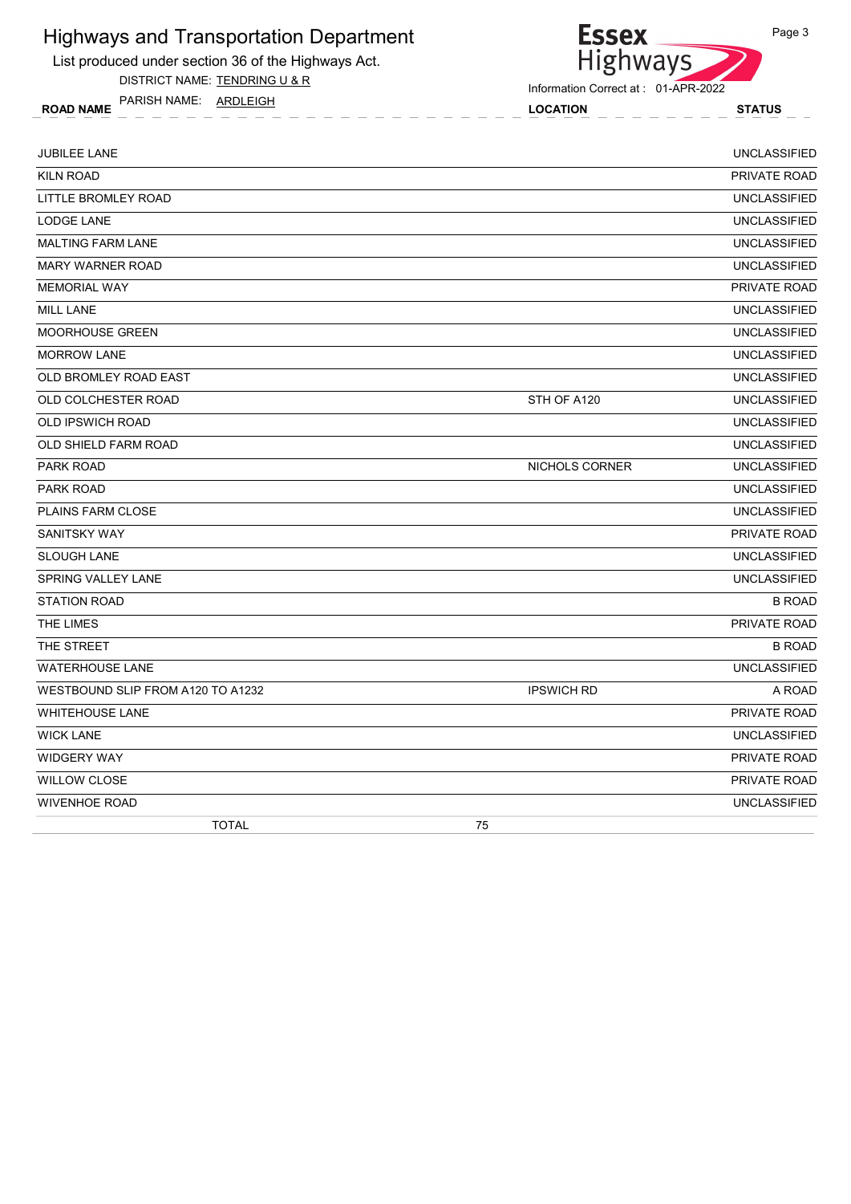# Highways and Transportation Department

List produced under section 36 of the Highways Act.

DISTRICT NAME: TENDRING U & R

PARISH NAME: ARDLEIGH

Information Correct at : 01-APR-2022

| ROAD NAME | LOCATION | STATUS |
|---|---|---|
| JUBILEE LANE | | UNCLASSIFIED |
| KILN ROAD | | PRIVATE ROAD |
| LITTLE BROMLEY ROAD | | UNCLASSIFIED |
| LODGE LANE | | UNCLASSIFIED |
| MALTING FARM LANE | | UNCLASSIFIED |
| MARY WARNER ROAD | | UNCLASSIFIED |
| MEMORIAL WAY | | PRIVATE ROAD |
| MILL LANE | | UNCLASSIFIED |
| MOORHOUSE GREEN | | UNCLASSIFIED |
| MORROW LANE | | UNCLASSIFIED |
| OLD BROMLEY ROAD EAST | | UNCLASSIFIED |
| OLD COLCHESTER ROAD | STH OF A120 | UNCLASSIFIED |
| OLD IPSWICH ROAD | | UNCLASSIFIED |
| OLD SHIELD FARM ROAD | | UNCLASSIFIED |
| PARK ROAD | NICHOLS CORNER | UNCLASSIFIED |
| PARK ROAD | | UNCLASSIFIED |
| PLAINS FARM CLOSE | | UNCLASSIFIED |
| SANITSKY WAY | | PRIVATE ROAD |
| SLOUGH LANE | | UNCLASSIFIED |
| SPRING VALLEY LANE | | UNCLASSIFIED |
| STATION ROAD | | B ROAD |
| THE LIMES | | PRIVATE ROAD |
| THE STREET | | B ROAD |
| WATERHOUSE LANE | | UNCLASSIFIED |
| WESTBOUND SLIP FROM A120 TO A1232 | IPSWICH RD | A ROAD |
| WHITEHOUSE LANE | | PRIVATE ROAD |
| WICK LANE | | UNCLASSIFIED |
| WIDGERY WAY | | PRIVATE ROAD |
| WILLOW CLOSE | | PRIVATE ROAD |
| WIVENHOE ROAD | | UNCLASSIFIED |
| TOTAL | 75 | |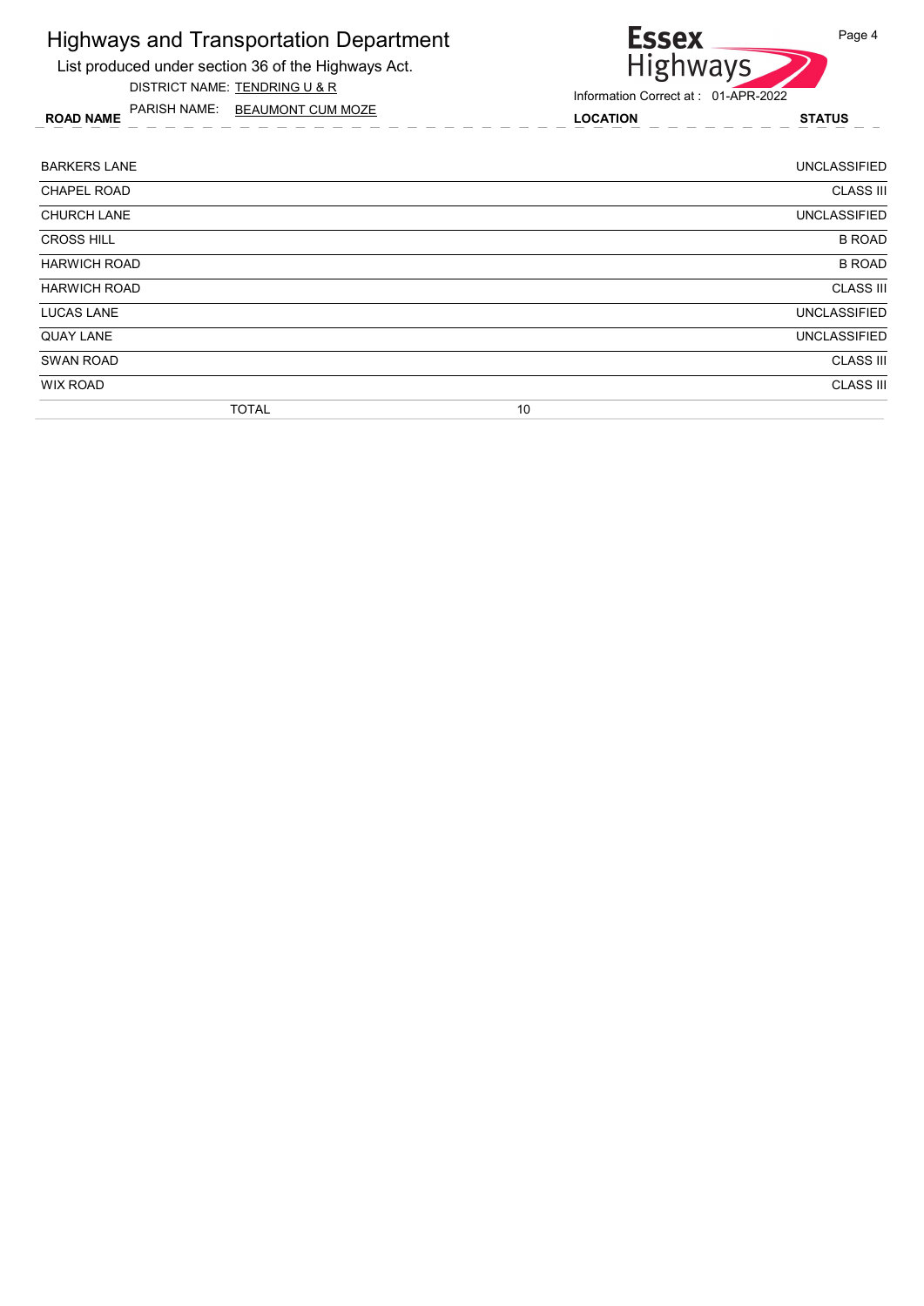# Highways and Transportation Department

List produced under section 36 of the Highways Act.

DISTRICT NAME: TENDRING U & R

PARISH NAME: BEAUMONT CUM MOZE

Essex Highways

Information Correct at : 01-APR-2022

| ROAD NAME | LOCATION | STATUS |
|---|---|---|
| BARKERS LANE | | UNCLASSIFIED |
| CHAPEL ROAD | | CLASS III |
| CHURCH LANE | | UNCLASSIFIED |
| CROSS HILL | | B ROAD |
| HARWICH ROAD | | B ROAD |
| HARWICH ROAD | | CLASS III |
| LUCAS LANE | | UNCLASSIFIED |
| QUAY LANE | | UNCLASSIFIED |
| SWAN ROAD | | CLASS III |
| WIX ROAD | | CLASS III |
| TOTAL | 10 | |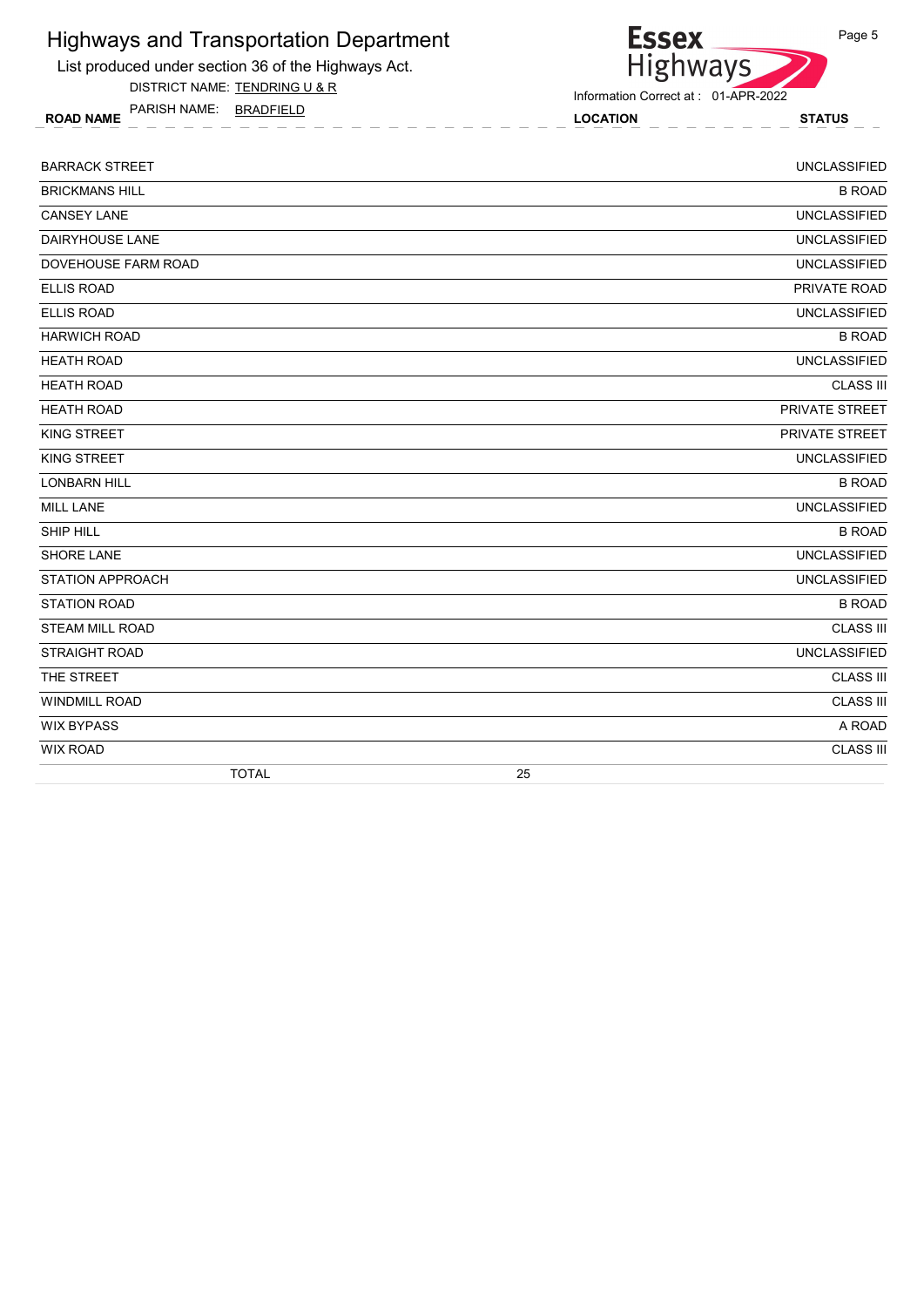# Highways and Transportation Department

List produced under section 36 of the Highways Act.

DISTRICT NAME: TENDRING U & R

PARISH NAME: BRADFIELD

Information Correct at : 01-APR-2022

| ROAD NAME | LOCATION | STATUS |
|---|---|---|
| BARRACK STREET | | UNCLASSIFIED |
| BRICKMANS HILL | | B ROAD |
| CANSEY LANE | | UNCLASSIFIED |
| DAIRYHOUSE LANE | | UNCLASSIFIED |
| DOVEHOUSE FARM ROAD | | UNCLASSIFIED |
| ELLIS ROAD | | PRIVATE ROAD |
| ELLIS ROAD | | UNCLASSIFIED |
| HARWICH ROAD | | B ROAD |
| HEATH ROAD | | UNCLASSIFIED |
| HEATH ROAD | | CLASS III |
| HEATH ROAD | | PRIVATE STREET |
| KING STREET | | PRIVATE STREET |
| KING STREET | | UNCLASSIFIED |
| LONBARN HILL | | B ROAD |
| MILL LANE | | UNCLASSIFIED |
| SHIP HILL | | B ROAD |
| SHORE LANE | | UNCLASSIFIED |
| STATION APPROACH | | UNCLASSIFIED |
| STATION ROAD | | B ROAD |
| STEAM MILL ROAD | | CLASS III |
| STRAIGHT ROAD | | UNCLASSIFIED |
| THE STREET | | CLASS III |
| WINDMILL ROAD | | CLASS III |
| WIX BYPASS | | A ROAD |
| WIX ROAD | | CLASS III |
| TOTAL | 25 | |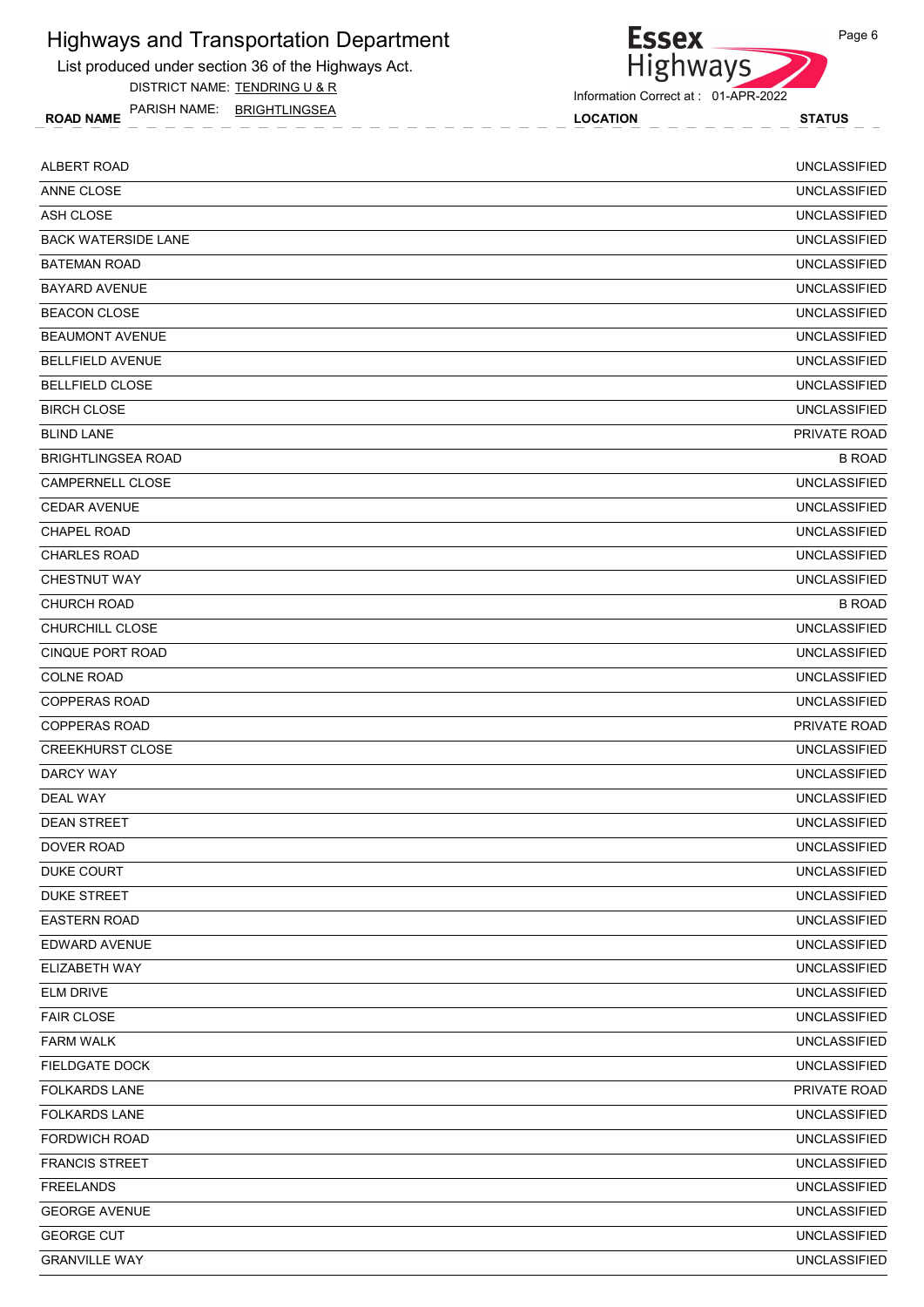# Highways and Transportation Department

List produced under section 36 of the Highways Act.

DISTRICT NAME: TENDRING U & R

PARISH NAME: BRIGHTLINGSEA

Information Correct at : 01-APR-2022

| ROAD NAME | LOCATION | STATUS |
|---|---|---|
| ALBERT ROAD | | UNCLASSIFIED |
| ANNE CLOSE | | UNCLASSIFIED |
| ASH CLOSE | | UNCLASSIFIED |
| BACK WATERSIDE LANE | | UNCLASSIFIED |
| BATEMAN ROAD | | UNCLASSIFIED |
| BAYARD AVENUE | | UNCLASSIFIED |
| BEACON CLOSE | | UNCLASSIFIED |
| BEAUMONT AVENUE | | UNCLASSIFIED |
| BELLFIELD AVENUE | | UNCLASSIFIED |
| BELLFIELD CLOSE | | UNCLASSIFIED |
| BIRCH CLOSE | | UNCLASSIFIED |
| BLIND LANE | | PRIVATE ROAD |
| BRIGHTLINGSEA ROAD | | B ROAD |
| CAMPERNELL CLOSE | | UNCLASSIFIED |
| CEDAR AVENUE | | UNCLASSIFIED |
| CHAPEL ROAD | | UNCLASSIFIED |
| CHARLES ROAD | | UNCLASSIFIED |
| CHESTNUT WAY | | UNCLASSIFIED |
| CHURCH ROAD | | B ROAD |
| CHURCHILL CLOSE | | UNCLASSIFIED |
| CINQUE PORT ROAD | | UNCLASSIFIED |
| COLNE ROAD | | UNCLASSIFIED |
| COPPERAS ROAD | | UNCLASSIFIED |
| COPPERAS ROAD | | PRIVATE ROAD |
| CREEKHURST CLOSE | | UNCLASSIFIED |
| DARCY WAY | | UNCLASSIFIED |
| DEAL WAY | | UNCLASSIFIED |
| DEAN STREET | | UNCLASSIFIED |
| DOVER ROAD | | UNCLASSIFIED |
| DUKE COURT | | UNCLASSIFIED |
| DUKE STREET | | UNCLASSIFIED |
| EASTERN ROAD | | UNCLASSIFIED |
| EDWARD AVENUE | | UNCLASSIFIED |
| ELIZABETH WAY | | UNCLASSIFIED |
| ELM DRIVE | | UNCLASSIFIED |
| FAIR CLOSE | | UNCLASSIFIED |
| FARM WALK | | UNCLASSIFIED |
| FIELDGATE DOCK | | UNCLASSIFIED |
| FOLKARDS LANE | | PRIVATE ROAD |
| FOLKARDS LANE | | UNCLASSIFIED |
| FORDWICH ROAD | | UNCLASSIFIED |
| FRANCIS STREET | | UNCLASSIFIED |
| FREELANDS | | UNCLASSIFIED |
| GEORGE AVENUE | | UNCLASSIFIED |
| GEORGE CUT | | UNCLASSIFIED |
| GRANVILLE WAY | | UNCLASSIFIED |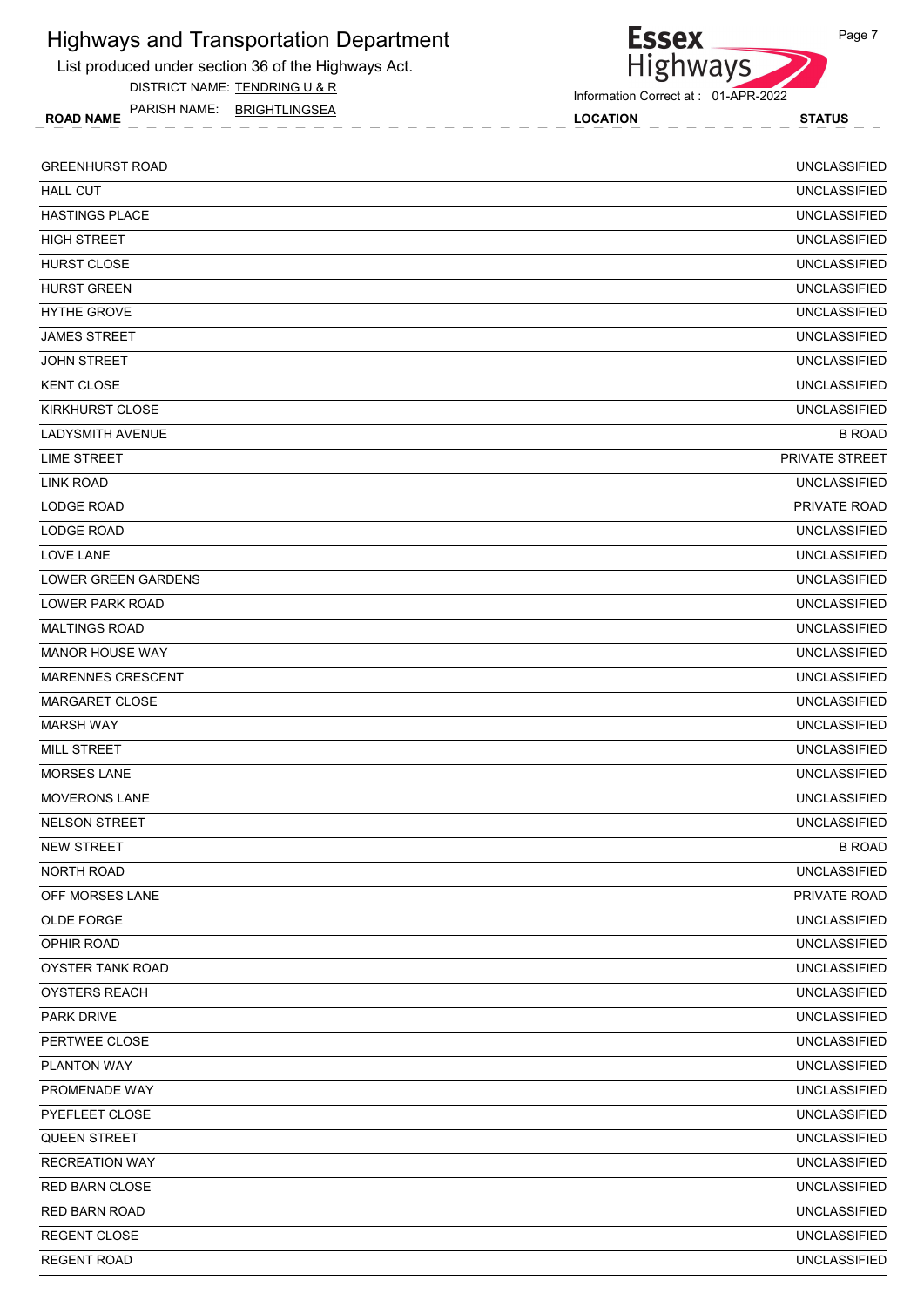# Highways and Transportation Department

List produced under section 36 of the Highways Act.

DISTRICT NAME: TENDRING U & R

PARISH NAME: BRIGHTLINGSEA

Information Correct at : 01-APR-2022

| ROAD NAME | LOCATION | STATUS |
|---|---|---|
| GREENHURST ROAD | | UNCLASSIFIED |
| HALL CUT | | UNCLASSIFIED |
| HASTINGS PLACE | | UNCLASSIFIED |
| HIGH STREET | | UNCLASSIFIED |
| HURST CLOSE | | UNCLASSIFIED |
| HURST GREEN | | UNCLASSIFIED |
| HYTHE GROVE | | UNCLASSIFIED |
| JAMES STREET | | UNCLASSIFIED |
| JOHN STREET | | UNCLASSIFIED |
| KENT CLOSE | | UNCLASSIFIED |
| KIRKHURST CLOSE | | UNCLASSIFIED |
| LADYSMITH AVENUE | | B ROAD |
| LIME STREET | | PRIVATE STREET |
| LINK ROAD | | UNCLASSIFIED |
| LODGE ROAD | | PRIVATE ROAD |
| LODGE ROAD | | UNCLASSIFIED |
| LOVE LANE | | UNCLASSIFIED |
| LOWER GREEN GARDENS | | UNCLASSIFIED |
| LOWER PARK ROAD | | UNCLASSIFIED |
| MALTINGS ROAD | | UNCLASSIFIED |
| MANOR HOUSE WAY | | UNCLASSIFIED |
| MARENNES CRESCENT | | UNCLASSIFIED |
| MARGARET CLOSE | | UNCLASSIFIED |
| MARSH WAY | | UNCLASSIFIED |
| MILL STREET | | UNCLASSIFIED |
| MORSES LANE | | UNCLASSIFIED |
| MOVERONS LANE | | UNCLASSIFIED |
| NELSON STREET | | UNCLASSIFIED |
| NEW STREET | | B ROAD |
| NORTH ROAD | | UNCLASSIFIED |
| OFF MORSES LANE | | PRIVATE ROAD |
| OLDE FORGE | | UNCLASSIFIED |
| OPHIR ROAD | | UNCLASSIFIED |
| OYSTER TANK ROAD | | UNCLASSIFIED |
| OYSTERS REACH | | UNCLASSIFIED |
| PARK DRIVE | | UNCLASSIFIED |
| PERTWEE CLOSE | | UNCLASSIFIED |
| PLANTON WAY | | UNCLASSIFIED |
| PROMENADE WAY | | UNCLASSIFIED |
| PYEFLEET CLOSE | | UNCLASSIFIED |
| QUEEN STREET | | UNCLASSIFIED |
| RECREATION WAY | | UNCLASSIFIED |
| RED BARN CLOSE | | UNCLASSIFIED |
| RED BARN ROAD | | UNCLASSIFIED |
| REGENT CLOSE | | UNCLASSIFIED |
| REGENT ROAD | | UNCLASSIFIED |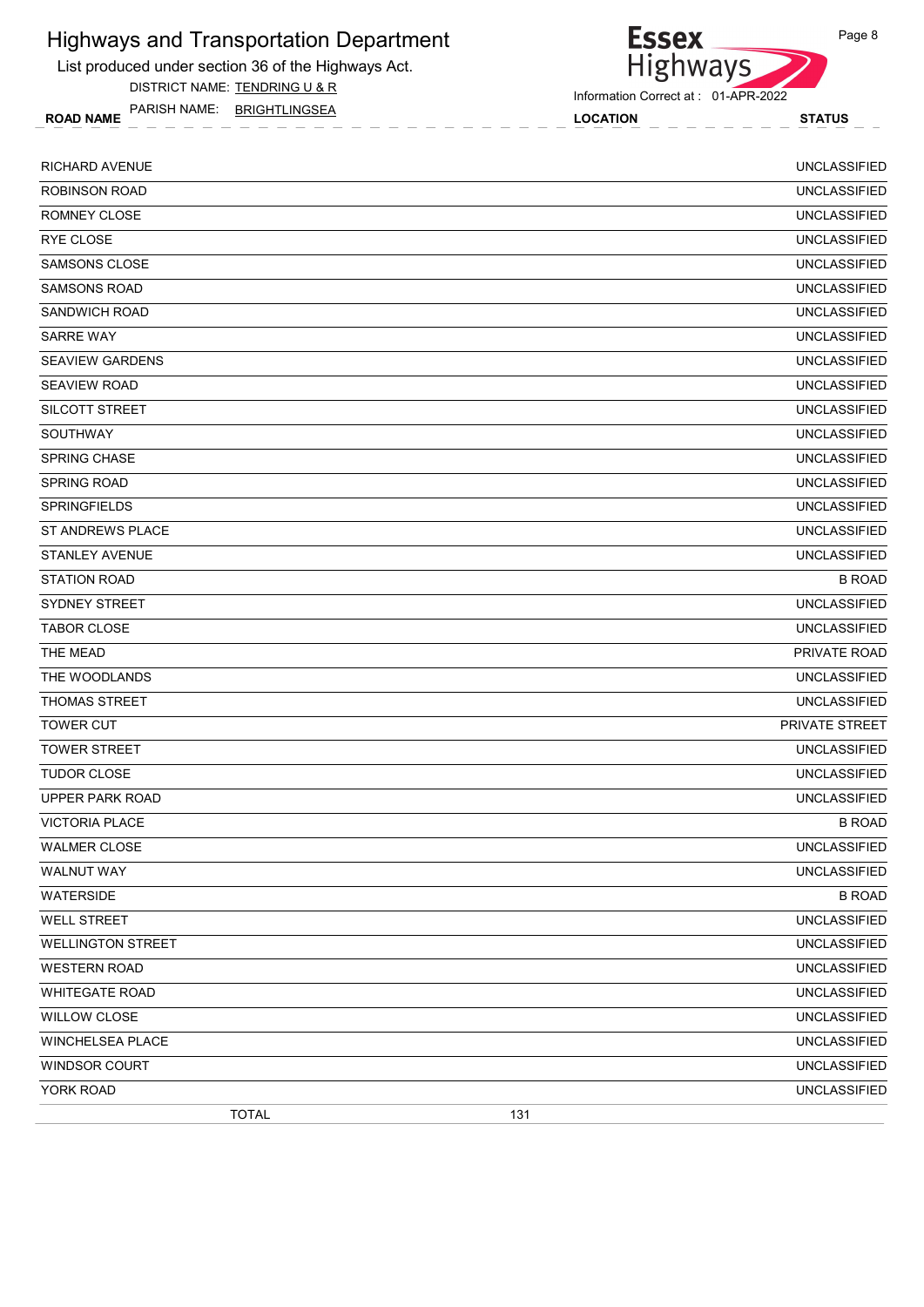# Highways and Transportation Department

List produced under section 36 of the Highways Act.

DISTRICT NAME: TENDRING U & R

PARISH NAME: BRIGHTLINGSEA

Information Correct at : 01-APR-2022

| ROAD NAME | LOCATION | STATUS |
|---|---|---|
| RICHARD AVENUE | | UNCLASSIFIED |
| ROBINSON ROAD | | UNCLASSIFIED |
| ROMNEY CLOSE | | UNCLASSIFIED |
| RYE CLOSE | | UNCLASSIFIED |
| SAMSONS CLOSE | | UNCLASSIFIED |
| SAMSONS ROAD | | UNCLASSIFIED |
| SANDWICH ROAD | | UNCLASSIFIED |
| SARRE WAY | | UNCLASSIFIED |
| SEAVIEW GARDENS | | UNCLASSIFIED |
| SEAVIEW ROAD | | UNCLASSIFIED |
| SILCOTT STREET | | UNCLASSIFIED |
| SOUTHWAY | | UNCLASSIFIED |
| SPRING CHASE | | UNCLASSIFIED |
| SPRING ROAD | | UNCLASSIFIED |
| SPRINGFIELDS | | UNCLASSIFIED |
| ST ANDREWS PLACE | | UNCLASSIFIED |
| STANLEY AVENUE | | UNCLASSIFIED |
| STATION ROAD | | B ROAD |
| SYDNEY STREET | | UNCLASSIFIED |
| TABOR CLOSE | | UNCLASSIFIED |
| THE MEAD | | PRIVATE ROAD |
| THE WOODLANDS | | UNCLASSIFIED |
| THOMAS STREET | | UNCLASSIFIED |
| TOWER CUT | | PRIVATE STREET |
| TOWER STREET | | UNCLASSIFIED |
| TUDOR CLOSE | | UNCLASSIFIED |
| UPPER PARK ROAD | | UNCLASSIFIED |
| VICTORIA PLACE | | B ROAD |
| WALMER CLOSE | | UNCLASSIFIED |
| WALNUT WAY | | UNCLASSIFIED |
| WATERSIDE | | B ROAD |
| WELL STREET | | UNCLASSIFIED |
| WELLINGTON STREET | | UNCLASSIFIED |
| WESTERN ROAD | | UNCLASSIFIED |
| WHITEGATE ROAD | | UNCLASSIFIED |
| WILLOW CLOSE | | UNCLASSIFIED |
| WINCHELSEA PLACE | | UNCLASSIFIED |
| WINDSOR COURT | | UNCLASSIFIED |
| YORK ROAD | | UNCLASSIFIED |
| TOTAL | 131 | |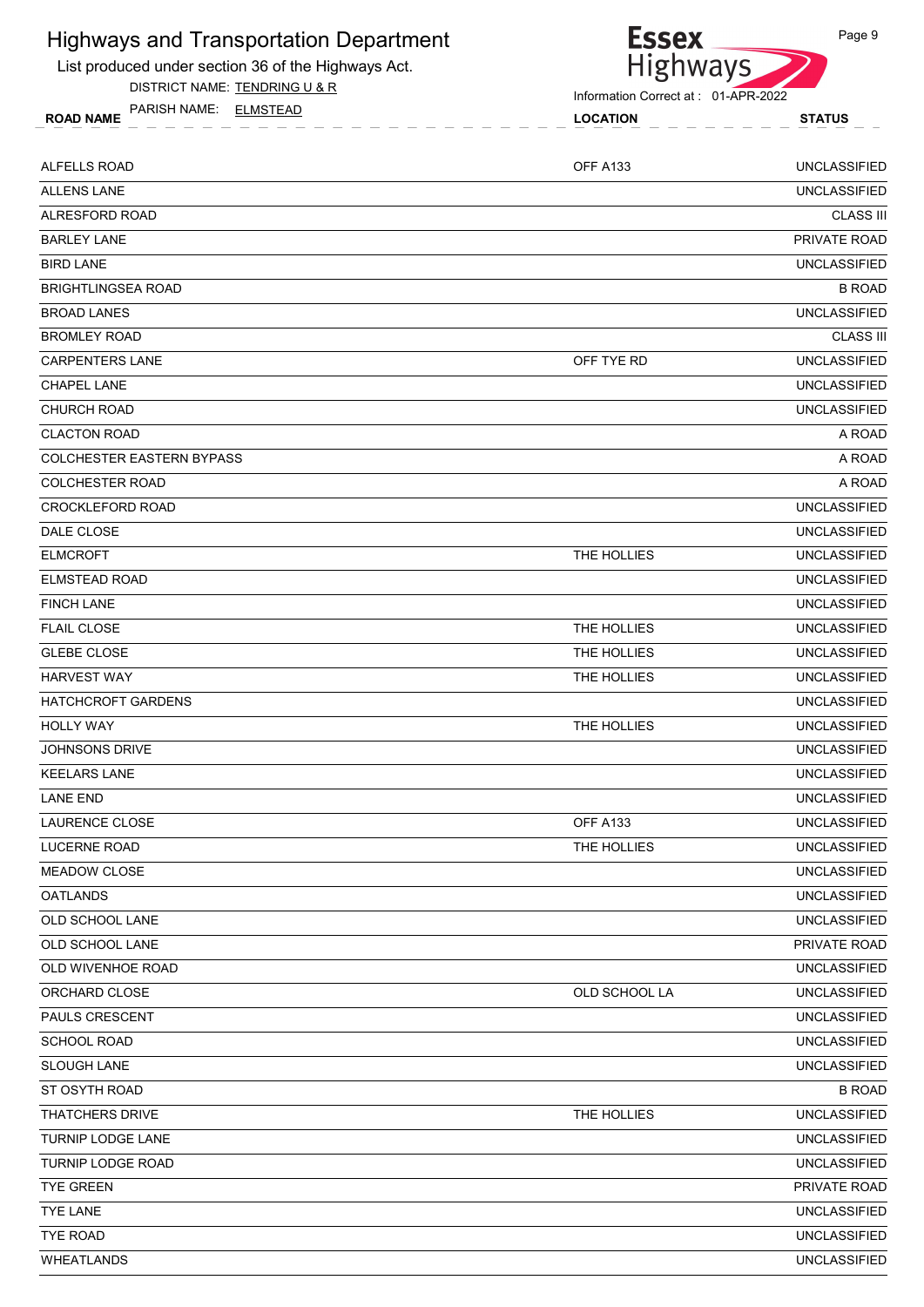# Highways and Transportation Department

List produced under section 36 of the Highways Act.

DISTRICT NAME: TENDRING U & R

PARISH NAME: ELMSTEAD

Information Correct at : 01-APR-2022

| ROAD NAME | LOCATION | STATUS |
|---|---|---|
| ALFELLS ROAD | OFF A133 | UNCLASSIFIED |
| ALLENS LANE | | UNCLASSIFIED |
| ALRESFORD ROAD | | CLASS III |
| BARLEY LANE | | PRIVATE ROAD |
| BIRD LANE | | UNCLASSIFIED |
| BRIGHTLINGSEA ROAD | | B ROAD |
| BROAD LANES | | UNCLASSIFIED |
| BROMLEY ROAD | | CLASS III |
| CARPENTERS LANE | OFF TYE RD | UNCLASSIFIED |
| CHAPEL LANE | | UNCLASSIFIED |
| CHURCH ROAD | | UNCLASSIFIED |
| CLACTON ROAD | | A ROAD |
| COLCHESTER EASTERN BYPASS | | A ROAD |
| COLCHESTER ROAD | | A ROAD |
| CROCKLEFORD ROAD | | UNCLASSIFIED |
| DALE CLOSE | | UNCLASSIFIED |
| ELMCROFT | THE HOLLIES | UNCLASSIFIED |
| ELMSTEAD ROAD | | UNCLASSIFIED |
| FINCH LANE | | UNCLASSIFIED |
| FLAIL CLOSE | THE HOLLIES | UNCLASSIFIED |
| GLEBE CLOSE | THE HOLLIES | UNCLASSIFIED |
| HARVEST WAY | THE HOLLIES | UNCLASSIFIED |
| HATCHCROFT GARDENS | | UNCLASSIFIED |
| HOLLY WAY | THE HOLLIES | UNCLASSIFIED |
| JOHNSONS DRIVE | | UNCLASSIFIED |
| KEELARS LANE | | UNCLASSIFIED |
| LANE END | | UNCLASSIFIED |
| LAURENCE CLOSE | OFF A133 | UNCLASSIFIED |
| LUCERNE ROAD | THE HOLLIES | UNCLASSIFIED |
| MEADOW CLOSE | | UNCLASSIFIED |
| OATLANDS | | UNCLASSIFIED |
| OLD SCHOOL LANE | | UNCLASSIFIED |
| OLD SCHOOL LANE | | PRIVATE ROAD |
| OLD WIVENHOE ROAD | | UNCLASSIFIED |
| ORCHARD CLOSE | OLD SCHOOL LA | UNCLASSIFIED |
| PAULS CRESCENT | | UNCLASSIFIED |
| SCHOOL ROAD | | UNCLASSIFIED |
| SLOUGH LANE | | UNCLASSIFIED |
| ST OSYTH ROAD | | B ROAD |
| THATCHERS DRIVE | THE HOLLIES | UNCLASSIFIED |
| TURNIP LODGE LANE | | UNCLASSIFIED |
| TURNIP LODGE ROAD | | UNCLASSIFIED |
| TYE GREEN | | PRIVATE ROAD |
| TYE LANE | | UNCLASSIFIED |
| TYE ROAD | | UNCLASSIFIED |
| WHEATLANDS | | UNCLASSIFIED |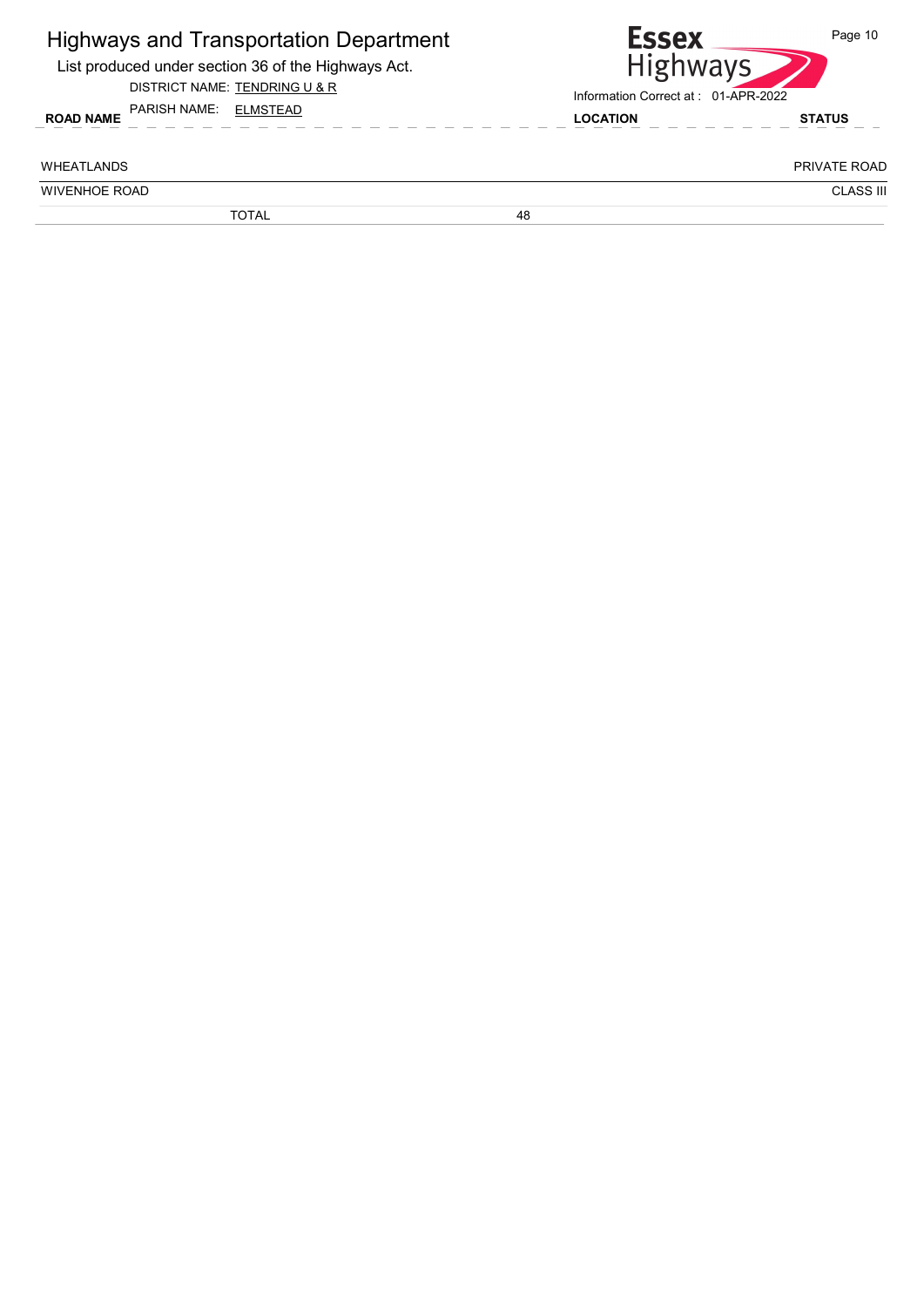# Highways and Transportation Department

List produced under section 36 of the Highways Act.

DISTRICT NAME: TENDRING U & R

PARISH NAME: ELMSTEAD

Information Correct at : 01-APR-2022

| ROAD NAME | | LOCATION | STATUS |
|---|---|---|---|
| WHEATLANDS | | | PRIVATE ROAD |
| WIVENHOE ROAD | | | CLASS III |
| TOTAL | 48 | | |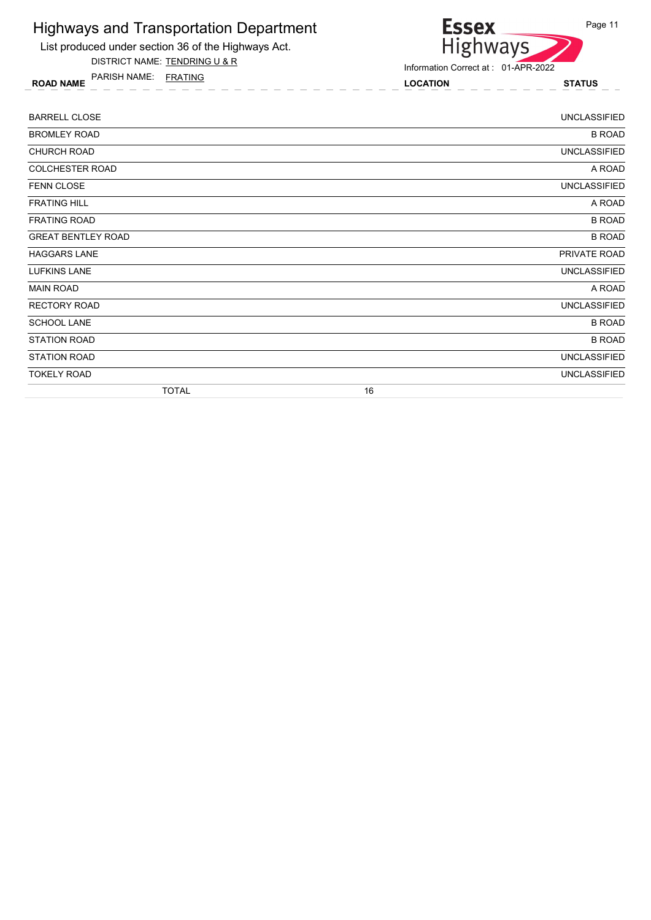# Highways and Transportation Department

List produced under section 36 of the Highways Act.

DISTRICT NAME: TENDRING U & R

PARISH NAME: FRATING

Information Correct at : 01-APR-2022

| ROAD NAME | LOCATION | STATUS |
|---|---|---|
| BARRELL CLOSE | | UNCLASSIFIED |
| BROMLEY ROAD | | B ROAD |
| CHURCH ROAD | | UNCLASSIFIED |
| COLCHESTER ROAD | | A ROAD |
| FENN CLOSE | | UNCLASSIFIED |
| FRATING HILL | | A ROAD |
| FRATING ROAD | | B ROAD |
| GREAT BENTLEY ROAD | | B ROAD |
| HAGGARS LANE | | PRIVATE ROAD |
| LUFKINS LANE | | UNCLASSIFIED |
| MAIN ROAD | | A ROAD |
| RECTORY ROAD | | UNCLASSIFIED |
| SCHOOL LANE | | B ROAD |
| STATION ROAD | | B ROAD |
| STATION ROAD | | UNCLASSIFIED |
| TOKELY ROAD | | UNCLASSIFIED |
| TOTAL | 16 | |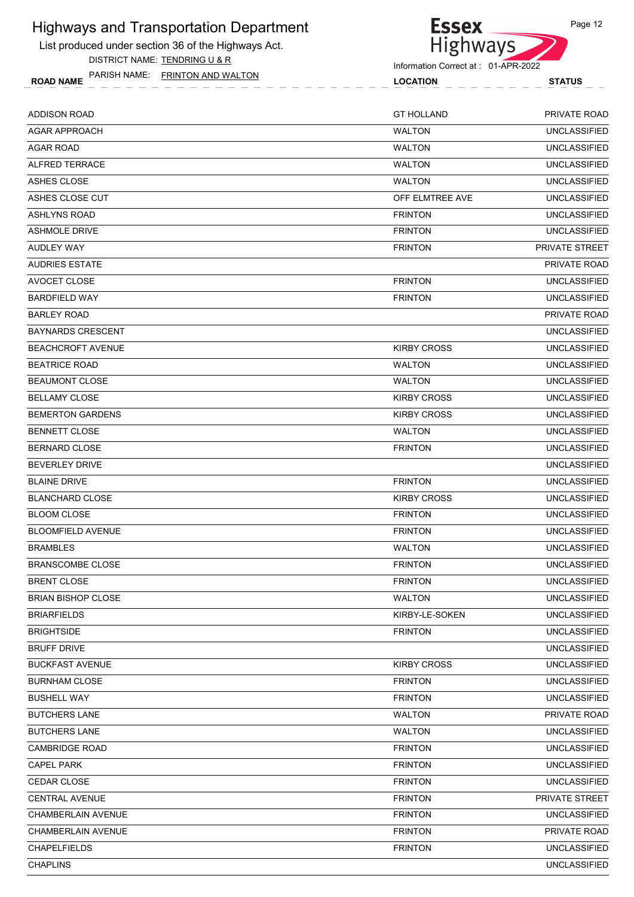# Highways and Transportation Department

List produced under section 36 of the Highways Act.

DISTRICT NAME: TENDRING U & R

PARISH NAME: FRINTON AND WALTON

Information Correct at : 01-APR-2022

| ROAD NAME | LOCATION | STATUS |
|---|---|---|
| ADDISON ROAD | GT HOLLAND | PRIVATE ROAD |
| AGAR APPROACH | WALTON | UNCLASSIFIED |
| AGAR ROAD | WALTON | UNCLASSIFIED |
| ALFRED TERRACE | WALTON | UNCLASSIFIED |
| ASHES CLOSE | WALTON | UNCLASSIFIED |
| ASHES CLOSE CUT | OFF ELMTREE AVE | UNCLASSIFIED |
| ASHLYNS ROAD | FRINTON | UNCLASSIFIED |
| ASHMOLE DRIVE | FRINTON | UNCLASSIFIED |
| AUDLEY WAY | FRINTON | PRIVATE STREET |
| AUDRIES ESTATE | | PRIVATE ROAD |
| AVOCET CLOSE | FRINTON | UNCLASSIFIED |
| BARDFIELD WAY | FRINTON | UNCLASSIFIED |
| BARLEY ROAD | | PRIVATE ROAD |
| BAYNARDS CRESCENT | | UNCLASSIFIED |
| BEACHCROFT AVENUE | KIRBY CROSS | UNCLASSIFIED |
| BEATRICE ROAD | WALTON | UNCLASSIFIED |
| BEAUMONT CLOSE | WALTON | UNCLASSIFIED |
| BELLAMY CLOSE | KIRBY CROSS | UNCLASSIFIED |
| BEMERTON GARDENS | KIRBY CROSS | UNCLASSIFIED |
| BENNETT CLOSE | WALTON | UNCLASSIFIED |
| BERNARD CLOSE | FRINTON | UNCLASSIFIED |
| BEVERLEY DRIVE | | UNCLASSIFIED |
| BLAINE DRIVE | FRINTON | UNCLASSIFIED |
| BLANCHARD CLOSE | KIRBY CROSS | UNCLASSIFIED |
| BLOOM CLOSE | FRINTON | UNCLASSIFIED |
| BLOOMFIELD AVENUE | FRINTON | UNCLASSIFIED |
| BRAMBLES | WALTON | UNCLASSIFIED |
| BRANSCOMBE CLOSE | FRINTON | UNCLASSIFIED |
| BRENT CLOSE | FRINTON | UNCLASSIFIED |
| BRIAN BISHOP CLOSE | WALTON | UNCLASSIFIED |
| BRIARFIELDS | KIRBY-LE-SOKEN | UNCLASSIFIED |
| BRIGHTSIDE | FRINTON | UNCLASSIFIED |
| BRUFF DRIVE | | UNCLASSIFIED |
| BUCKFAST AVENUE | KIRBY CROSS | UNCLASSIFIED |
| BURNHAM CLOSE | FRINTON | UNCLASSIFIED |
| BUSHELL WAY | FRINTON | UNCLASSIFIED |
| BUTCHERS LANE | WALTON | PRIVATE ROAD |
| BUTCHERS LANE | WALTON | UNCLASSIFIED |
| CAMBRIDGE ROAD | FRINTON | UNCLASSIFIED |
| CAPEL PARK | FRINTON | UNCLASSIFIED |
| CEDAR CLOSE | FRINTON | UNCLASSIFIED |
| CENTRAL AVENUE | FRINTON | PRIVATE STREET |
| CHAMBERLAIN AVENUE | FRINTON | UNCLASSIFIED |
| CHAMBERLAIN AVENUE | FRINTON | PRIVATE ROAD |
| CHAPELFIELDS | FRINTON | UNCLASSIFIED |
| CHAPLINS | | UNCLASSIFIED |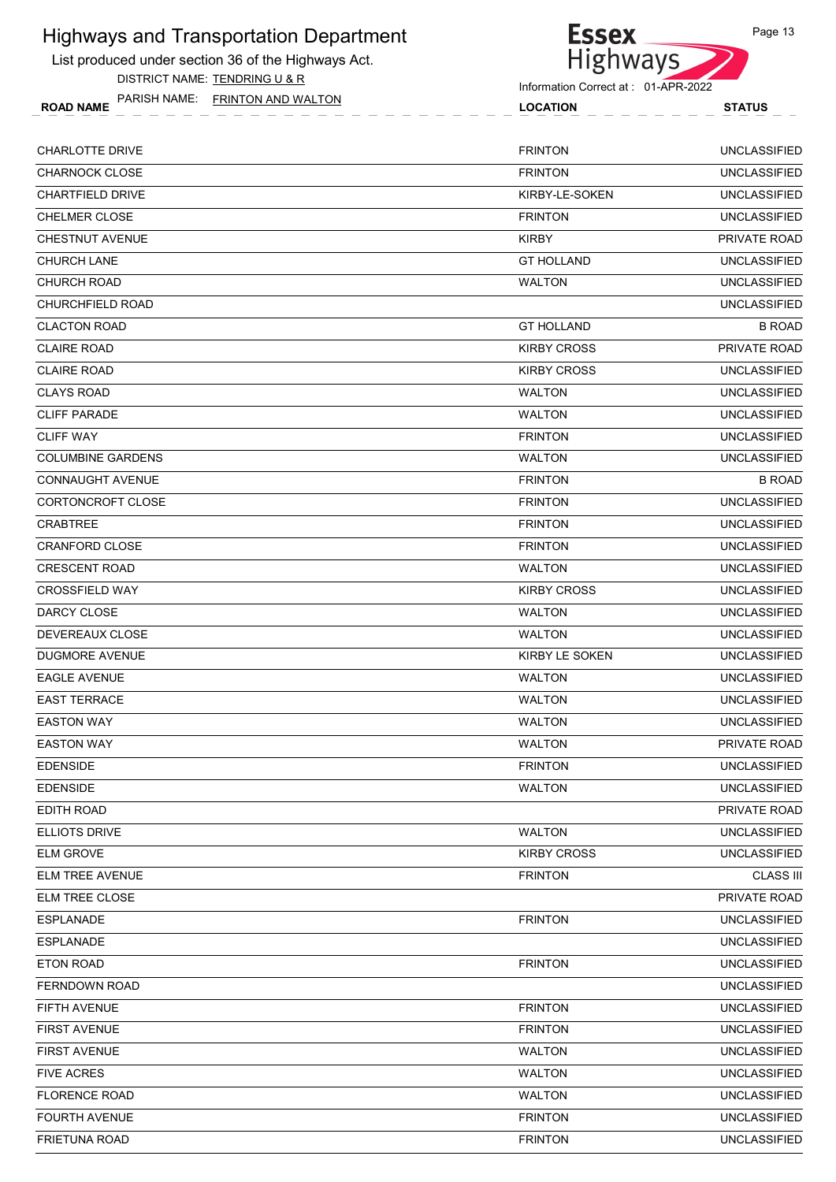# Highways and Transportation Department

List produced under section 36 of the Highways Act.

DISTRICT NAME: TENDRING U & R

PARISH NAME: FRINTON AND WALTON

Information Correct at : 01-APR-2022

| ROAD NAME | LOCATION | STATUS |
|---|---|---|
| CHARLOTTE DRIVE | FRINTON | UNCLASSIFIED |
| CHARNOCK CLOSE | FRINTON | UNCLASSIFIED |
| CHARTFIELD DRIVE | KIRBY-LE-SOKEN | UNCLASSIFIED |
| CHELMER CLOSE | FRINTON | UNCLASSIFIED |
| CHESTNUT AVENUE | KIRBY | PRIVATE ROAD |
| CHURCH LANE | GT HOLLAND | UNCLASSIFIED |
| CHURCH ROAD | WALTON | UNCLASSIFIED |
| CHURCHFIELD ROAD | | UNCLASSIFIED |
| CLACTON ROAD | GT HOLLAND | B ROAD |
| CLAIRE ROAD | KIRBY CROSS | PRIVATE ROAD |
| CLAIRE ROAD | KIRBY CROSS | UNCLASSIFIED |
| CLAYS ROAD | WALTON | UNCLASSIFIED |
| CLIFF PARADE | WALTON | UNCLASSIFIED |
| CLIFF WAY | FRINTON | UNCLASSIFIED |
| COLUMBINE GARDENS | WALTON | UNCLASSIFIED |
| CONNAUGHT AVENUE | FRINTON | B ROAD |
| CORTONCROFT CLOSE | FRINTON | UNCLASSIFIED |
| CRABTREE | FRINTON | UNCLASSIFIED |
| CRANFORD CLOSE | FRINTON | UNCLASSIFIED |
| CRESCENT ROAD | WALTON | UNCLASSIFIED |
| CROSSFIELD WAY | KIRBY CROSS | UNCLASSIFIED |
| DARCY CLOSE | WALTON | UNCLASSIFIED |
| DEVEREAUX CLOSE | WALTON | UNCLASSIFIED |
| DUGMORE AVENUE | KIRBY LE SOKEN | UNCLASSIFIED |
| EAGLE AVENUE | WALTON | UNCLASSIFIED |
| EAST TERRACE | WALTON | UNCLASSIFIED |
| EASTON WAY | WALTON | UNCLASSIFIED |
| EASTON WAY | WALTON | PRIVATE ROAD |
| EDENSIDE | FRINTON | UNCLASSIFIED |
| EDENSIDE | WALTON | UNCLASSIFIED |
| EDITH ROAD | | PRIVATE ROAD |
| ELLIOTS DRIVE | WALTON | UNCLASSIFIED |
| ELM GROVE | KIRBY CROSS | UNCLASSIFIED |
| ELM TREE AVENUE | FRINTON | CLASS III |
| ELM TREE CLOSE | | PRIVATE ROAD |
| ESPLANADE | FRINTON | UNCLASSIFIED |
| ESPLANADE | | UNCLASSIFIED |
| ETON ROAD | FRINTON | UNCLASSIFIED |
| FERNDOWN ROAD | | UNCLASSIFIED |
| FIFTH AVENUE | FRINTON | UNCLASSIFIED |
| FIRST AVENUE | FRINTON | UNCLASSIFIED |
| FIRST AVENUE | WALTON | UNCLASSIFIED |
| FIVE ACRES | WALTON | UNCLASSIFIED |
| FLORENCE ROAD | WALTON | UNCLASSIFIED |
| FOURTH AVENUE | FRINTON | UNCLASSIFIED |
| FRIETUNA ROAD | FRINTON | UNCLASSIFIED |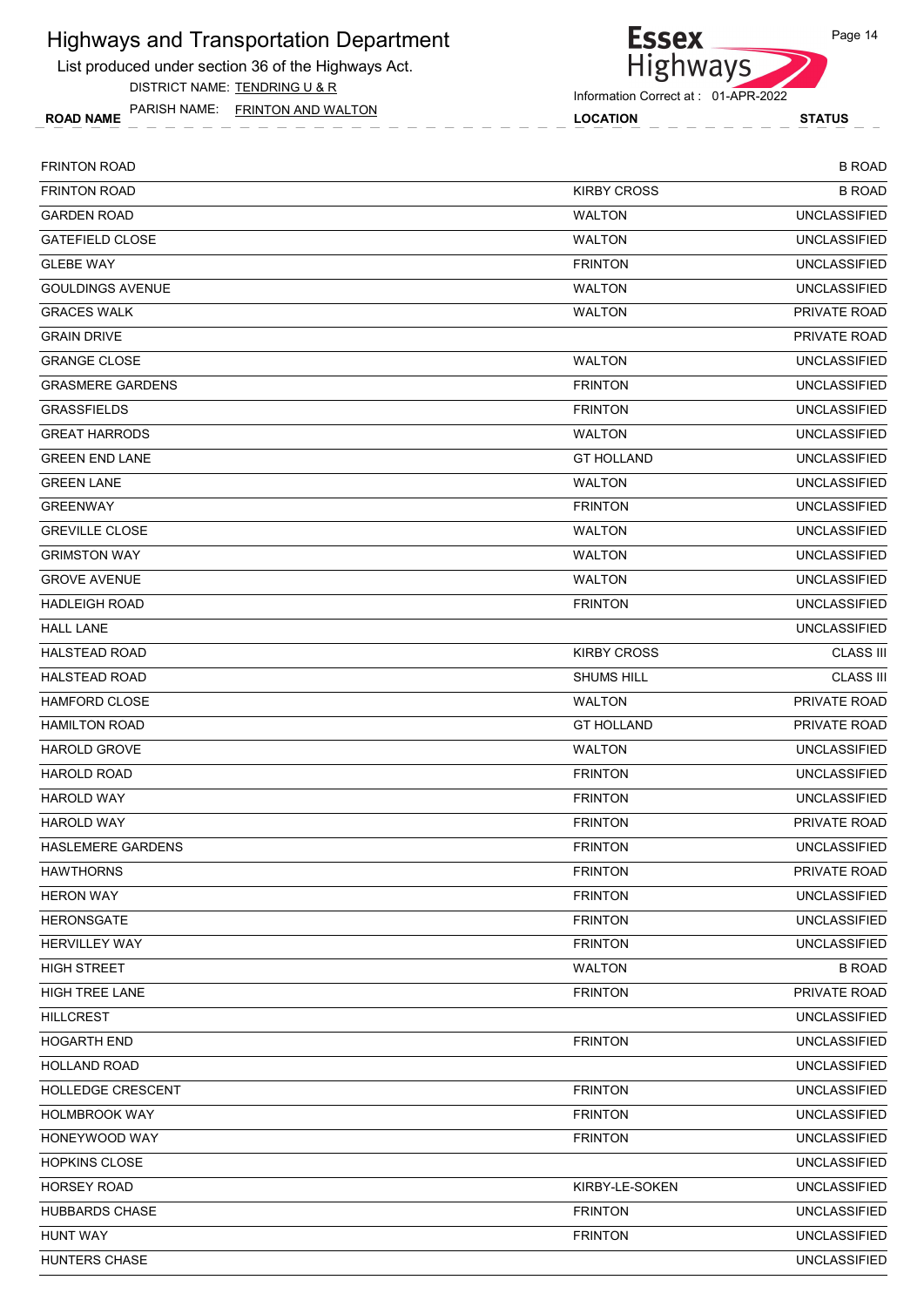# Highways and Transportation Department

List produced under section 36 of the Highways Act.

DISTRICT NAME: TENDRING U & R

PARISH NAME: FRINTON AND WALTON

Information Correct at : 01-APR-2022

| ROAD NAME | LOCATION | STATUS |
|---|---|---|
| FRINTON ROAD | | B ROAD |
| FRINTON ROAD | KIRBY CROSS | B ROAD |
| GARDEN ROAD | WALTON | UNCLASSIFIED |
| GATEFIELD CLOSE | WALTON | UNCLASSIFIED |
| GLEBE WAY | FRINTON | UNCLASSIFIED |
| GOULDINGS AVENUE | WALTON | UNCLASSIFIED |
| GRACES WALK | WALTON | PRIVATE ROAD |
| GRAIN DRIVE | | PRIVATE ROAD |
| GRANGE CLOSE | WALTON | UNCLASSIFIED |
| GRASMERE GARDENS | FRINTON | UNCLASSIFIED |
| GRASSFIELDS | FRINTON | UNCLASSIFIED |
| GREAT HARRODS | WALTON | UNCLASSIFIED |
| GREEN END LANE | GT HOLLAND | UNCLASSIFIED |
| GREEN LANE | WALTON | UNCLASSIFIED |
| GREENWAY | FRINTON | UNCLASSIFIED |
| GREVILLE CLOSE | WALTON | UNCLASSIFIED |
| GRIMSTON WAY | WALTON | UNCLASSIFIED |
| GROVE AVENUE | WALTON | UNCLASSIFIED |
| HADLEIGH ROAD | FRINTON | UNCLASSIFIED |
| HALL LANE | | UNCLASSIFIED |
| HALSTEAD ROAD | KIRBY CROSS | CLASS III |
| HALSTEAD ROAD | SHUMS HILL | CLASS III |
| HAMFORD CLOSE | WALTON | PRIVATE ROAD |
| HAMILTON ROAD | GT HOLLAND | PRIVATE ROAD |
| HAROLD GROVE | WALTON | UNCLASSIFIED |
| HAROLD ROAD | FRINTON | UNCLASSIFIED |
| HAROLD WAY | FRINTON | UNCLASSIFIED |
| HAROLD WAY | FRINTON | PRIVATE ROAD |
| HASLEMERE GARDENS | FRINTON | UNCLASSIFIED |
| HAWTHORNS | FRINTON | PRIVATE ROAD |
| HERON WAY | FRINTON | UNCLASSIFIED |
| HERONSGATE | FRINTON | UNCLASSIFIED |
| HERVILLEY WAY | FRINTON | UNCLASSIFIED |
| HIGH STREET | WALTON | B ROAD |
| HIGH TREE LANE | FRINTON | PRIVATE ROAD |
| HILLCREST | | UNCLASSIFIED |
| HOGARTH END | FRINTON | UNCLASSIFIED |
| HOLLAND ROAD | | UNCLASSIFIED |
| HOLLEDGE CRESCENT | FRINTON | UNCLASSIFIED |
| HOLMBROOK WAY | FRINTON | UNCLASSIFIED |
| HONEYWOOD WAY | FRINTON | UNCLASSIFIED |
| HOPKINS CLOSE | | UNCLASSIFIED |
| HORSEY ROAD | KIRBY-LE-SOKEN | UNCLASSIFIED |
| HUBBARDS CHASE | FRINTON | UNCLASSIFIED |
| HUNT WAY | FRINTON | UNCLASSIFIED |
| HUNTERS CHASE | | UNCLASSIFIED |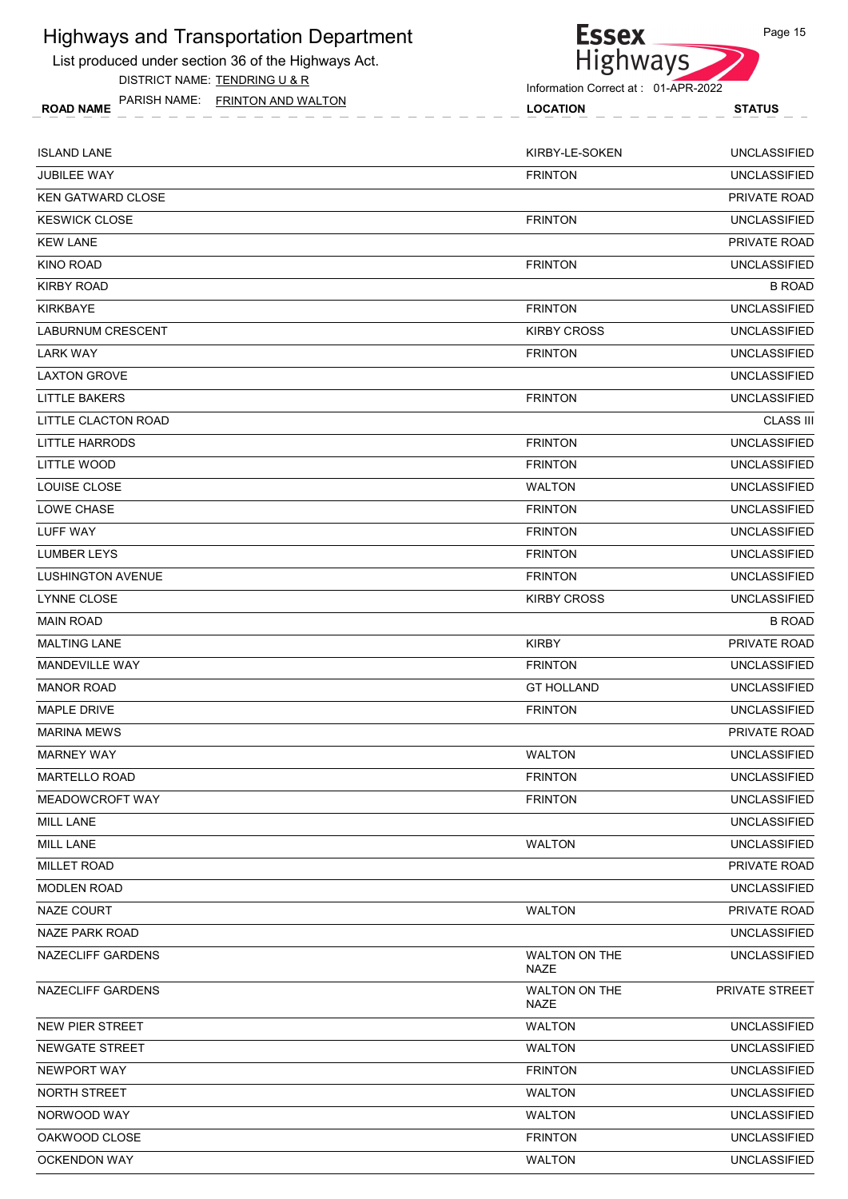# Highways and Transportation Department

List produced under section 36 of the Highways Act.

DISTRICT NAME: TENDRING U & R

PARISH NAME: FRINTON AND WALTON

Information Correct at : 01-APR-2022

| ROAD NAME | LOCATION | STATUS |
|---|---|---|
| ISLAND LANE | KIRBY-LE-SOKEN | UNCLASSIFIED |
| JUBILEE WAY | FRINTON | UNCLASSIFIED |
| KEN GATWARD CLOSE | | PRIVATE ROAD |
| KESWICK CLOSE | FRINTON | UNCLASSIFIED |
| KEW LANE | | PRIVATE ROAD |
| KINO ROAD | FRINTON | UNCLASSIFIED |
| KIRBY ROAD | | B ROAD |
| KIRKBAYE | FRINTON | UNCLASSIFIED |
| LABURNUM CRESCENT | KIRBY CROSS | UNCLASSIFIED |
| LARK WAY | FRINTON | UNCLASSIFIED |
| LAXTON GROVE | | UNCLASSIFIED |
| LITTLE BAKERS | FRINTON | UNCLASSIFIED |
| LITTLE CLACTON ROAD | | CLASS III |
| LITTLE HARRODS | FRINTON | UNCLASSIFIED |
| LITTLE WOOD | FRINTON | UNCLASSIFIED |
| LOUISE CLOSE | WALTON | UNCLASSIFIED |
| LOWE CHASE | FRINTON | UNCLASSIFIED |
| LUFF WAY | FRINTON | UNCLASSIFIED |
| LUMBER LEYS | FRINTON | UNCLASSIFIED |
| LUSHINGTON AVENUE | FRINTON | UNCLASSIFIED |
| LYNNE CLOSE | KIRBY CROSS | UNCLASSIFIED |
| MAIN ROAD | | B ROAD |
| MALTING LANE | KIRBY | PRIVATE ROAD |
| MANDEVILLE WAY | FRINTON | UNCLASSIFIED |
| MANOR ROAD | GT HOLLAND | UNCLASSIFIED |
| MAPLE DRIVE | FRINTON | UNCLASSIFIED |
| MARINA MEWS | | PRIVATE ROAD |
| MARNEY WAY | WALTON | UNCLASSIFIED |
| MARTELLO ROAD | FRINTON | UNCLASSIFIED |
| MEADOWCROFT WAY | FRINTON | UNCLASSIFIED |
| MILL LANE | | UNCLASSIFIED |
| MILL LANE | WALTON | UNCLASSIFIED |
| MILLET ROAD | | PRIVATE ROAD |
| MODLEN ROAD | | UNCLASSIFIED |
| NAZE COURT | WALTON | PRIVATE ROAD |
| NAZE PARK ROAD | | UNCLASSIFIED |
| NAZECLIFF GARDENS | WALTON ON THE NAZE | UNCLASSIFIED |
| NAZECLIFF GARDENS | WALTON ON THE NAZE | PRIVATE STREET |
| NEW PIER STREET | WALTON | UNCLASSIFIED |
| NEWGATE STREET | WALTON | UNCLASSIFIED |
| NEWPORT WAY | FRINTON | UNCLASSIFIED |
| NORTH STREET | WALTON | UNCLASSIFIED |
| NORWOOD WAY | WALTON | UNCLASSIFIED |
| OAKWOOD CLOSE | FRINTON | UNCLASSIFIED |
| OCKENDON WAY | WALTON | UNCLASSIFIED |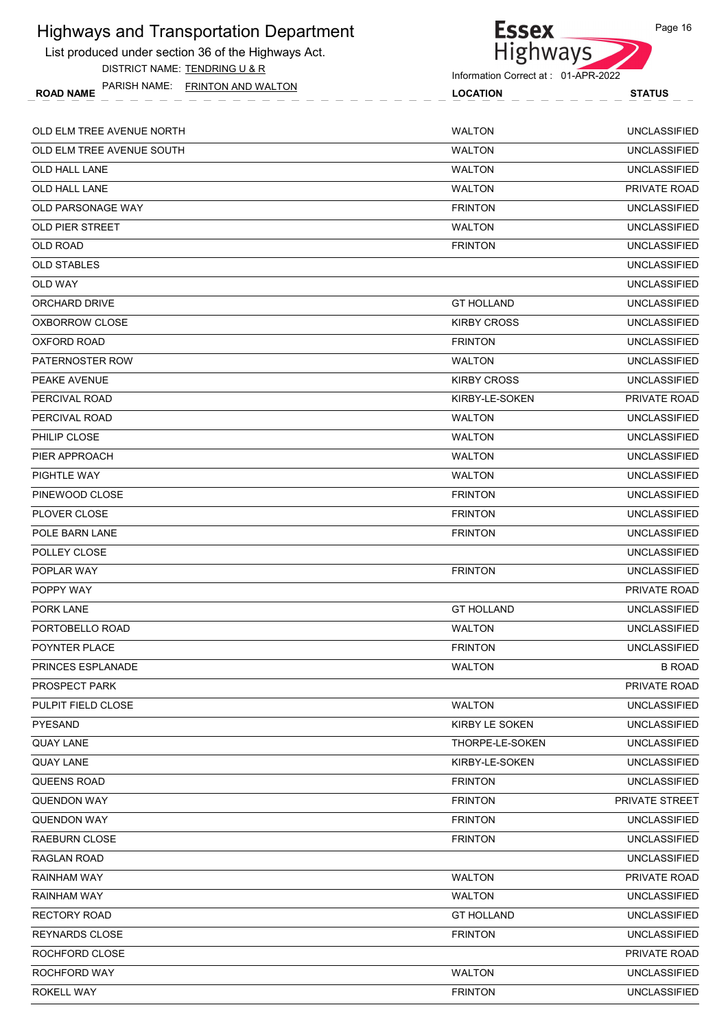# Highways and Transportation Department

List produced under section 36 of the Highways Act.

DISTRICT NAME: TENDRING U & R

PARISH NAME: FRINTON AND WALTON

Information Correct at : 01-APR-2022

| ROAD NAME | LOCATION | STATUS |
| --- | --- | --- |
| OLD ELM TREE AVENUE NORTH | WALTON | UNCLASSIFIED |
| OLD ELM TREE AVENUE SOUTH | WALTON | UNCLASSIFIED |
| OLD HALL LANE | WALTON | UNCLASSIFIED |
| OLD HALL LANE | WALTON | PRIVATE ROAD |
| OLD PARSONAGE WAY | FRINTON | UNCLASSIFIED |
| OLD PIER STREET | WALTON | UNCLASSIFIED |
| OLD ROAD | FRINTON | UNCLASSIFIED |
| OLD STABLES | | UNCLASSIFIED |
| OLD WAY | | UNCLASSIFIED |
| ORCHARD DRIVE | GT HOLLAND | UNCLASSIFIED |
| OXBORROW CLOSE | KIRBY CROSS | UNCLASSIFIED |
| OXFORD ROAD | FRINTON | UNCLASSIFIED |
| PATERNOSTER ROW | WALTON | UNCLASSIFIED |
| PEAKE AVENUE | KIRBY CROSS | UNCLASSIFIED |
| PERCIVAL ROAD | KIRBY-LE-SOKEN | PRIVATE ROAD |
| PERCIVAL ROAD | WALTON | UNCLASSIFIED |
| PHILIP CLOSE | WALTON | UNCLASSIFIED |
| PIER APPROACH | WALTON | UNCLASSIFIED |
| PIGHTLE WAY | WALTON | UNCLASSIFIED |
| PINEWOOD CLOSE | FRINTON | UNCLASSIFIED |
| PLOVER CLOSE | FRINTON | UNCLASSIFIED |
| POLE BARN LANE | FRINTON | UNCLASSIFIED |
| POLLEY CLOSE | | UNCLASSIFIED |
| POPLAR WAY | FRINTON | UNCLASSIFIED |
| POPPY WAY | | PRIVATE ROAD |
| PORK LANE | GT HOLLAND | UNCLASSIFIED |
| PORTOBELLO ROAD | WALTON | UNCLASSIFIED |
| POYNTER PLACE | FRINTON | UNCLASSIFIED |
| PRINCES ESPLANADE | WALTON | B ROAD |
| PROSPECT PARK | | PRIVATE ROAD |
| PULPIT FIELD CLOSE | WALTON | UNCLASSIFIED |
| PYESAND | KIRBY LE SOKEN | UNCLASSIFIED |
| QUAY LANE | THORPE-LE-SOKEN | UNCLASSIFIED |
| QUAY LANE | KIRBY-LE-SOKEN | UNCLASSIFIED |
| QUEENS ROAD | FRINTON | UNCLASSIFIED |
| QUENDON WAY | FRINTON | PRIVATE STREET |
| QUENDON WAY | FRINTON | UNCLASSIFIED |
| RAEBURN CLOSE | FRINTON | UNCLASSIFIED |
| RAGLAN ROAD | | UNCLASSIFIED |
| RAINHAM WAY | WALTON | PRIVATE ROAD |
| RAINHAM WAY | WALTON | UNCLASSIFIED |
| RECTORY ROAD | GT HOLLAND | UNCLASSIFIED |
| REYNARDS CLOSE | FRINTON | UNCLASSIFIED |
| ROCHFORD CLOSE | | PRIVATE ROAD |
| ROCHFORD WAY | WALTON | UNCLASSIFIED |
| ROKELL WAY | FRINTON | UNCLASSIFIED |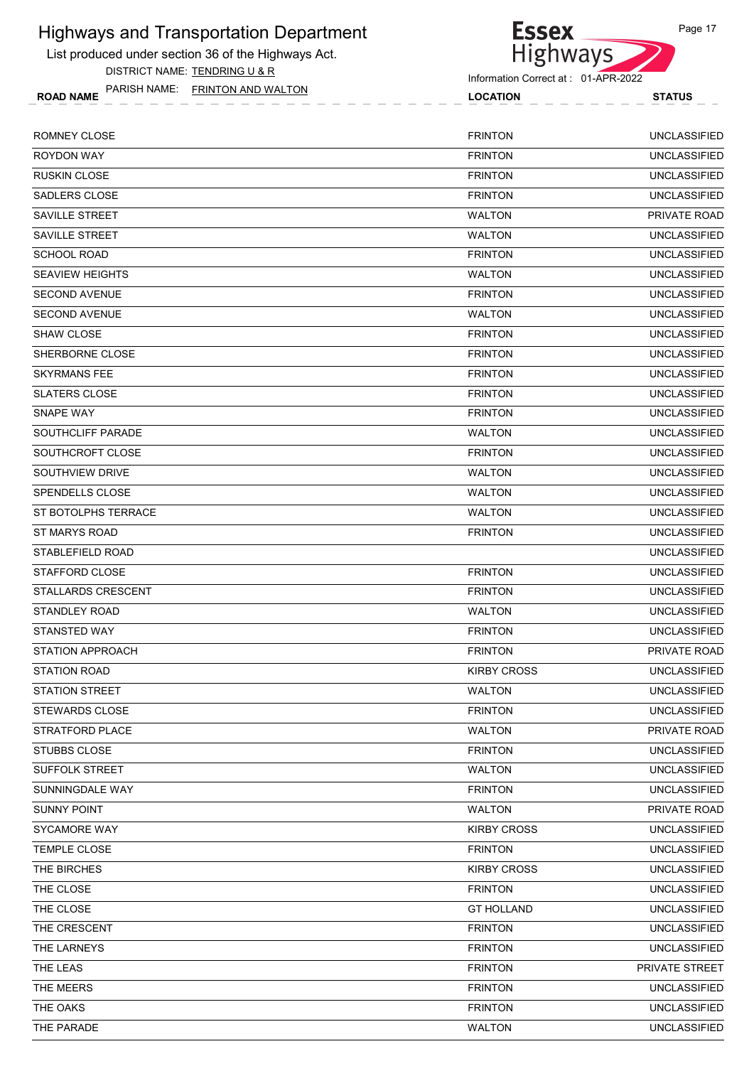# Highways and Transportation Department

List produced under section 36 of the Highways Act.

DISTRICT NAME: TENDRING U & R

PARISH NAME: FRINTON AND WALTON

Information Correct at : 01-APR-2022

| ROAD NAME | LOCATION | STATUS |
|---|---|---|
| ROMNEY CLOSE | FRINTON | UNCLASSIFIED |
| ROYDON WAY | FRINTON | UNCLASSIFIED |
| RUSKIN CLOSE | FRINTON | UNCLASSIFIED |
| SADLERS CLOSE | FRINTON | UNCLASSIFIED |
| SAVILLE STREET | WALTON | PRIVATE ROAD |
| SAVILLE STREET | WALTON | UNCLASSIFIED |
| SCHOOL ROAD | FRINTON | UNCLASSIFIED |
| SEAVIEW HEIGHTS | WALTON | UNCLASSIFIED |
| SECOND AVENUE | FRINTON | UNCLASSIFIED |
| SECOND AVENUE | WALTON | UNCLASSIFIED |
| SHAW CLOSE | FRINTON | UNCLASSIFIED |
| SHERBORNE CLOSE | FRINTON | UNCLASSIFIED |
| SKYRMANS FEE | FRINTON | UNCLASSIFIED |
| SLATERS CLOSE | FRINTON | UNCLASSIFIED |
| SNAPE WAY | FRINTON | UNCLASSIFIED |
| SOUTHCLIFF PARADE | WALTON | UNCLASSIFIED |
| SOUTHCROFT CLOSE | FRINTON | UNCLASSIFIED |
| SOUTHVIEW DRIVE | WALTON | UNCLASSIFIED |
| SPENDELLS CLOSE | WALTON | UNCLASSIFIED |
| ST BOTOLPHS TERRACE | WALTON | UNCLASSIFIED |
| ST MARYS ROAD | FRINTON | UNCLASSIFIED |
| STABLEFIELD ROAD | | UNCLASSIFIED |
| STAFFORD CLOSE | FRINTON | UNCLASSIFIED |
| STALLARDS CRESCENT | FRINTON | UNCLASSIFIED |
| STANDLEY ROAD | WALTON | UNCLASSIFIED |
| STANSTED WAY | FRINTON | UNCLASSIFIED |
| STATION APPROACH | FRINTON | PRIVATE ROAD |
| STATION ROAD | KIRBY CROSS | UNCLASSIFIED |
| STATION STREET | WALTON | UNCLASSIFIED |
| STEWARDS CLOSE | FRINTON | UNCLASSIFIED |
| STRATFORD PLACE | WALTON | PRIVATE ROAD |
| STUBBS CLOSE | FRINTON | UNCLASSIFIED |
| SUFFOLK STREET | WALTON | UNCLASSIFIED |
| SUNNINGDALE WAY | FRINTON | UNCLASSIFIED |
| SUNNY POINT | WALTON | PRIVATE ROAD |
| SYCAMORE WAY | KIRBY CROSS | UNCLASSIFIED |
| TEMPLE CLOSE | FRINTON | UNCLASSIFIED |
| THE BIRCHES | KIRBY CROSS | UNCLASSIFIED |
| THE CLOSE | FRINTON | UNCLASSIFIED |
| THE CLOSE | GT HOLLAND | UNCLASSIFIED |
| THE CRESCENT | FRINTON | UNCLASSIFIED |
| THE LARNEYS | FRINTON | UNCLASSIFIED |
| THE LEAS | FRINTON | PRIVATE STREET |
| THE MEERS | FRINTON | UNCLASSIFIED |
| THE OAKS | FRINTON | UNCLASSIFIED |
| THE PARADE | WALTON | UNCLASSIFIED |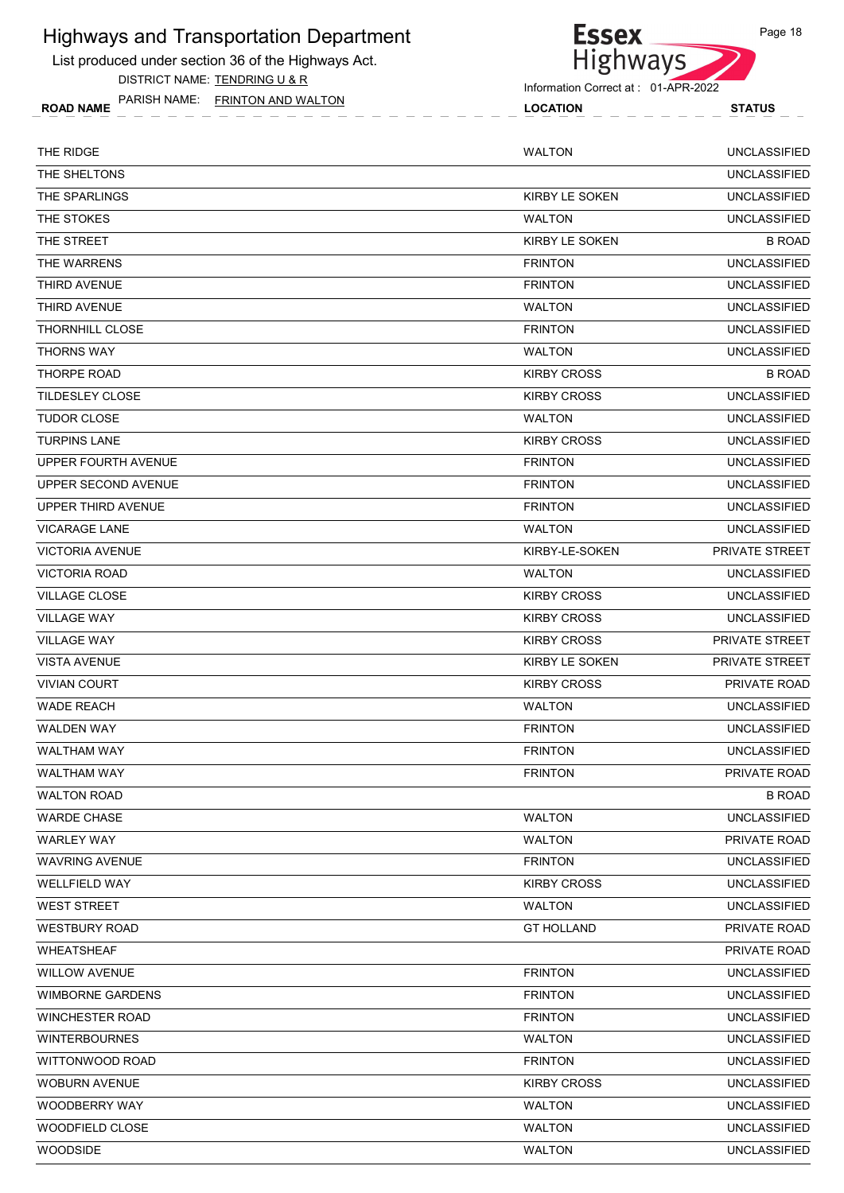# Highways and Transportation Department

List produced under section 36 of the Highways Act.

DISTRICT NAME: TENDRING U & R

PARISH NAME: FRINTON AND WALTON

Information Correct at : 01-APR-2022

| ROAD NAME | LOCATION | STATUS |
| --- | --- | --- |
| THE RIDGE | WALTON | UNCLASSIFIED |
| THE SHELTONS | | UNCLASSIFIED |
| THE SPARLINGS | KIRBY LE SOKEN | UNCLASSIFIED |
| THE STOKES | WALTON | UNCLASSIFIED |
| THE STREET | KIRBY LE SOKEN | B ROAD |
| THE WARRENS | FRINTON | UNCLASSIFIED |
| THIRD AVENUE | FRINTON | UNCLASSIFIED |
| THIRD AVENUE | WALTON | UNCLASSIFIED |
| THORNHILL CLOSE | FRINTON | UNCLASSIFIED |
| THORNS WAY | WALTON | UNCLASSIFIED |
| THORPE ROAD | KIRBY CROSS | B ROAD |
| TILDESLEY CLOSE | KIRBY CROSS | UNCLASSIFIED |
| TUDOR CLOSE | WALTON | UNCLASSIFIED |
| TURPINS LANE | KIRBY CROSS | UNCLASSIFIED |
| UPPER FOURTH AVENUE | FRINTON | UNCLASSIFIED |
| UPPER SECOND AVENUE | FRINTON | UNCLASSIFIED |
| UPPER THIRD AVENUE | FRINTON | UNCLASSIFIED |
| VICARAGE LANE | WALTON | UNCLASSIFIED |
| VICTORIA AVENUE | KIRBY-LE-SOKEN | PRIVATE STREET |
| VICTORIA ROAD | WALTON | UNCLASSIFIED |
| VILLAGE CLOSE | KIRBY CROSS | UNCLASSIFIED |
| VILLAGE WAY | KIRBY CROSS | UNCLASSIFIED |
| VILLAGE WAY | KIRBY CROSS | PRIVATE STREET |
| VISTA AVENUE | KIRBY LE SOKEN | PRIVATE STREET |
| VIVIAN COURT | KIRBY CROSS | PRIVATE ROAD |
| WADE REACH | WALTON | UNCLASSIFIED |
| WALDEN WAY | FRINTON | UNCLASSIFIED |
| WALTHAM WAY | FRINTON | UNCLASSIFIED |
| WALTHAM WAY | FRINTON | PRIVATE ROAD |
| WALTON ROAD | | B ROAD |
| WARDE CHASE | WALTON | UNCLASSIFIED |
| WARLEY WAY | WALTON | PRIVATE ROAD |
| WAVRING AVENUE | FRINTON | UNCLASSIFIED |
| WELLFIELD WAY | KIRBY CROSS | UNCLASSIFIED |
| WEST STREET | WALTON | UNCLASSIFIED |
| WESTBURY ROAD | GT HOLLAND | PRIVATE ROAD |
| WHEATSHEAF | | PRIVATE ROAD |
| WILLOW AVENUE | FRINTON | UNCLASSIFIED |
| WIMBORNE GARDENS | FRINTON | UNCLASSIFIED |
| WINCHESTER ROAD | FRINTON | UNCLASSIFIED |
| WINTERBOURNES | WALTON | UNCLASSIFIED |
| WITTONWOOD ROAD | FRINTON | UNCLASSIFIED |
| WOBURN AVENUE | KIRBY CROSS | UNCLASSIFIED |
| WOODBERRY WAY | WALTON | UNCLASSIFIED |
| WOODFIELD CLOSE | WALTON | UNCLASSIFIED |
| WOODSIDE | WALTON | UNCLASSIFIED |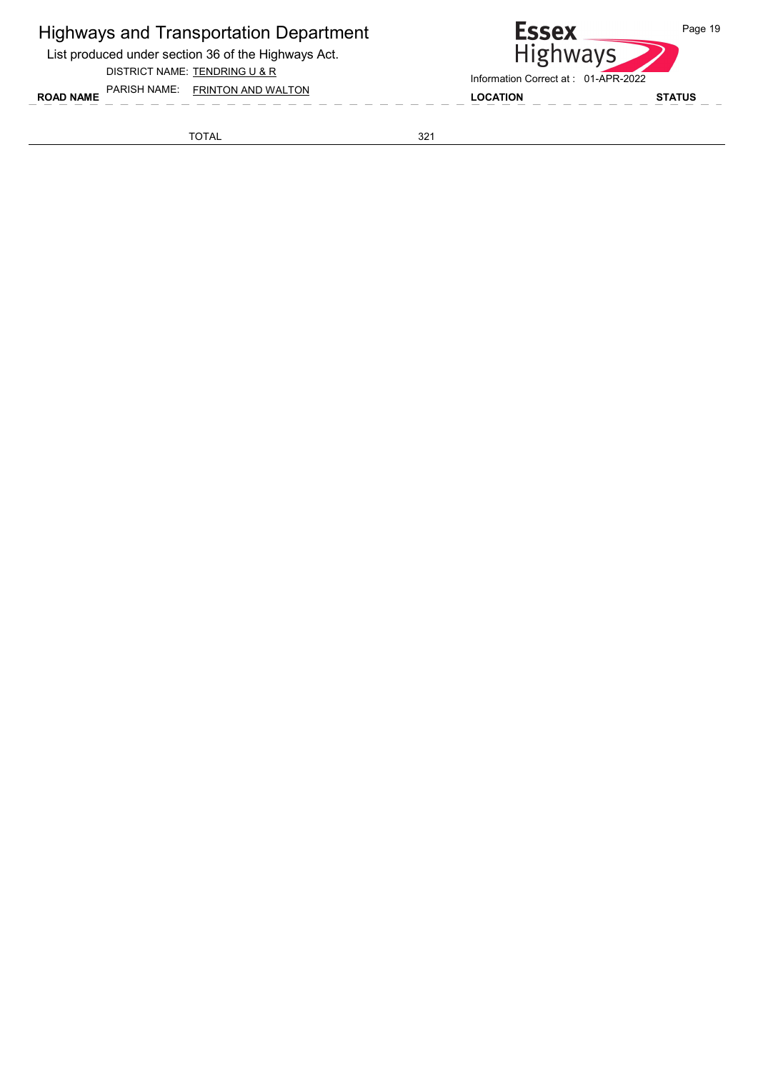# Highways and Transportation Department

List produced under section 36 of the Highways Act.

DISTRICT NAME: TENDRING U & R

PARISH NAME: FRINTON AND WALTON

Information Correct at : 01-APR-2022

| ROAD NAME | | LOCATION | STATUS |
|---|---|---|---|
| TOTAL | 321 | | |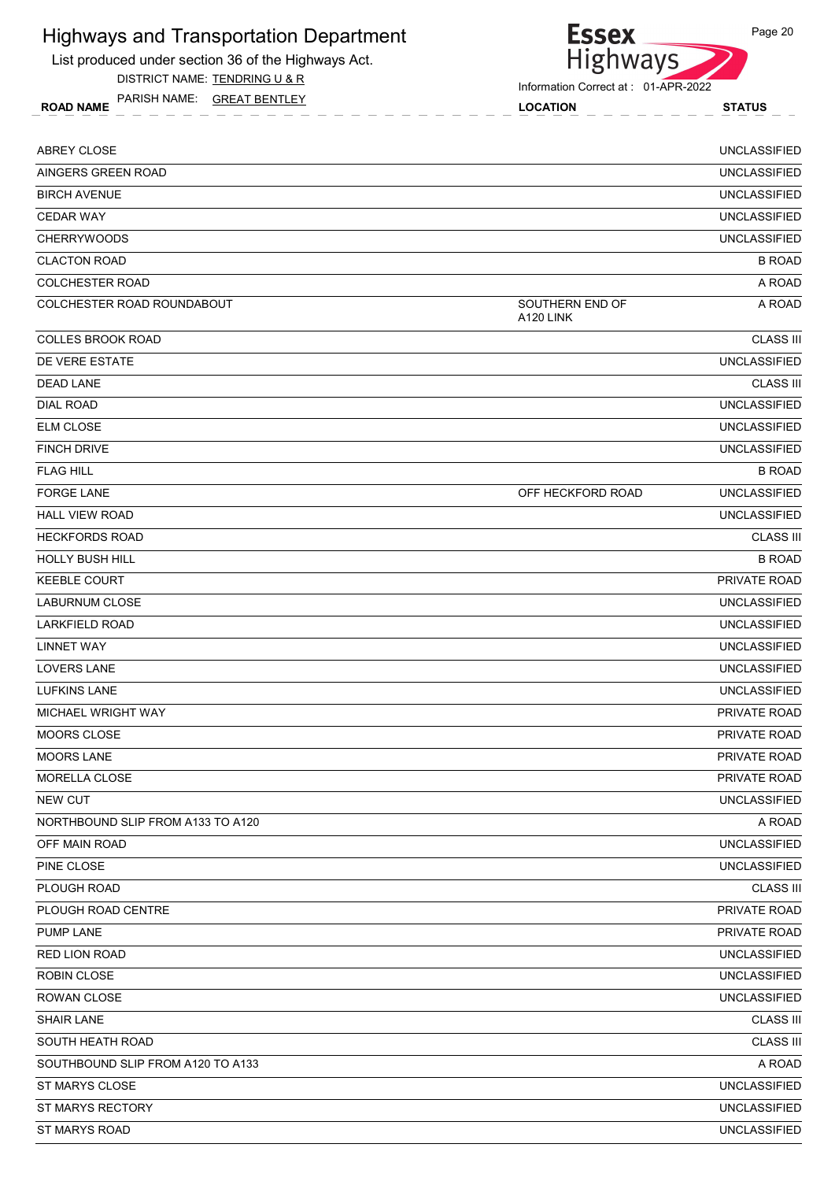# Highways and Transportation Department

List produced under section 36 of the Highways Act.

DISTRICT NAME: TENDRING U & R

PARISH NAME: GREAT BENTLEY

Information Correct at : 01-APR-2022

| ROAD NAME | LOCATION | STATUS |
|---|---|---|
| ABREY CLOSE | | UNCLASSIFIED |
| AINGERS GREEN ROAD | | UNCLASSIFIED |
| BIRCH AVENUE | | UNCLASSIFIED |
| CEDAR WAY | | UNCLASSIFIED |
| CHERRYWOODS | | UNCLASSIFIED |
| CLACTON ROAD | | B ROAD |
| COLCHESTER ROAD | | A ROAD |
| COLCHESTER ROAD ROUNDABOUT | SOUTHERN END OF A120 LINK | A ROAD |
| COLLES BROOK ROAD | | CLASS III |
| DE VERE ESTATE | | UNCLASSIFIED |
| DEAD LANE | | CLASS III |
| DIAL ROAD | | UNCLASSIFIED |
| ELM CLOSE | | UNCLASSIFIED |
| FINCH DRIVE | | UNCLASSIFIED |
| FLAG HILL | | B ROAD |
| FORGE LANE | OFF HECKFORD ROAD | UNCLASSIFIED |
| HALL VIEW ROAD | | UNCLASSIFIED |
| HECKFORDS ROAD | | CLASS III |
| HOLLY BUSH HILL | | B ROAD |
| KEEBLE COURT | | PRIVATE ROAD |
| LABURNUM CLOSE | | UNCLASSIFIED |
| LARKFIELD ROAD | | UNCLASSIFIED |
| LINNET WAY | | UNCLASSIFIED |
| LOVERS LANE | | UNCLASSIFIED |
| LUFKINS LANE | | UNCLASSIFIED |
| MICHAEL WRIGHT WAY | | PRIVATE ROAD |
| MOORS CLOSE | | PRIVATE ROAD |
| MOORS LANE | | PRIVATE ROAD |
| MORELLA CLOSE | | PRIVATE ROAD |
| NEW CUT | | UNCLASSIFIED |
| NORTHBOUND SLIP FROM A133 TO A120 | | A ROAD |
| OFF MAIN ROAD | | UNCLASSIFIED |
| PINE CLOSE | | UNCLASSIFIED |
| PLOUGH ROAD | | CLASS III |
| PLOUGH ROAD CENTRE | | PRIVATE ROAD |
| PUMP LANE | | PRIVATE ROAD |
| RED LION ROAD | | UNCLASSIFIED |
| ROBIN CLOSE | | UNCLASSIFIED |
| ROWAN CLOSE | | UNCLASSIFIED |
| SHAIR LANE | | CLASS III |
| SOUTH HEATH ROAD | | CLASS III |
| SOUTHBOUND SLIP FROM A120 TO A133 | | A ROAD |
| ST MARYS CLOSE | | UNCLASSIFIED |
| ST MARYS RECTORY | | UNCLASSIFIED |
| ST MARYS ROAD | | UNCLASSIFIED |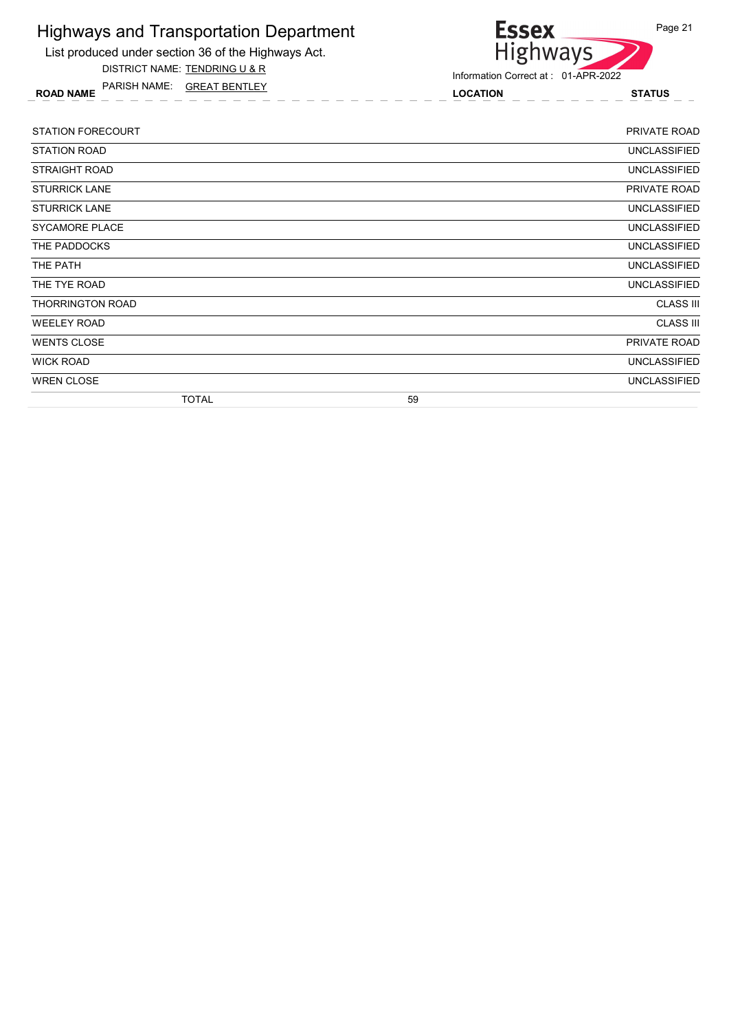# Highways and Transportation Department

List produced under section 36 of the Highways Act.

DISTRICT NAME: TENDRING U & R

PARISH NAME: GREAT BENTLEY

Information Correct at : 01-APR-2022

| ROAD NAME | LOCATION | STATUS |
| --- | --- | --- |
| STATION FORECOURT | | PRIVATE ROAD |
| STATION ROAD | | UNCLASSIFIED |
| STRAIGHT ROAD | | UNCLASSIFIED |
| STURRICK LANE | | PRIVATE ROAD |
| STURRICK LANE | | UNCLASSIFIED |
| SYCAMORE PLACE | | UNCLASSIFIED |
| THE PADDOCKS | | UNCLASSIFIED |
| THE PATH | | UNCLASSIFIED |
| THE TYE ROAD | | UNCLASSIFIED |
| THORRINGTON ROAD | | CLASS III |
| WEELEY ROAD | | CLASS III |
| WENTS CLOSE | | PRIVATE ROAD |
| WICK ROAD | | UNCLASSIFIED |
| WREN CLOSE | | UNCLASSIFIED |
| TOTAL | 59 | |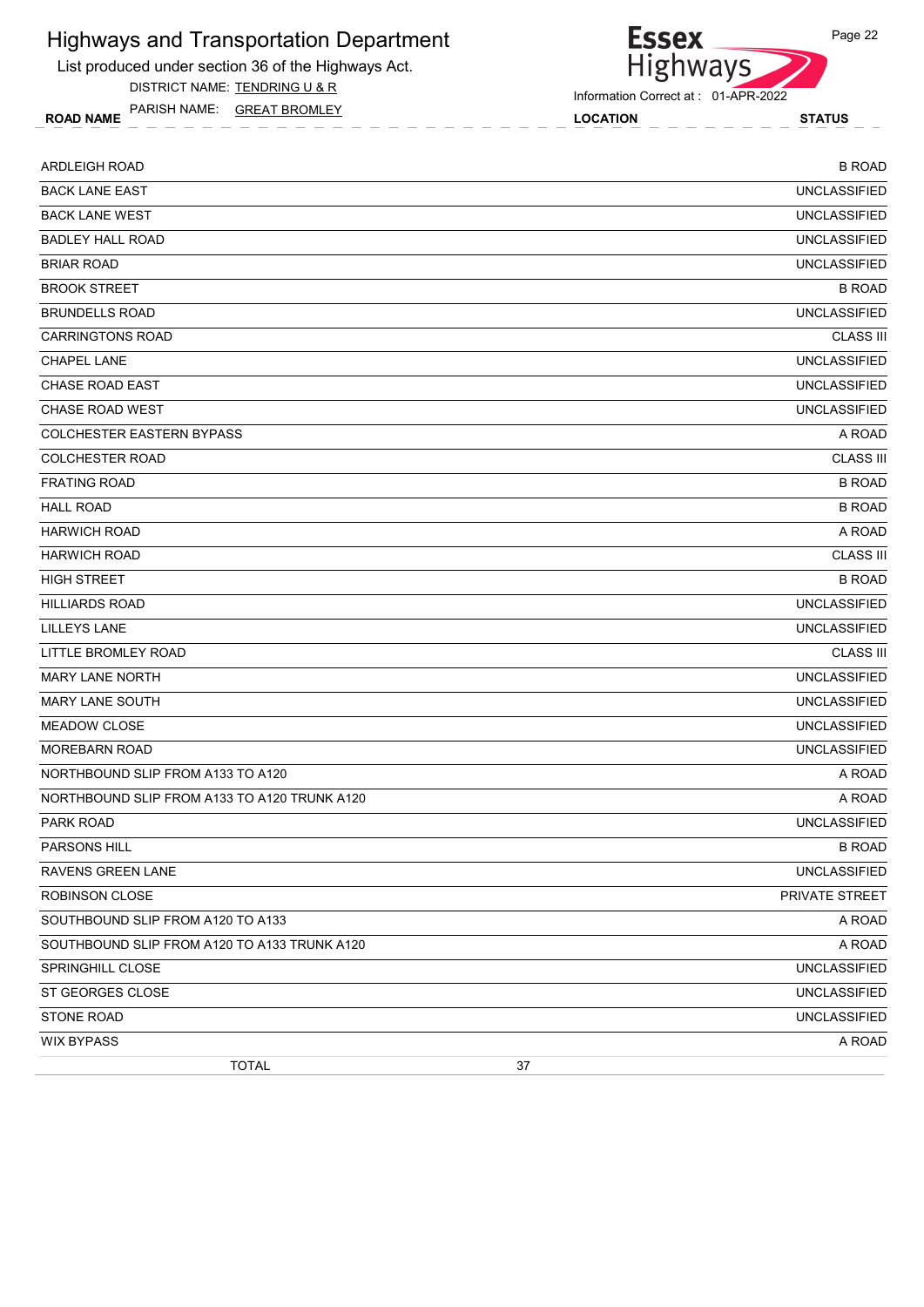# Highways and Transportation Department

List produced under section 36 of the Highways Act.

DISTRICT NAME: TENDRING U & R

PARISH NAME: GREAT BROMLEY

Information Correct at : 01-APR-2022

| ROAD NAME | LOCATION | STATUS |
|---|---|---|
| ARDLEIGH ROAD | | B ROAD |
| BACK LANE EAST | | UNCLASSIFIED |
| BACK LANE WEST | | UNCLASSIFIED |
| BADLEY HALL ROAD | | UNCLASSIFIED |
| BRIAR ROAD | | UNCLASSIFIED |
| BROOK STREET | | B ROAD |
| BRUNDELLS ROAD | | UNCLASSIFIED |
| CARRINGTONS ROAD | | CLASS III |
| CHAPEL LANE | | UNCLASSIFIED |
| CHASE ROAD EAST | | UNCLASSIFIED |
| CHASE ROAD WEST | | UNCLASSIFIED |
| COLCHESTER EASTERN BYPASS | | A ROAD |
| COLCHESTER ROAD | | CLASS III |
| FRATING ROAD | | B ROAD |
| HALL ROAD | | B ROAD |
| HARWICH ROAD | | A ROAD |
| HARWICH ROAD | | CLASS III |
| HIGH STREET | | B ROAD |
| HILLIARDS ROAD | | UNCLASSIFIED |
| LILLEYS LANE | | UNCLASSIFIED |
| LITTLE BROMLEY ROAD | | CLASS III |
| MARY LANE NORTH | | UNCLASSIFIED |
| MARY LANE SOUTH | | UNCLASSIFIED |
| MEADOW CLOSE | | UNCLASSIFIED |
| MOREBARN ROAD | | UNCLASSIFIED |
| NORTHBOUND SLIP FROM A133 TO A120 | | A ROAD |
| NORTHBOUND SLIP FROM A133 TO A120 TRUNK A120 | | A ROAD |
| PARK ROAD | | UNCLASSIFIED |
| PARSONS HILL | | B ROAD |
| RAVENS GREEN LANE | | UNCLASSIFIED |
| ROBINSON CLOSE | | PRIVATE STREET |
| SOUTHBOUND SLIP FROM A120 TO A133 | | A ROAD |
| SOUTHBOUND SLIP FROM A120 TO A133 TRUNK A120 | | A ROAD |
| SPRINGHILL CLOSE | | UNCLASSIFIED |
| ST GEORGES CLOSE | | UNCLASSIFIED |
| STONE ROAD | | UNCLASSIFIED |
| WIX BYPASS | | A ROAD |
| TOTAL | 37 | |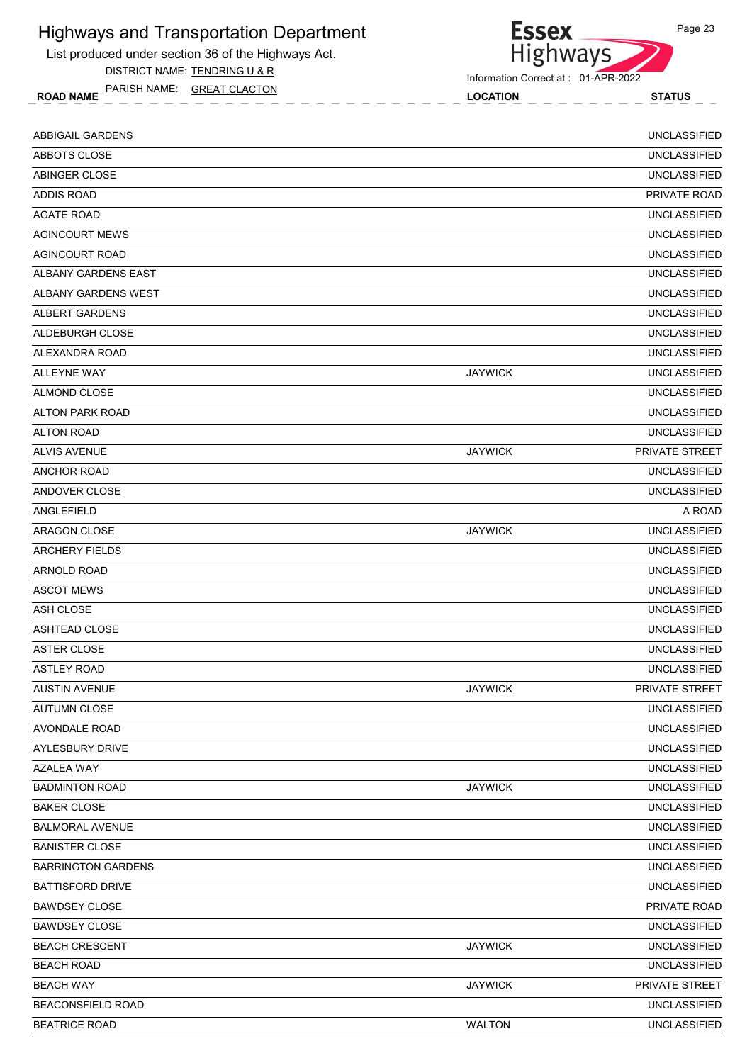# Highways and Transportation Department

List produced under section 36 of the Highways Act.

DISTRICT NAME: TENDRING U & R

PARISH NAME: GREAT CLACTON

Information Correct at : 01-APR-2022

| ROAD NAME | LOCATION | STATUS |
|---|---|---|
| ABBIGAIL GARDENS | | UNCLASSIFIED |
| ABBOTS CLOSE | | UNCLASSIFIED |
| ABINGER CLOSE | | UNCLASSIFIED |
| ADDIS ROAD | | PRIVATE ROAD |
| AGATE ROAD | | UNCLASSIFIED |
| AGINCOURT MEWS | | UNCLASSIFIED |
| AGINCOURT ROAD | | UNCLASSIFIED |
| ALBANY GARDENS EAST | | UNCLASSIFIED |
| ALBANY GARDENS WEST | | UNCLASSIFIED |
| ALBERT GARDENS | | UNCLASSIFIED |
| ALDEBURGH CLOSE | | UNCLASSIFIED |
| ALEXANDRA ROAD | | UNCLASSIFIED |
| ALLEYNE WAY | JAYWICK | UNCLASSIFIED |
| ALMOND CLOSE | | UNCLASSIFIED |
| ALTON PARK ROAD | | UNCLASSIFIED |
| ALTON ROAD | | UNCLASSIFIED |
| ALVIS AVENUE | JAYWICK | PRIVATE STREET |
| ANCHOR ROAD | | UNCLASSIFIED |
| ANDOVER CLOSE | | UNCLASSIFIED |
| ANGLEFIELD | | A ROAD |
| ARAGON CLOSE | JAYWICK | UNCLASSIFIED |
| ARCHERY FIELDS | | UNCLASSIFIED |
| ARNOLD ROAD | | UNCLASSIFIED |
| ASCOT MEWS | | UNCLASSIFIED |
| ASH CLOSE | | UNCLASSIFIED |
| ASHTEAD CLOSE | | UNCLASSIFIED |
| ASTER CLOSE | | UNCLASSIFIED |
| ASTLEY ROAD | | UNCLASSIFIED |
| AUSTIN AVENUE | JAYWICK | PRIVATE STREET |
| AUTUMN CLOSE | | UNCLASSIFIED |
| AVONDALE ROAD | | UNCLASSIFIED |
| AYLESBURY DRIVE | | UNCLASSIFIED |
| AZALEA WAY | | UNCLASSIFIED |
| BADMINTON ROAD | JAYWICK | UNCLASSIFIED |
| BAKER CLOSE | | UNCLASSIFIED |
| BALMORAL AVENUE | | UNCLASSIFIED |
| BANISTER CLOSE | | UNCLASSIFIED |
| BARRINGTON GARDENS | | UNCLASSIFIED |
| BATTISFORD DRIVE | | UNCLASSIFIED |
| BAWDSEY CLOSE | | PRIVATE ROAD |
| BAWDSEY CLOSE | | UNCLASSIFIED |
| BEACH CRESCENT | JAYWICK | UNCLASSIFIED |
| BEACH ROAD | | UNCLASSIFIED |
| BEACH WAY | JAYWICK | PRIVATE STREET |
| BEACONSFIELD ROAD | | UNCLASSIFIED |
| BEATRICE ROAD | WALTON | UNCLASSIFIED |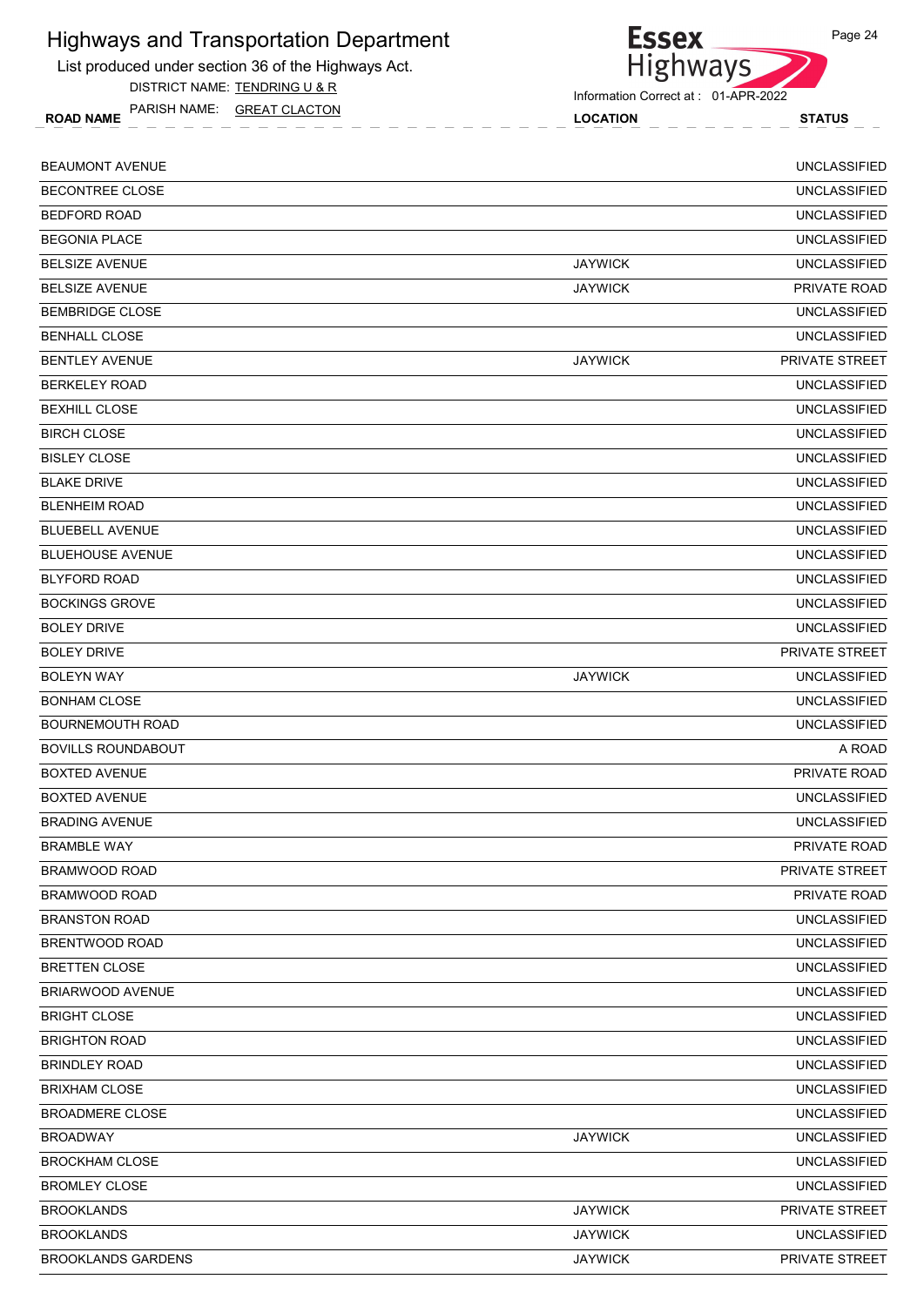# Highways and Transportation Department

List produced under section 36 of the Highways Act.

DISTRICT NAME: TENDRING U & R

PARISH NAME: GREAT CLACTON

Information Correct at : 01-APR-2022

| ROAD NAME | LOCATION | STATUS |
|---|---|---|
| BEAUMONT AVENUE | | UNCLASSIFIED |
| BECONTREE CLOSE | | UNCLASSIFIED |
| BEDFORD ROAD | | UNCLASSIFIED |
| BEGONIA PLACE | | UNCLASSIFIED |
| BELSIZE AVENUE | JAYWICK | UNCLASSIFIED |
| BELSIZE AVENUE | JAYWICK | PRIVATE ROAD |
| BEMBRIDGE CLOSE | | UNCLASSIFIED |
| BENHALL CLOSE | | UNCLASSIFIED |
| BENTLEY AVENUE | JAYWICK | PRIVATE STREET |
| BERKELEY ROAD | | UNCLASSIFIED |
| BEXHILL CLOSE | | UNCLASSIFIED |
| BIRCH CLOSE | | UNCLASSIFIED |
| BISLEY CLOSE | | UNCLASSIFIED |
| BLAKE DRIVE | | UNCLASSIFIED |
| BLENHEIM ROAD | | UNCLASSIFIED |
| BLUEBELL AVENUE | | UNCLASSIFIED |
| BLUEHOUSE AVENUE | | UNCLASSIFIED |
| BLYFORD ROAD | | UNCLASSIFIED |
| BOCKINGS GROVE | | UNCLASSIFIED |
| BOLEY DRIVE | | UNCLASSIFIED |
| BOLEY DRIVE | | PRIVATE STREET |
| BOLEYN WAY | JAYWICK | UNCLASSIFIED |
| BONHAM CLOSE | | UNCLASSIFIED |
| BOURNEMOUTH ROAD | | UNCLASSIFIED |
| BOVILLS ROUNDABOUT | | A ROAD |
| BOXTED AVENUE | | PRIVATE ROAD |
| BOXTED AVENUE | | UNCLASSIFIED |
| BRADING AVENUE | | UNCLASSIFIED |
| BRAMBLE WAY | | PRIVATE ROAD |
| BRAMWOOD ROAD | | PRIVATE STREET |
| BRAMWOOD ROAD | | PRIVATE ROAD |
| BRANSTON ROAD | | UNCLASSIFIED |
| BRENTWOOD ROAD | | UNCLASSIFIED |
| BRETTEN CLOSE | | UNCLASSIFIED |
| BRIARWOOD AVENUE | | UNCLASSIFIED |
| BRIGHT CLOSE | | UNCLASSIFIED |
| BRIGHTON ROAD | | UNCLASSIFIED |
| BRINDLEY ROAD | | UNCLASSIFIED |
| BRIXHAM CLOSE | | UNCLASSIFIED |
| BROADMERE CLOSE | | UNCLASSIFIED |
| BROADWAY | JAYWICK | UNCLASSIFIED |
| BROCKHAM CLOSE | | UNCLASSIFIED |
| BROMLEY CLOSE | | UNCLASSIFIED |
| BROOKLANDS | JAYWICK | PRIVATE STREET |
| BROOKLANDS | JAYWICK | UNCLASSIFIED |
| BROOKLANDS GARDENS | JAYWICK | PRIVATE STREET |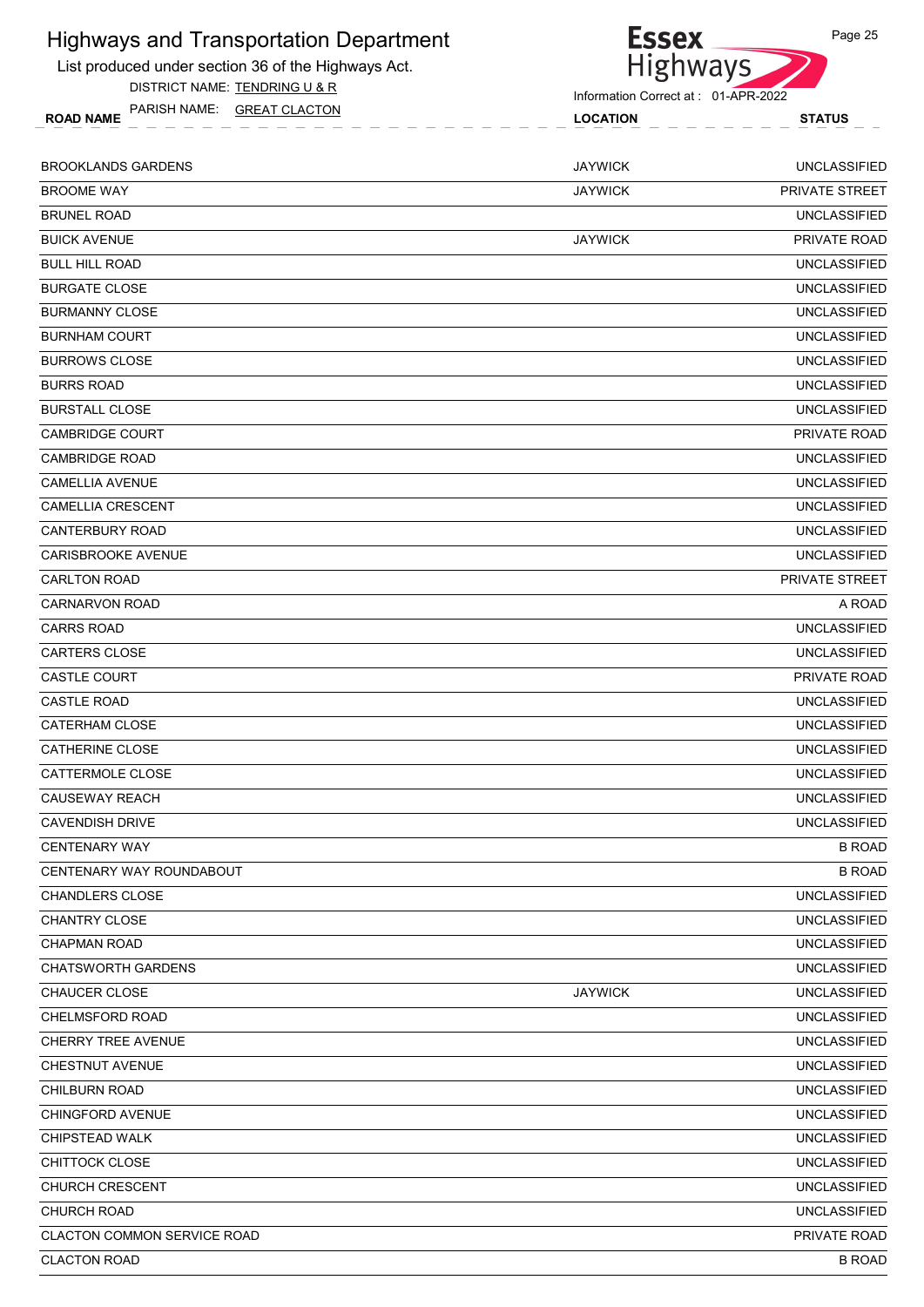# Highways and Transportation Department

List produced under section 36 of the Highways Act.

DISTRICT NAME: TENDRING U & R

PARISH NAME: GREAT CLACTON

Information Correct at : 01-APR-2022

| ROAD NAME | LOCATION | STATUS |
|---|---|---|
| BROOKLANDS GARDENS | JAYWICK | UNCLASSIFIED |
| BROOME WAY | JAYWICK | PRIVATE STREET |
| BRUNEL ROAD | | UNCLASSIFIED |
| BUICK AVENUE | JAYWICK | PRIVATE ROAD |
| BULL HILL ROAD | | UNCLASSIFIED |
| BURGATE CLOSE | | UNCLASSIFIED |
| BURMANNY CLOSE | | UNCLASSIFIED |
| BURNHAM COURT | | UNCLASSIFIED |
| BURROWS CLOSE | | UNCLASSIFIED |
| BURRS ROAD | | UNCLASSIFIED |
| BURSTALL CLOSE | | UNCLASSIFIED |
| CAMBRIDGE COURT | | PRIVATE ROAD |
| CAMBRIDGE ROAD | | UNCLASSIFIED |
| CAMELLIA AVENUE | | UNCLASSIFIED |
| CAMELLIA CRESCENT | | UNCLASSIFIED |
| CANTERBURY ROAD | | UNCLASSIFIED |
| CARISBROOKE AVENUE | | UNCLASSIFIED |
| CARLTON ROAD | | PRIVATE STREET |
| CARNARVON ROAD | | A ROAD |
| CARRS ROAD | | UNCLASSIFIED |
| CARTERS CLOSE | | UNCLASSIFIED |
| CASTLE COURT | | PRIVATE ROAD |
| CASTLE ROAD | | UNCLASSIFIED |
| CATERHAM CLOSE | | UNCLASSIFIED |
| CATHERINE CLOSE | | UNCLASSIFIED |
| CATTERMOLE CLOSE | | UNCLASSIFIED |
| CAUSEWAY REACH | | UNCLASSIFIED |
| CAVENDISH DRIVE | | UNCLASSIFIED |
| CENTENARY WAY | | B ROAD |
| CENTENARY WAY ROUNDABOUT | | B ROAD |
| CHANDLERS CLOSE | | UNCLASSIFIED |
| CHANTRY CLOSE | | UNCLASSIFIED |
| CHAPMAN ROAD | | UNCLASSIFIED |
| CHATSWORTH GARDENS | | UNCLASSIFIED |
| CHAUCER CLOSE | JAYWICK | UNCLASSIFIED |
| CHELMSFORD ROAD | | UNCLASSIFIED |
| CHERRY TREE AVENUE | | UNCLASSIFIED |
| CHESTNUT AVENUE | | UNCLASSIFIED |
| CHILBURN ROAD | | UNCLASSIFIED |
| CHINGFORD AVENUE | | UNCLASSIFIED |
| CHIPSTEAD WALK | | UNCLASSIFIED |
| CHITTOCK CLOSE | | UNCLASSIFIED |
| CHURCH CRESCENT | | UNCLASSIFIED |
| CHURCH ROAD | | UNCLASSIFIED |
| CLACTON COMMON SERVICE ROAD | | PRIVATE ROAD |
| CLACTON ROAD | | B ROAD |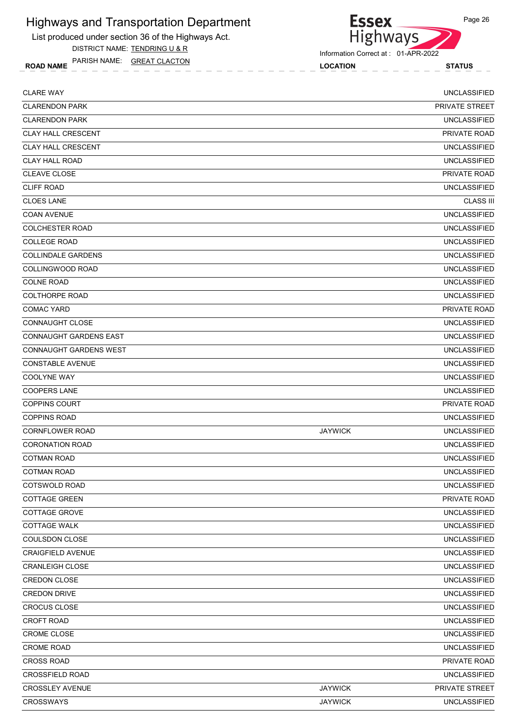# Highways and Transportation Department

List produced under section 36 of the Highways Act.

DISTRICT NAME: TENDRING U & R

PARISH NAME: GREAT CLACTON

Information Correct at : 01-APR-2022

| ROAD NAME | LOCATION | STATUS |
|---|---|---|
| CLARE WAY | | UNCLASSIFIED |
| CLARENDON PARK | | PRIVATE STREET |
| CLARENDON PARK | | UNCLASSIFIED |
| CLAY HALL CRESCENT | | PRIVATE ROAD |
| CLAY HALL CRESCENT | | UNCLASSIFIED |
| CLAY HALL ROAD | | UNCLASSIFIED |
| CLEAVE CLOSE | | PRIVATE ROAD |
| CLIFF ROAD | | UNCLASSIFIED |
| CLOES LANE | | CLASS III |
| COAN AVENUE | | UNCLASSIFIED |
| COLCHESTER ROAD | | UNCLASSIFIED |
| COLLEGE ROAD | | UNCLASSIFIED |
| COLLINDALE GARDENS | | UNCLASSIFIED |
| COLLINGWOOD ROAD | | UNCLASSIFIED |
| COLNE ROAD | | UNCLASSIFIED |
| COLTHORPE ROAD | | UNCLASSIFIED |
| COMAC YARD | | PRIVATE ROAD |
| CONNAUGHT CLOSE | | UNCLASSIFIED |
| CONNAUGHT GARDENS EAST | | UNCLASSIFIED |
| CONNAUGHT GARDENS WEST | | UNCLASSIFIED |
| CONSTABLE AVENUE | | UNCLASSIFIED |
| COOLYNE WAY | | UNCLASSIFIED |
| COOPERS LANE | | UNCLASSIFIED |
| COPPINS COURT | | PRIVATE ROAD |
| COPPINS ROAD | | UNCLASSIFIED |
| CORNFLOWER ROAD | JAYWICK | UNCLASSIFIED |
| CORONATION ROAD | | UNCLASSIFIED |
| COTMAN ROAD | | UNCLASSIFIED |
| COTMAN ROAD | | UNCLASSIFIED |
| COTSWOLD ROAD | | UNCLASSIFIED |
| COTTAGE GREEN | | PRIVATE ROAD |
| COTTAGE GROVE | | UNCLASSIFIED |
| COTTAGE WALK | | UNCLASSIFIED |
| COULSDON CLOSE | | UNCLASSIFIED |
| CRAIGFIELD AVENUE | | UNCLASSIFIED |
| CRANLEIGH CLOSE | | UNCLASSIFIED |
| CREDON CLOSE | | UNCLASSIFIED |
| CREDON DRIVE | | UNCLASSIFIED |
| CROCUS CLOSE | | UNCLASSIFIED |
| CROFT ROAD | | UNCLASSIFIED |
| CROME CLOSE | | UNCLASSIFIED |
| CROME ROAD | | UNCLASSIFIED |
| CROSS ROAD | | PRIVATE ROAD |
| CROSSFIELD ROAD | | UNCLASSIFIED |
| CROSSLEY AVENUE | JAYWICK | PRIVATE STREET |
| CROSSWAYS | JAYWICK | UNCLASSIFIED |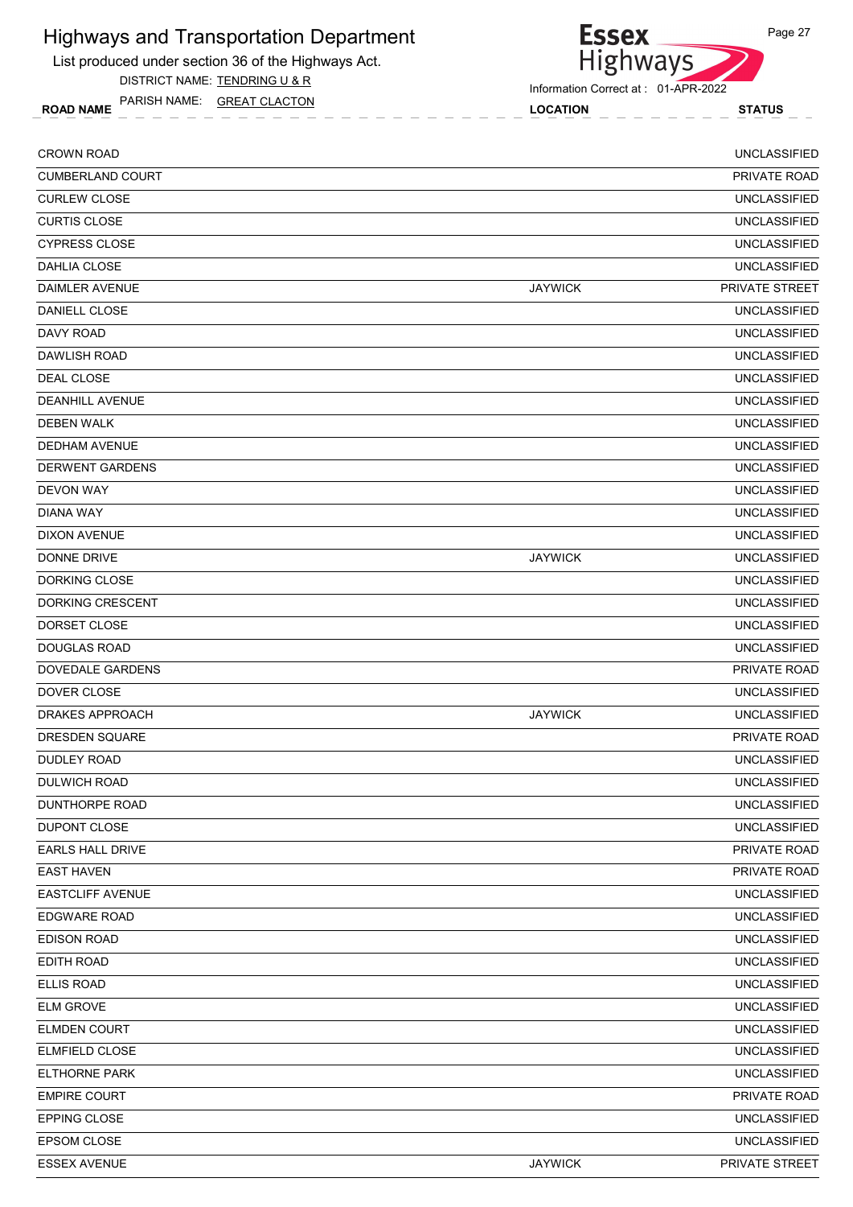# Highways and Transportation Department

List produced under section 36 of the Highways Act.

DISTRICT NAME: TENDRING U & R

PARISH NAME: GREAT CLACTON

Information Correct at : 01-APR-2022

| ROAD NAME | LOCATION | STATUS |
|---|---|---|
| CROWN ROAD | | UNCLASSIFIED |
| CUMBERLAND COURT | | PRIVATE ROAD |
| CURLEW CLOSE | | UNCLASSIFIED |
| CURTIS CLOSE | | UNCLASSIFIED |
| CYPRESS CLOSE | | UNCLASSIFIED |
| DAHLIA CLOSE | | UNCLASSIFIED |
| DAIMLER AVENUE | JAYWICK | PRIVATE STREET |
| DANIELL CLOSE | | UNCLASSIFIED |
| DAVY ROAD | | UNCLASSIFIED |
| DAWLISH ROAD | | UNCLASSIFIED |
| DEAL CLOSE | | UNCLASSIFIED |
| DEANHILL AVENUE | | UNCLASSIFIED |
| DEBEN WALK | | UNCLASSIFIED |
| DEDHAM AVENUE | | UNCLASSIFIED |
| DERWENT GARDENS | | UNCLASSIFIED |
| DEVON WAY | | UNCLASSIFIED |
| DIANA WAY | | UNCLASSIFIED |
| DIXON AVENUE | | UNCLASSIFIED |
| DONNE DRIVE | JAYWICK | UNCLASSIFIED |
| DORKING CLOSE | | UNCLASSIFIED |
| DORKING CRESCENT | | UNCLASSIFIED |
| DORSET CLOSE | | UNCLASSIFIED |
| DOUGLAS ROAD | | UNCLASSIFIED |
| DOVEDALE GARDENS | | PRIVATE ROAD |
| DOVER CLOSE | | UNCLASSIFIED |
| DRAKES APPROACH | JAYWICK | UNCLASSIFIED |
| DRESDEN SQUARE | | PRIVATE ROAD |
| DUDLEY ROAD | | UNCLASSIFIED |
| DULWICH ROAD | | UNCLASSIFIED |
| DUNTHORPE ROAD | | UNCLASSIFIED |
| DUPONT CLOSE | | UNCLASSIFIED |
| EARLS HALL DRIVE | | PRIVATE ROAD |
| EAST HAVEN | | PRIVATE ROAD |
| EASTCLIFF AVENUE | | UNCLASSIFIED |
| EDGWARE ROAD | | UNCLASSIFIED |
| EDISON ROAD | | UNCLASSIFIED |
| EDITH ROAD | | UNCLASSIFIED |
| ELLIS ROAD | | UNCLASSIFIED |
| ELM GROVE | | UNCLASSIFIED |
| ELMDEN COURT | | UNCLASSIFIED |
| ELMFIELD CLOSE | | UNCLASSIFIED |
| ELTHORNE PARK | | UNCLASSIFIED |
| EMPIRE COURT | | PRIVATE ROAD |
| EPPING CLOSE | | UNCLASSIFIED |
| EPSOM CLOSE | | UNCLASSIFIED |
| ESSEX AVENUE | JAYWICK | PRIVATE STREET |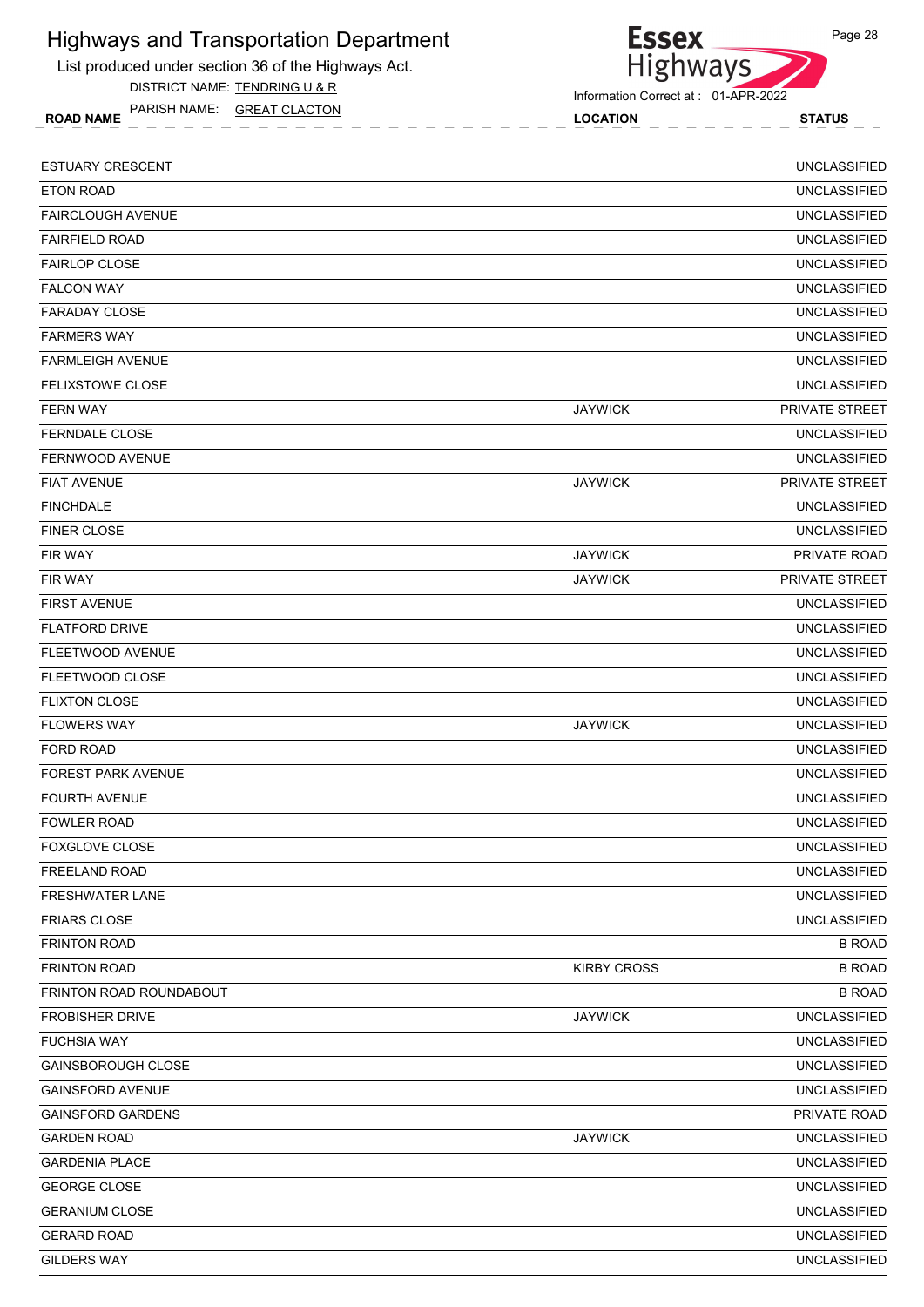# Highways and Transportation Department

List produced under section 36 of the Highways Act.

DISTRICT NAME: TENDRING U & R

PARISH NAME: GREAT CLACTON

Information Correct at : 01-APR-2022

| ROAD NAME | LOCATION | STATUS |
|---|---|---|
| ESTUARY CRESCENT | | UNCLASSIFIED |
| ETON ROAD | | UNCLASSIFIED |
| FAIRCLOUGH AVENUE | | UNCLASSIFIED |
| FAIRFIELD ROAD | | UNCLASSIFIED |
| FAIRLOP CLOSE | | UNCLASSIFIED |
| FALCON WAY | | UNCLASSIFIED |
| FARADAY CLOSE | | UNCLASSIFIED |
| FARMERS WAY | | UNCLASSIFIED |
| FARMLEIGH AVENUE | | UNCLASSIFIED |
| FELIXSTOWE CLOSE | | UNCLASSIFIED |
| FERN WAY | JAYWICK | PRIVATE STREET |
| FERNDALE CLOSE | | UNCLASSIFIED |
| FERNWOOD AVENUE | | UNCLASSIFIED |
| FIAT AVENUE | JAYWICK | PRIVATE STREET |
| FINCHDALE | | UNCLASSIFIED |
| FINER CLOSE | | UNCLASSIFIED |
| FIR WAY | JAYWICK | PRIVATE ROAD |
| FIR WAY | JAYWICK | PRIVATE STREET |
| FIRST AVENUE | | UNCLASSIFIED |
| FLATFORD DRIVE | | UNCLASSIFIED |
| FLEETWOOD AVENUE | | UNCLASSIFIED |
| FLEETWOOD CLOSE | | UNCLASSIFIED |
| FLIXTON CLOSE | | UNCLASSIFIED |
| FLOWERS WAY | JAYWICK | UNCLASSIFIED |
| FORD ROAD | | UNCLASSIFIED |
| FOREST PARK AVENUE | | UNCLASSIFIED |
| FOURTH AVENUE | | UNCLASSIFIED |
| FOWLER ROAD | | UNCLASSIFIED |
| FOXGLOVE CLOSE | | UNCLASSIFIED |
| FREELAND ROAD | | UNCLASSIFIED |
| FRESHWATER LANE | | UNCLASSIFIED |
| FRIARS CLOSE | | UNCLASSIFIED |
| FRINTON ROAD | | B ROAD |
| FRINTON ROAD | KIRBY CROSS | B ROAD |
| FRINTON ROAD ROUNDABOUT | | B ROAD |
| FROBISHER DRIVE | JAYWICK | UNCLASSIFIED |
| FUCHSIA WAY | | UNCLASSIFIED |
| GAINSBOROUGH CLOSE | | UNCLASSIFIED |
| GAINSFORD AVENUE | | UNCLASSIFIED |
| GAINSFORD GARDENS | | PRIVATE ROAD |
| GARDEN ROAD | JAYWICK | UNCLASSIFIED |
| GARDENIA PLACE | | UNCLASSIFIED |
| GEORGE CLOSE | | UNCLASSIFIED |
| GERANIUM CLOSE | | UNCLASSIFIED |
| GERARD ROAD | | UNCLASSIFIED |
| GILDERS WAY | | UNCLASSIFIED |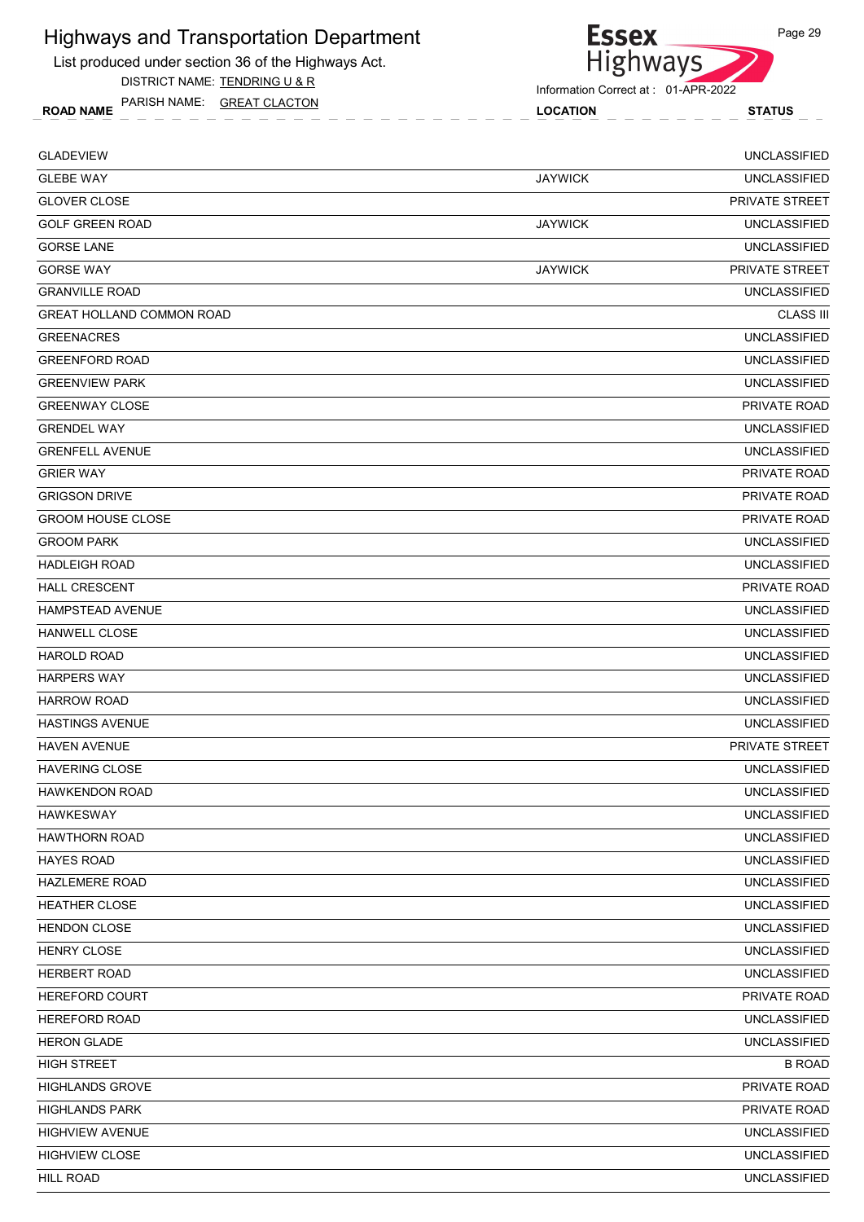# Highways and Transportation Department

List produced under section 36 of the Highways Act.

DISTRICT NAME: TENDRING U & R

PARISH NAME: GREAT CLACTON

Information Correct at : 01-APR-2022

| ROAD NAME | LOCATION | STATUS |
|---|---|---|
| GLADEVIEW | | UNCLASSIFIED |
| GLEBE WAY | JAYWICK | UNCLASSIFIED |
| GLOVER CLOSE | | PRIVATE STREET |
| GOLF GREEN ROAD | JAYWICK | UNCLASSIFIED |
| GORSE LANE | | UNCLASSIFIED |
| GORSE WAY | JAYWICK | PRIVATE STREET |
| GRANVILLE ROAD | | UNCLASSIFIED |
| GREAT HOLLAND COMMON ROAD | | CLASS III |
| GREENACRES | | UNCLASSIFIED |
| GREENFORD ROAD | | UNCLASSIFIED |
| GREENVIEW PARK | | UNCLASSIFIED |
| GREENWAY CLOSE | | PRIVATE ROAD |
| GRENDEL WAY | | UNCLASSIFIED |
| GRENFELL AVENUE | | UNCLASSIFIED |
| GRIER WAY | | PRIVATE ROAD |
| GRIGSON DRIVE | | PRIVATE ROAD |
| GROOM HOUSE CLOSE | | PRIVATE ROAD |
| GROOM PARK | | UNCLASSIFIED |
| HADLEIGH ROAD | | UNCLASSIFIED |
| HALL CRESCENT | | PRIVATE ROAD |
| HAMPSTEAD AVENUE | | UNCLASSIFIED |
| HANWELL CLOSE | | UNCLASSIFIED |
| HAROLD ROAD | | UNCLASSIFIED |
| HARPERS WAY | | UNCLASSIFIED |
| HARROW ROAD | | UNCLASSIFIED |
| HASTINGS AVENUE | | UNCLASSIFIED |
| HAVEN AVENUE | | PRIVATE STREET |
| HAVERING CLOSE | | UNCLASSIFIED |
| HAWKENDON ROAD | | UNCLASSIFIED |
| HAWKESWAY | | UNCLASSIFIED |
| HAWTHORN ROAD | | UNCLASSIFIED |
| HAYES ROAD | | UNCLASSIFIED |
| HAZLEMERE ROAD | | UNCLASSIFIED |
| HEATHER CLOSE | | UNCLASSIFIED |
| HENDON CLOSE | | UNCLASSIFIED |
| HENRY CLOSE | | UNCLASSIFIED |
| HERBERT ROAD | | UNCLASSIFIED |
| HEREFORD COURT | | PRIVATE ROAD |
| HEREFORD ROAD | | UNCLASSIFIED |
| HERON GLADE | | UNCLASSIFIED |
| HIGH STREET | | B ROAD |
| HIGHLANDS GROVE | | PRIVATE ROAD |
| HIGHLANDS PARK | | PRIVATE ROAD |
| HIGHVIEW AVENUE | | UNCLASSIFIED |
| HIGHVIEW CLOSE | | UNCLASSIFIED |
| HILL ROAD | | UNCLASSIFIED |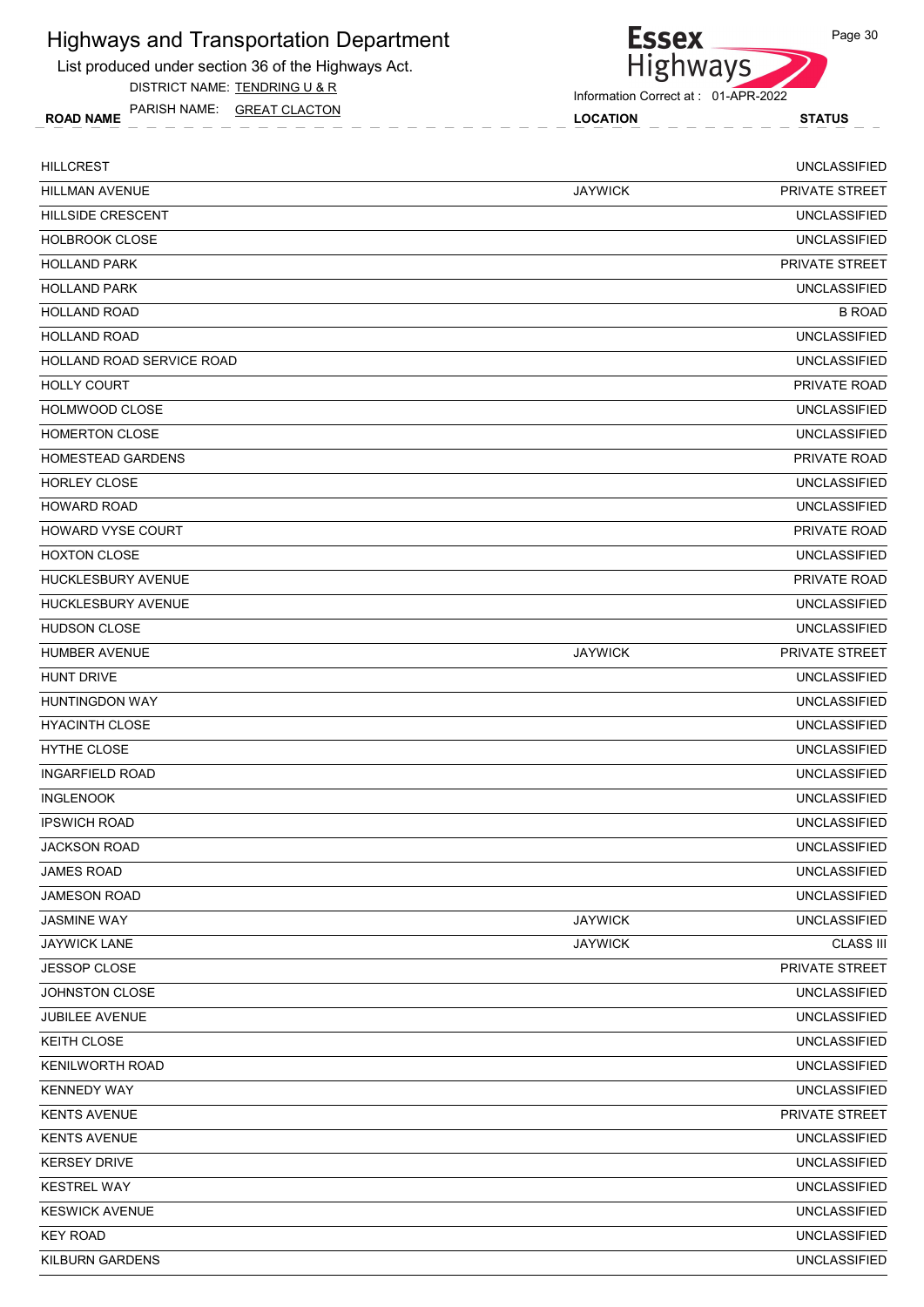# Highways and Transportation Department

List produced under section 36 of the Highways Act.

DISTRICT NAME: TENDRING U & R

PARISH NAME: GREAT CLACTON

Information Correct at : 01-APR-2022

| ROAD NAME | LOCATION | STATUS |
|---|---|---|
| HILLCREST | | UNCLASSIFIED |
| HILLMAN AVENUE | JAYWICK | PRIVATE STREET |
| HILLSIDE CRESCENT | | UNCLASSIFIED |
| HOLBROOK CLOSE | | UNCLASSIFIED |
| HOLLAND PARK | | PRIVATE STREET |
| HOLLAND PARK | | UNCLASSIFIED |
| HOLLAND ROAD | | B ROAD |
| HOLLAND ROAD | | UNCLASSIFIED |
| HOLLAND ROAD SERVICE ROAD | | UNCLASSIFIED |
| HOLLY COURT | | PRIVATE ROAD |
| HOLMWOOD CLOSE | | UNCLASSIFIED |
| HOMERTON CLOSE | | UNCLASSIFIED |
| HOMESTEAD GARDENS | | PRIVATE ROAD |
| HORLEY CLOSE | | UNCLASSIFIED |
| HOWARD ROAD | | UNCLASSIFIED |
| HOWARD VYSE COURT | | PRIVATE ROAD |
| HOXTON CLOSE | | UNCLASSIFIED |
| HUCKLESBURY AVENUE | | PRIVATE ROAD |
| HUCKLESBURY AVENUE | | UNCLASSIFIED |
| HUDSON CLOSE | | UNCLASSIFIED |
| HUMBER AVENUE | JAYWICK | PRIVATE STREET |
| HUNT DRIVE | | UNCLASSIFIED |
| HUNTINGDON WAY | | UNCLASSIFIED |
| HYACINTH CLOSE | | UNCLASSIFIED |
| HYTHE CLOSE | | UNCLASSIFIED |
| INGARFIELD ROAD | | UNCLASSIFIED |
| INGLENOOK | | UNCLASSIFIED |
| IPSWICH ROAD | | UNCLASSIFIED |
| JACKSON ROAD | | UNCLASSIFIED |
| JAMES ROAD | | UNCLASSIFIED |
| JAMESON ROAD | | UNCLASSIFIED |
| JASMINE WAY | JAYWICK | UNCLASSIFIED |
| JAYWICK LANE | JAYWICK | CLASS III |
| JESSOP CLOSE | | PRIVATE STREET |
| JOHNSTON CLOSE | | UNCLASSIFIED |
| JUBILEE AVENUE | | UNCLASSIFIED |
| KEITH CLOSE | | UNCLASSIFIED |
| KENILWORTH ROAD | | UNCLASSIFIED |
| KENNEDY WAY | | UNCLASSIFIED |
| KENTS AVENUE | | PRIVATE STREET |
| KENTS AVENUE | | UNCLASSIFIED |
| KERSEY DRIVE | | UNCLASSIFIED |
| KESTREL WAY | | UNCLASSIFIED |
| KESWICK AVENUE | | UNCLASSIFIED |
| KEY ROAD | | UNCLASSIFIED |
| KILBURN GARDENS | | UNCLASSIFIED |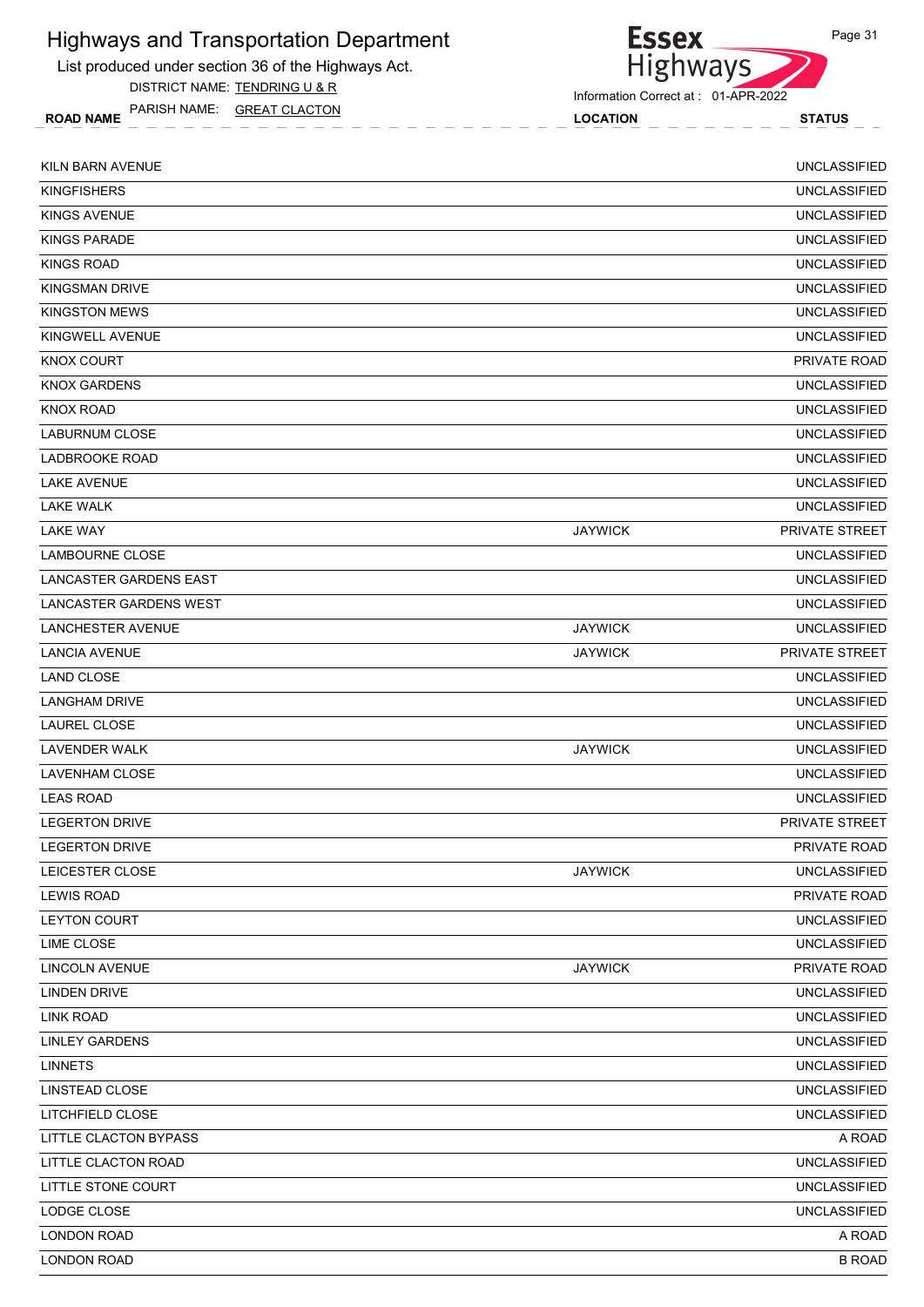# Highways and Transportation Department

List produced under section 36 of the Highways Act.

DISTRICT NAME: TENDRING U & R

PARISH NAME: GREAT CLACTON

Information Correct at : 01-APR-2022

| ROAD NAME | LOCATION | STATUS |
|---|---|---|
| KILN BARN AVENUE | | UNCLASSIFIED |
| KINGFISHERS | | UNCLASSIFIED |
| KINGS AVENUE | | UNCLASSIFIED |
| KINGS PARADE | | UNCLASSIFIED |
| KINGS ROAD | | UNCLASSIFIED |
| KINGSMAN DRIVE | | UNCLASSIFIED |
| KINGSTON MEWS | | UNCLASSIFIED |
| KINGWELL AVENUE | | UNCLASSIFIED |
| KNOX COURT | | PRIVATE ROAD |
| KNOX GARDENS | | UNCLASSIFIED |
| KNOX ROAD | | UNCLASSIFIED |
| LABURNUM CLOSE | | UNCLASSIFIED |
| LADBROOKE ROAD | | UNCLASSIFIED |
| LAKE AVENUE | | UNCLASSIFIED |
| LAKE WALK | | UNCLASSIFIED |
| LAKE WAY | JAYWICK | PRIVATE STREET |
| LAMBOURNE CLOSE | | UNCLASSIFIED |
| LANCASTER GARDENS EAST | | UNCLASSIFIED |
| LANCASTER GARDENS WEST | | UNCLASSIFIED |
| LANCHESTER AVENUE | JAYWICK | UNCLASSIFIED |
| LANCIA AVENUE | JAYWICK | PRIVATE STREET |
| LAND CLOSE | | UNCLASSIFIED |
| LANGHAM DRIVE | | UNCLASSIFIED |
| LAUREL CLOSE | | UNCLASSIFIED |
| LAVENDER WALK | JAYWICK | UNCLASSIFIED |
| LAVENHAM CLOSE | | UNCLASSIFIED |
| LEAS ROAD | | UNCLASSIFIED |
| LEGERTON DRIVE | | PRIVATE STREET |
| LEGERTON DRIVE | | PRIVATE ROAD |
| LEICESTER CLOSE | JAYWICK | UNCLASSIFIED |
| LEWIS ROAD | | PRIVATE ROAD |
| LEYTON COURT | | UNCLASSIFIED |
| LIME CLOSE | | UNCLASSIFIED |
| LINCOLN AVENUE | JAYWICK | PRIVATE ROAD |
| LINDEN DRIVE | | UNCLASSIFIED |
| LINK ROAD | | UNCLASSIFIED |
| LINLEY GARDENS | | UNCLASSIFIED |
| LINNETS | | UNCLASSIFIED |
| LINSTEAD CLOSE | | UNCLASSIFIED |
| LITCHFIELD CLOSE | | UNCLASSIFIED |
| LITTLE CLACTON BYPASS | | A ROAD |
| LITTLE CLACTON ROAD | | UNCLASSIFIED |
| LITTLE STONE COURT | | UNCLASSIFIED |
| LODGE CLOSE | | UNCLASSIFIED |
| LONDON ROAD | | A ROAD |
| LONDON ROAD | | B ROAD |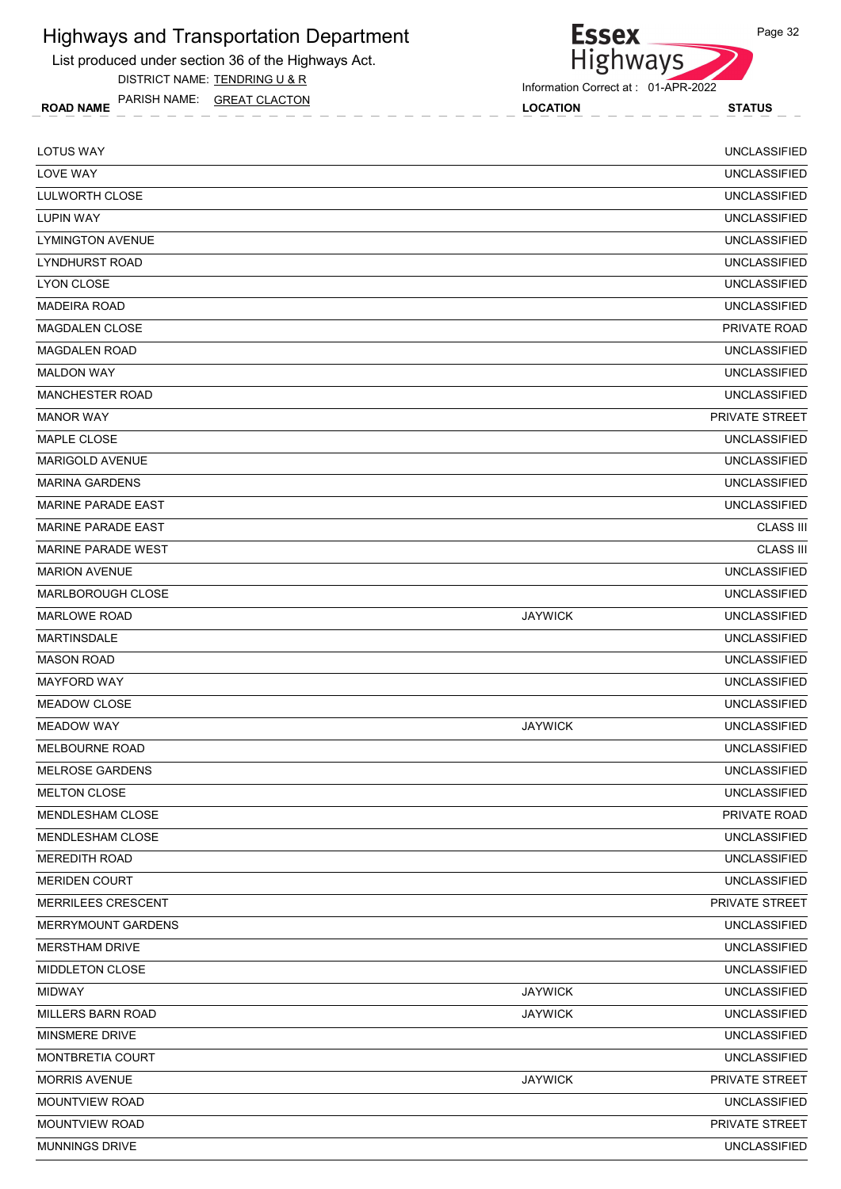# Highways and Transportation Department

List produced under section 36 of the Highways Act.

DISTRICT NAME: TENDRING U & R

PARISH NAME: GREAT CLACTON

Information Correct at : 01-APR-2022

| ROAD NAME | LOCATION | STATUS |
|---|---|---|
| LOTUS WAY | | UNCLASSIFIED |
| LOVE WAY | | UNCLASSIFIED |
| LULWORTH CLOSE | | UNCLASSIFIED |
| LUPIN WAY | | UNCLASSIFIED |
| LYMINGTON AVENUE | | UNCLASSIFIED |
| LYNDHURST ROAD | | UNCLASSIFIED |
| LYON CLOSE | | UNCLASSIFIED |
| MADEIRA ROAD | | UNCLASSIFIED |
| MAGDALEN CLOSE | | PRIVATE ROAD |
| MAGDALEN ROAD | | UNCLASSIFIED |
| MALDON WAY | | UNCLASSIFIED |
| MANCHESTER ROAD | | UNCLASSIFIED |
| MANOR WAY | | PRIVATE STREET |
| MAPLE CLOSE | | UNCLASSIFIED |
| MARIGOLD AVENUE | | UNCLASSIFIED |
| MARINA GARDENS | | UNCLASSIFIED |
| MARINE PARADE EAST | | UNCLASSIFIED |
| MARINE PARADE EAST | | CLASS III |
| MARINE PARADE WEST | | CLASS III |
| MARION AVENUE | | UNCLASSIFIED |
| MARLBOROUGH CLOSE | | UNCLASSIFIED |
| MARLOWE ROAD | JAYWICK | UNCLASSIFIED |
| MARTINSDALE | | UNCLASSIFIED |
| MASON ROAD | | UNCLASSIFIED |
| MAYFORD WAY | | UNCLASSIFIED |
| MEADOW CLOSE | | UNCLASSIFIED |
| MEADOW WAY | JAYWICK | UNCLASSIFIED |
| MELBOURNE ROAD | | UNCLASSIFIED |
| MELROSE GARDENS | | UNCLASSIFIED |
| MELTON CLOSE | | UNCLASSIFIED |
| MENDLESHAM CLOSE | | PRIVATE ROAD |
| MENDLESHAM CLOSE | | UNCLASSIFIED |
| MEREDITH ROAD | | UNCLASSIFIED |
| MERIDEN COURT | | UNCLASSIFIED |
| MERRILEES CRESCENT | | PRIVATE STREET |
| MERRYMOUNT GARDENS | | UNCLASSIFIED |
| MERSTHAM DRIVE | | UNCLASSIFIED |
| MIDDLETON CLOSE | | UNCLASSIFIED |
| MIDWAY | JAYWICK | UNCLASSIFIED |
| MILLERS BARN ROAD | JAYWICK | UNCLASSIFIED |
| MINSMERE DRIVE | | UNCLASSIFIED |
| MONTBRETIA COURT | | UNCLASSIFIED |
| MORRIS AVENUE | JAYWICK | PRIVATE STREET |
| MOUNTVIEW ROAD | | UNCLASSIFIED |
| MOUNTVIEW ROAD | | PRIVATE STREET |
| MUNNINGS DRIVE | | UNCLASSIFIED |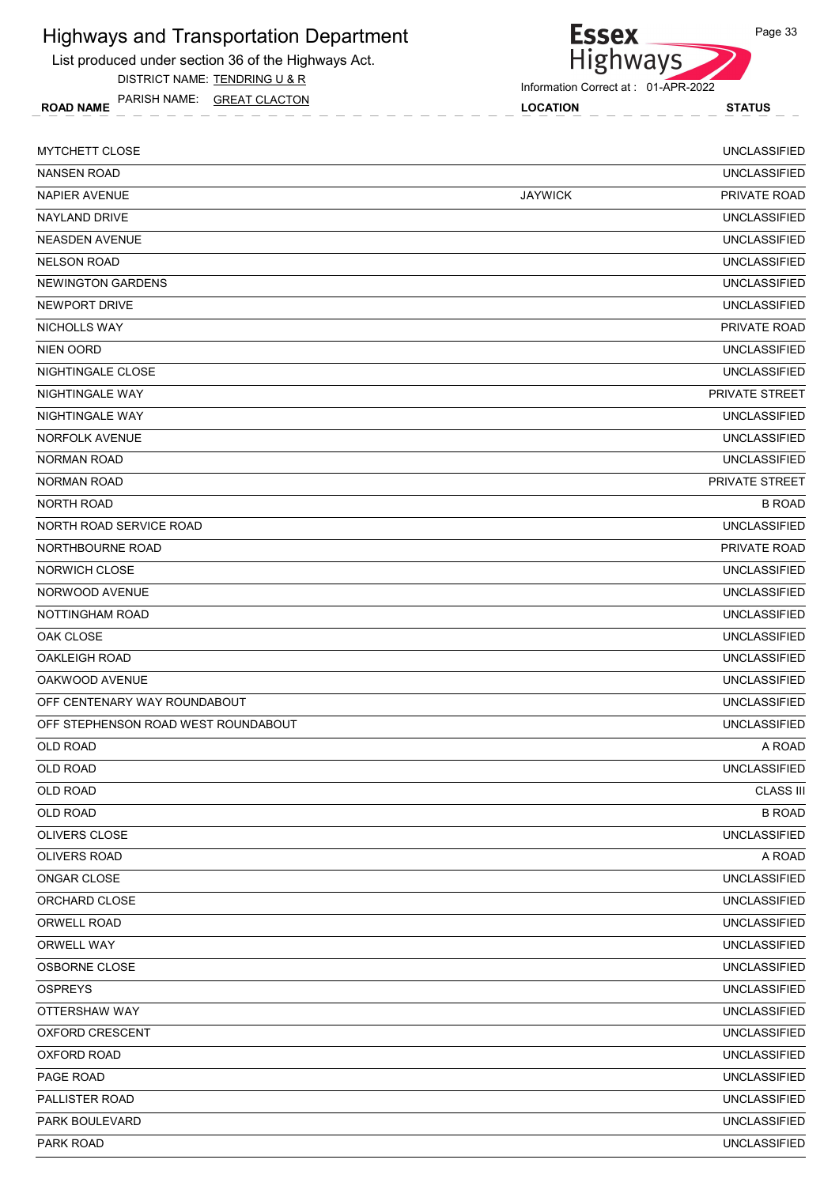# Highways and Transportation Department

List produced under section 36 of the Highways Act.

DISTRICT NAME: TENDRING U & R

PARISH NAME: GREAT CLACTON

Information Correct at : 01-APR-2022

| ROAD NAME | LOCATION | STATUS |
|---|---|---|
| MYTCHETT CLOSE | | UNCLASSIFIED |
| NANSEN ROAD | | UNCLASSIFIED |
| NAPIER AVENUE | JAYWICK | PRIVATE ROAD |
| NAYLAND DRIVE | | UNCLASSIFIED |
| NEASDEN AVENUE | | UNCLASSIFIED |
| NELSON ROAD | | UNCLASSIFIED |
| NEWINGTON GARDENS | | UNCLASSIFIED |
| NEWPORT DRIVE | | UNCLASSIFIED |
| NICHOLLS WAY | | PRIVATE ROAD |
| NIEN OORD | | UNCLASSIFIED |
| NIGHTINGALE CLOSE | | UNCLASSIFIED |
| NIGHTINGALE WAY | | PRIVATE STREET |
| NIGHTINGALE WAY | | UNCLASSIFIED |
| NORFOLK AVENUE | | UNCLASSIFIED |
| NORMAN ROAD | | UNCLASSIFIED |
| NORMAN ROAD | | PRIVATE STREET |
| NORTH ROAD | | B ROAD |
| NORTH ROAD SERVICE ROAD | | UNCLASSIFIED |
| NORTHBOURNE ROAD | | PRIVATE ROAD |
| NORWICH CLOSE | | UNCLASSIFIED |
| NORWOOD AVENUE | | UNCLASSIFIED |
| NOTTINGHAM ROAD | | UNCLASSIFIED |
| OAK CLOSE | | UNCLASSIFIED |
| OAKLEIGH ROAD | | UNCLASSIFIED |
| OAKWOOD AVENUE | | UNCLASSIFIED |
| OFF CENTENARY WAY ROUNDABOUT | | UNCLASSIFIED |
| OFF STEPHENSON ROAD WEST ROUNDABOUT | | UNCLASSIFIED |
| OLD ROAD | | A ROAD |
| OLD ROAD | | UNCLASSIFIED |
| OLD ROAD | | CLASS III |
| OLD ROAD | | B ROAD |
| OLIVERS CLOSE | | UNCLASSIFIED |
| OLIVERS ROAD | | A ROAD |
| ONGAR CLOSE | | UNCLASSIFIED |
| ORCHARD CLOSE | | UNCLASSIFIED |
| ORWELL ROAD | | UNCLASSIFIED |
| ORWELL WAY | | UNCLASSIFIED |
| OSBORNE CLOSE | | UNCLASSIFIED |
| OSPREYS | | UNCLASSIFIED |
| OTTERSHAW WAY | | UNCLASSIFIED |
| OXFORD CRESCENT | | UNCLASSIFIED |
| OXFORD ROAD | | UNCLASSIFIED |
| PAGE ROAD | | UNCLASSIFIED |
| PALLISTER ROAD | | UNCLASSIFIED |
| PARK BOULEVARD | | UNCLASSIFIED |
| PARK ROAD | | UNCLASSIFIED |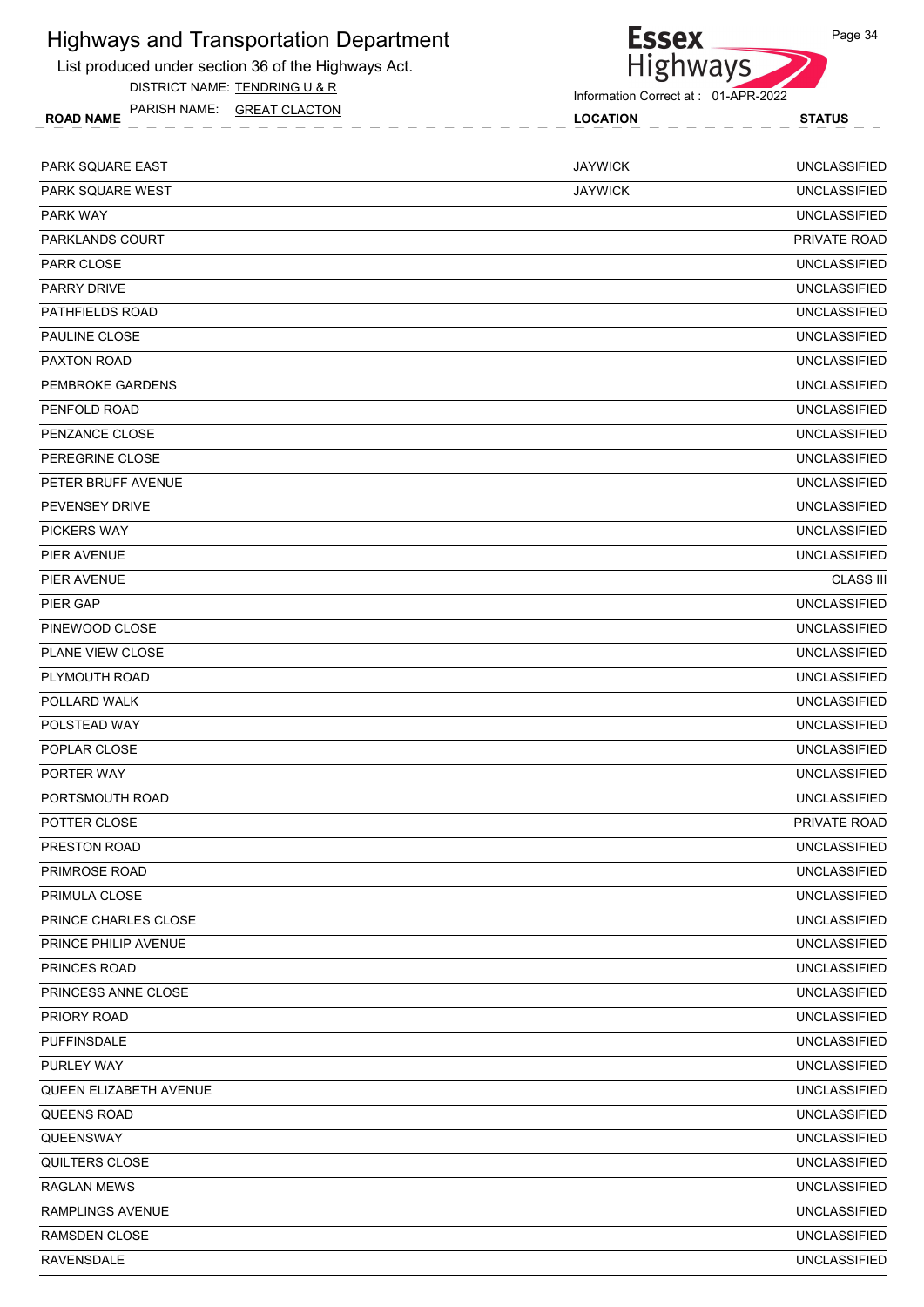# Highways and Transportation Department

List produced under section 36 of the Highways Act.

DISTRICT NAME: TENDRING U & R

PARISH NAME: GREAT CLACTON

Information Correct at : 01-APR-2022

| ROAD NAME | LOCATION | STATUS |
| --- | --- | --- |
| PARK SQUARE EAST | JAYWICK | UNCLASSIFIED |
| PARK SQUARE WEST | JAYWICK | UNCLASSIFIED |
| PARK WAY | | UNCLASSIFIED |
| PARKLANDS COURT | | PRIVATE ROAD |
| PARR CLOSE | | UNCLASSIFIED |
| PARRY DRIVE | | UNCLASSIFIED |
| PATHFIELDS ROAD | | UNCLASSIFIED |
| PAULINE CLOSE | | UNCLASSIFIED |
| PAXTON ROAD | | UNCLASSIFIED |
| PEMBROKE GARDENS | | UNCLASSIFIED |
| PENFOLD ROAD | | UNCLASSIFIED |
| PENZANCE CLOSE | | UNCLASSIFIED |
| PEREGRINE CLOSE | | UNCLASSIFIED |
| PETER BRUFF AVENUE | | UNCLASSIFIED |
| PEVENSEY DRIVE | | UNCLASSIFIED |
| PICKERS WAY | | UNCLASSIFIED |
| PIER AVENUE | | UNCLASSIFIED |
| PIER AVENUE | | CLASS III |
| PIER GAP | | UNCLASSIFIED |
| PINEWOOD CLOSE | | UNCLASSIFIED |
| PLANE VIEW CLOSE | | UNCLASSIFIED |
| PLYMOUTH ROAD | | UNCLASSIFIED |
| POLLARD WALK | | UNCLASSIFIED |
| POLSTEAD WAY | | UNCLASSIFIED |
| POPLAR CLOSE | | UNCLASSIFIED |
| PORTER WAY | | UNCLASSIFIED |
| PORTSMOUTH ROAD | | UNCLASSIFIED |
| POTTER CLOSE | | PRIVATE ROAD |
| PRESTON ROAD | | UNCLASSIFIED |
| PRIMROSE ROAD | | UNCLASSIFIED |
| PRIMULA CLOSE | | UNCLASSIFIED |
| PRINCE CHARLES CLOSE | | UNCLASSIFIED |
| PRINCE PHILIP AVENUE | | UNCLASSIFIED |
| PRINCES ROAD | | UNCLASSIFIED |
| PRINCESS ANNE CLOSE | | UNCLASSIFIED |
| PRIORY ROAD | | UNCLASSIFIED |
| PUFFINSDALE | | UNCLASSIFIED |
| PURLEY WAY | | UNCLASSIFIED |
| QUEEN ELIZABETH AVENUE | | UNCLASSIFIED |
| QUEENS ROAD | | UNCLASSIFIED |
| QUEENSWAY | | UNCLASSIFIED |
| QUILTERS CLOSE | | UNCLASSIFIED |
| RAGLAN MEWS | | UNCLASSIFIED |
| RAMPLINGS AVENUE | | UNCLASSIFIED |
| RAMSDEN CLOSE | | UNCLASSIFIED |
| RAVENSDALE | | UNCLASSIFIED |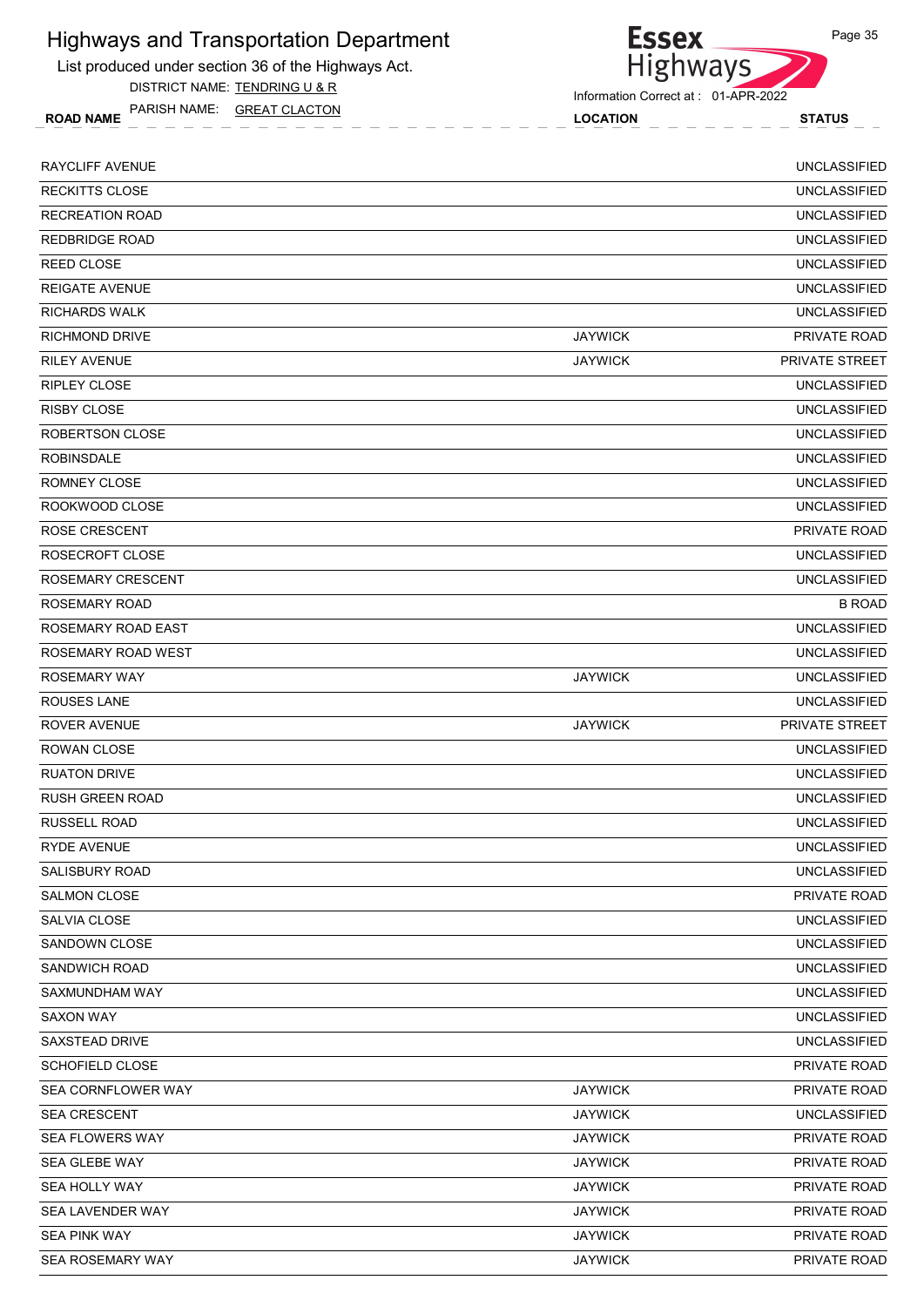# Highways and Transportation Department

List produced under section 36 of the Highways Act.

DISTRICT NAME: TENDRING U & R

PARISH NAME: GREAT CLACTON

Information Correct at : 01-APR-2022

| ROAD NAME | LOCATION | STATUS |
|---|---|---|
| RAYCLIFF AVENUE | | UNCLASSIFIED |
| RECKITTS CLOSE | | UNCLASSIFIED |
| RECREATION ROAD | | UNCLASSIFIED |
| REDBRIDGE ROAD | | UNCLASSIFIED |
| REED CLOSE | | UNCLASSIFIED |
| REIGATE AVENUE | | UNCLASSIFIED |
| RICHARDS WALK | | UNCLASSIFIED |
| RICHMOND DRIVE | JAYWICK | PRIVATE ROAD |
| RILEY AVENUE | JAYWICK | PRIVATE STREET |
| RIPLEY CLOSE | | UNCLASSIFIED |
| RISBY CLOSE | | UNCLASSIFIED |
| ROBERTSON CLOSE | | UNCLASSIFIED |
| ROBINSDALE | | UNCLASSIFIED |
| ROMNEY CLOSE | | UNCLASSIFIED |
| ROOKWOOD CLOSE | | UNCLASSIFIED |
| ROSE CRESCENT | | PRIVATE ROAD |
| ROSECROFT CLOSE | | UNCLASSIFIED |
| ROSEMARY CRESCENT | | UNCLASSIFIED |
| ROSEMARY ROAD | | B ROAD |
| ROSEMARY ROAD EAST | | UNCLASSIFIED |
| ROSEMARY ROAD WEST | | UNCLASSIFIED |
| ROSEMARY WAY | JAYWICK | UNCLASSIFIED |
| ROUSES LANE | | UNCLASSIFIED |
| ROVER AVENUE | JAYWICK | PRIVATE STREET |
| ROWAN CLOSE | | UNCLASSIFIED |
| RUATON DRIVE | | UNCLASSIFIED |
| RUSH GREEN ROAD | | UNCLASSIFIED |
| RUSSELL ROAD | | UNCLASSIFIED |
| RYDE AVENUE | | UNCLASSIFIED |
| SALISBURY ROAD | | UNCLASSIFIED |
| SALMON CLOSE | | PRIVATE ROAD |
| SALVIA CLOSE | | UNCLASSIFIED |
| SANDOWN CLOSE | | UNCLASSIFIED |
| SANDWICH ROAD | | UNCLASSIFIED |
| SAXMUNDHAM WAY | | UNCLASSIFIED |
| SAXON WAY | | UNCLASSIFIED |
| SAXSTEAD DRIVE | | UNCLASSIFIED |
| SCHOFIELD CLOSE | | PRIVATE ROAD |
| SEA CORNFLOWER WAY | JAYWICK | PRIVATE ROAD |
| SEA CRESCENT | JAYWICK | UNCLASSIFIED |
| SEA FLOWERS WAY | JAYWICK | PRIVATE ROAD |
| SEA GLEBE WAY | JAYWICK | PRIVATE ROAD |
| SEA HOLLY WAY | JAYWICK | PRIVATE ROAD |
| SEA LAVENDER WAY | JAYWICK | PRIVATE ROAD |
| SEA PINK WAY | JAYWICK | PRIVATE ROAD |
| SEA ROSEMARY WAY | JAYWICK | PRIVATE ROAD |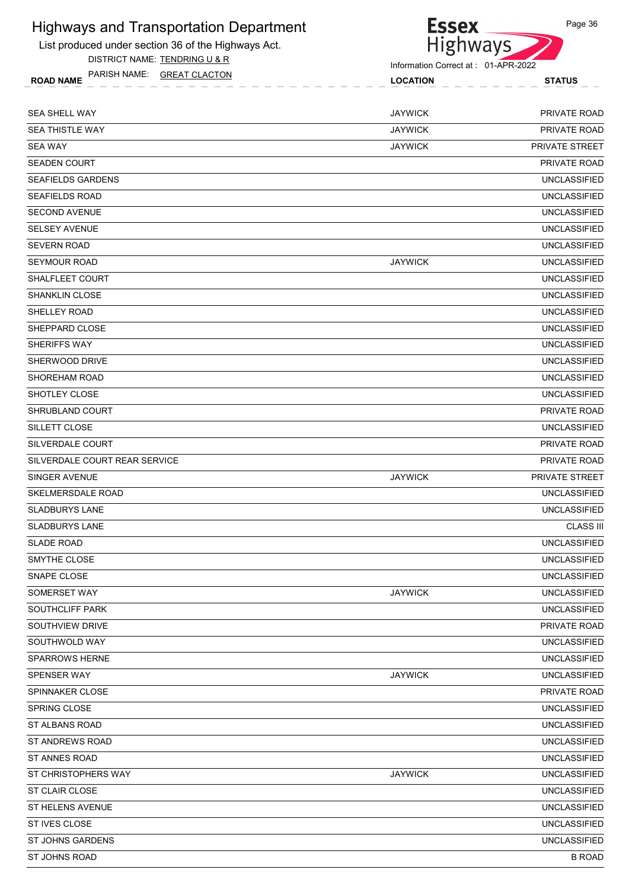# Highways and Transportation Department

List produced under section 36 of the Highways Act.

DISTRICT NAME: TENDRING U & R

PARISH NAME: GREAT CLACTON

Information Correct at : 01-APR-2022

| ROAD NAME | LOCATION | STATUS |
|---|---|---|
| SEA SHELL WAY | JAYWICK | PRIVATE ROAD |
| SEA THISTLE WAY | JAYWICK | PRIVATE ROAD |
| SEA WAY | JAYWICK | PRIVATE STREET |
| SEADEN COURT | | PRIVATE ROAD |
| SEAFIELDS GARDENS | | UNCLASSIFIED |
| SEAFIELDS ROAD | | UNCLASSIFIED |
| SECOND AVENUE | | UNCLASSIFIED |
| SELSEY AVENUE | | UNCLASSIFIED |
| SEVERN ROAD | | UNCLASSIFIED |
| SEYMOUR ROAD | JAYWICK | UNCLASSIFIED |
| SHALFLEET COURT | | UNCLASSIFIED |
| SHANKLIN CLOSE | | UNCLASSIFIED |
| SHELLEY ROAD | | UNCLASSIFIED |
| SHEPPARD CLOSE | | UNCLASSIFIED |
| SHERIFFS WAY | | UNCLASSIFIED |
| SHERWOOD DRIVE | | UNCLASSIFIED |
| SHOREHAM ROAD | | UNCLASSIFIED |
| SHOTLEY CLOSE | | UNCLASSIFIED |
| SHRUBLAND COURT | | PRIVATE ROAD |
| SILLETT CLOSE | | UNCLASSIFIED |
| SILVERDALE COURT | | PRIVATE ROAD |
| SILVERDALE COURT REAR SERVICE | | PRIVATE ROAD |
| SINGER AVENUE | JAYWICK | PRIVATE STREET |
| SKELMERSDALE ROAD | | UNCLASSIFIED |
| SLADBURYS LANE | | UNCLASSIFIED |
| SLADBURYS LANE | | CLASS III |
| SLADE ROAD | | UNCLASSIFIED |
| SMYTHE CLOSE | | UNCLASSIFIED |
| SNAPE CLOSE | | UNCLASSIFIED |
| SOMERSET WAY | JAYWICK | UNCLASSIFIED |
| SOUTHCLIFF PARK | | UNCLASSIFIED |
| SOUTHVIEW DRIVE | | PRIVATE ROAD |
| SOUTHWOLD WAY | | UNCLASSIFIED |
| SPARROWS HERNE | | UNCLASSIFIED |
| SPENSER WAY | JAYWICK | UNCLASSIFIED |
| SPINNAKER CLOSE | | PRIVATE ROAD |
| SPRING CLOSE | | UNCLASSIFIED |
| ST ALBANS ROAD | | UNCLASSIFIED |
| ST ANDREWS ROAD | | UNCLASSIFIED |
| ST ANNES ROAD | | UNCLASSIFIED |
| ST CHRISTOPHERS WAY | JAYWICK | UNCLASSIFIED |
| ST CLAIR CLOSE | | UNCLASSIFIED |
| ST HELENS AVENUE | | UNCLASSIFIED |
| ST IVES CLOSE | | UNCLASSIFIED |
| ST JOHNS GARDENS | | UNCLASSIFIED |
| ST JOHNS ROAD | | B ROAD |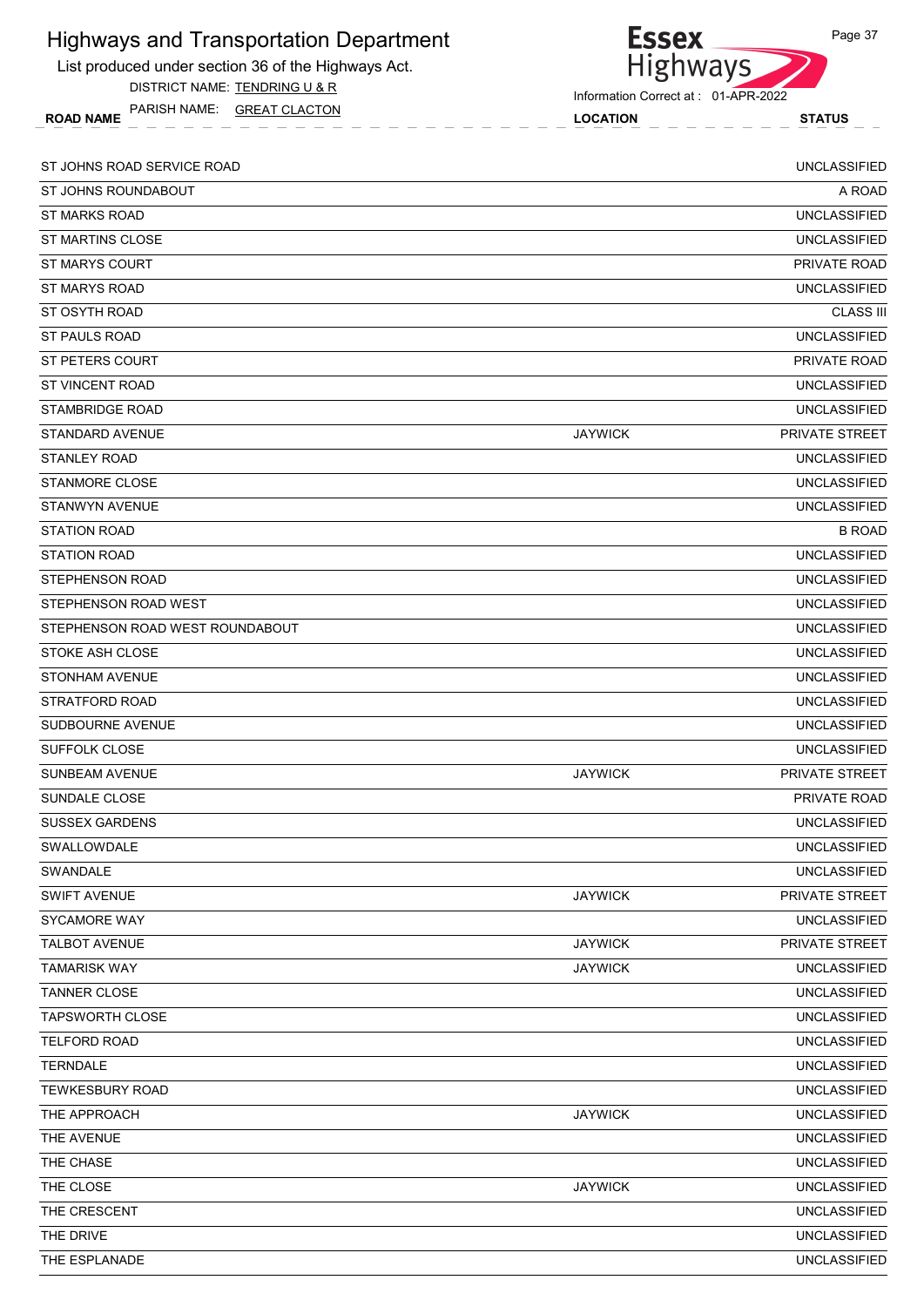# Highways and Transportation Department

List produced under section 36 of the Highways Act.

DISTRICT NAME: TENDRING U & R

PARISH NAME: GREAT CLACTON

Information Correct at : 01-APR-2022

| ROAD NAME | LOCATION | STATUS |
|---|---|---|
| ST JOHNS ROAD SERVICE ROAD | | UNCLASSIFIED |
| ST JOHNS ROUNDABOUT | | A ROAD |
| ST MARKS ROAD | | UNCLASSIFIED |
| ST MARTINS CLOSE | | UNCLASSIFIED |
| ST MARYS COURT | | PRIVATE ROAD |
| ST MARYS ROAD | | UNCLASSIFIED |
| ST OSYTH ROAD | | CLASS III |
| ST PAULS ROAD | | UNCLASSIFIED |
| ST PETERS COURT | | PRIVATE ROAD |
| ST VINCENT ROAD | | UNCLASSIFIED |
| STAMBRIDGE ROAD | | UNCLASSIFIED |
| STANDARD AVENUE | JAYWICK | PRIVATE STREET |
| STANLEY ROAD | | UNCLASSIFIED |
| STANMORE CLOSE | | UNCLASSIFIED |
| STANWYN AVENUE | | UNCLASSIFIED |
| STATION ROAD | | B ROAD |
| STATION ROAD | | UNCLASSIFIED |
| STEPHENSON ROAD | | UNCLASSIFIED |
| STEPHENSON ROAD WEST | | UNCLASSIFIED |
| STEPHENSON ROAD WEST ROUNDABOUT | | UNCLASSIFIED |
| STOKE ASH CLOSE | | UNCLASSIFIED |
| STONHAM AVENUE | | UNCLASSIFIED |
| STRATFORD ROAD | | UNCLASSIFIED |
| SUDBOURNE AVENUE | | UNCLASSIFIED |
| SUFFOLK CLOSE | | UNCLASSIFIED |
| SUNBEAM AVENUE | JAYWICK | PRIVATE STREET |
| SUNDALE CLOSE | | PRIVATE ROAD |
| SUSSEX GARDENS | | UNCLASSIFIED |
| SWALLOWDALE | | UNCLASSIFIED |
| SWANDALE | | UNCLASSIFIED |
| SWIFT AVENUE | JAYWICK | PRIVATE STREET |
| SYCAMORE WAY | | UNCLASSIFIED |
| TALBOT AVENUE | JAYWICK | PRIVATE STREET |
| TAMARISK WAY | JAYWICK | UNCLASSIFIED |
| TANNER CLOSE | | UNCLASSIFIED |
| TAPSWORTH CLOSE | | UNCLASSIFIED |
| TELFORD ROAD | | UNCLASSIFIED |
| TERNDALE | | UNCLASSIFIED |
| TEWKESBURY ROAD | | UNCLASSIFIED |
| THE APPROACH | JAYWICK | UNCLASSIFIED |
| THE AVENUE | | UNCLASSIFIED |
| THE CHASE | | UNCLASSIFIED |
| THE CLOSE | JAYWICK | UNCLASSIFIED |
| THE CRESCENT | | UNCLASSIFIED |
| THE DRIVE | | UNCLASSIFIED |
| THE ESPLANADE | | UNCLASSIFIED |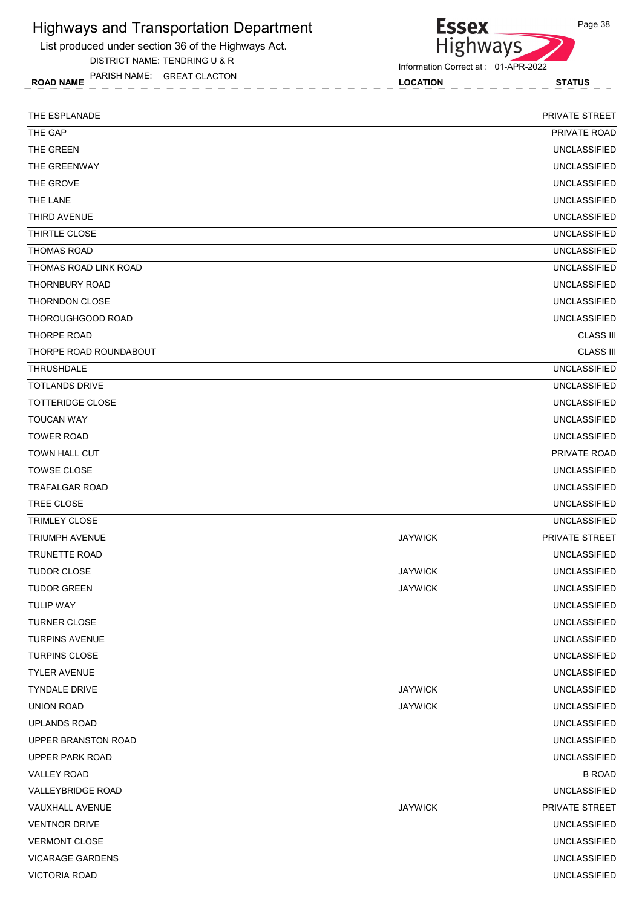# Highways and Transportation Department

List produced under section 36 of the Highways Act.

DISTRICT NAME: TENDRING U & R

PARISH NAME: GREAT CLACTON

Information Correct at : 01-APR-2022

| ROAD NAME | LOCATION | STATUS |
| --- | --- | --- |
| THE ESPLANADE | | PRIVATE STREET |
| THE GAP | | PRIVATE ROAD |
| THE GREEN | | UNCLASSIFIED |
| THE GREENWAY | | UNCLASSIFIED |
| THE GROVE | | UNCLASSIFIED |
| THE LANE | | UNCLASSIFIED |
| THIRD AVENUE | | UNCLASSIFIED |
| THIRTLE CLOSE | | UNCLASSIFIED |
| THOMAS ROAD | | UNCLASSIFIED |
| THOMAS ROAD LINK ROAD | | UNCLASSIFIED |
| THORNBURY ROAD | | UNCLASSIFIED |
| THORNDON CLOSE | | UNCLASSIFIED |
| THOROUGHGOOD ROAD | | UNCLASSIFIED |
| THORPE ROAD | | CLASS III |
| THORPE ROAD ROUNDABOUT | | CLASS III |
| THRUSHDALE | | UNCLASSIFIED |
| TOTLANDS DRIVE | | UNCLASSIFIED |
| TOTTERIDGE CLOSE | | UNCLASSIFIED |
| TOUCAN WAY | | UNCLASSIFIED |
| TOWER ROAD | | UNCLASSIFIED |
| TOWN HALL CUT | | PRIVATE ROAD |
| TOWSE CLOSE | | UNCLASSIFIED |
| TRAFALGAR ROAD | | UNCLASSIFIED |
| TREE CLOSE | | UNCLASSIFIED |
| TRIMLEY CLOSE | | UNCLASSIFIED |
| TRIUMPH AVENUE | JAYWICK | PRIVATE STREET |
| TRUNETTE ROAD | | UNCLASSIFIED |
| TUDOR CLOSE | JAYWICK | UNCLASSIFIED |
| TUDOR GREEN | JAYWICK | UNCLASSIFIED |
| TULIP WAY | | UNCLASSIFIED |
| TURNER CLOSE | | UNCLASSIFIED |
| TURPINS AVENUE | | UNCLASSIFIED |
| TURPINS CLOSE | | UNCLASSIFIED |
| TYLER AVENUE | | UNCLASSIFIED |
| TYNDALE DRIVE | JAYWICK | UNCLASSIFIED |
| UNION ROAD | JAYWICK | UNCLASSIFIED |
| UPLANDS ROAD | | UNCLASSIFIED |
| UPPER BRANSTON ROAD | | UNCLASSIFIED |
| UPPER PARK ROAD | | UNCLASSIFIED |
| VALLEY ROAD | | B ROAD |
| VALLEYBRIDGE ROAD | | UNCLASSIFIED |
| VAUXHALL AVENUE | JAYWICK | PRIVATE STREET |
| VENTNOR DRIVE | | UNCLASSIFIED |
| VERMONT CLOSE | | UNCLASSIFIED |
| VICARAGE GARDENS | | UNCLASSIFIED |
| VICTORIA ROAD | | UNCLASSIFIED |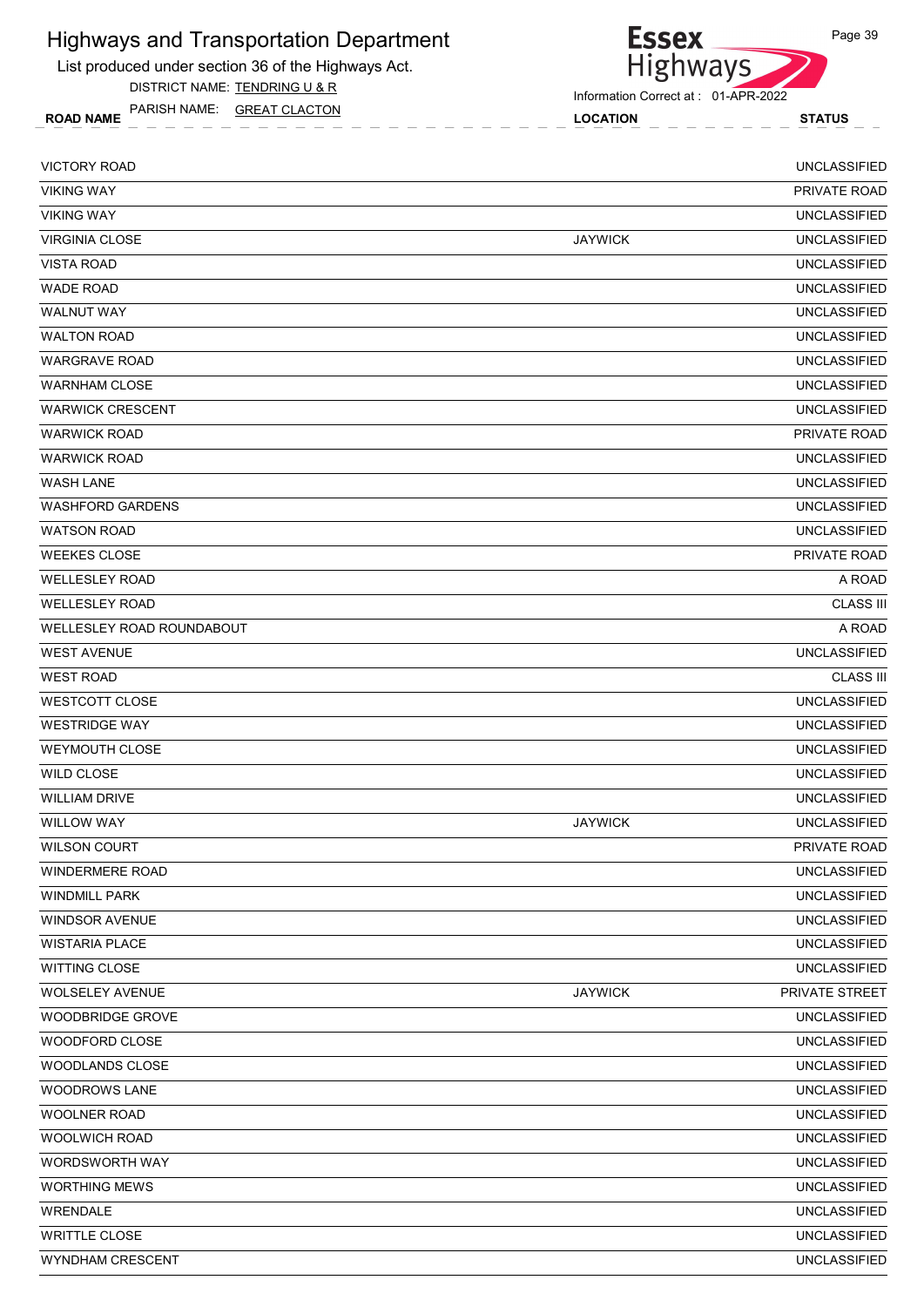# Highways and Transportation Department

List produced under section 36 of the Highways Act.

DISTRICT NAME: TENDRING U & R

PARISH NAME: GREAT CLACTON

Information Correct at : 01-APR-2022

| ROAD NAME | LOCATION | STATUS |
|---|---|---|
| VICTORY ROAD | | UNCLASSIFIED |
| VIKING WAY | | PRIVATE ROAD |
| VIKING WAY | | UNCLASSIFIED |
| VIRGINIA CLOSE | JAYWICK | UNCLASSIFIED |
| VISTA ROAD | | UNCLASSIFIED |
| WADE ROAD | | UNCLASSIFIED |
| WALNUT WAY | | UNCLASSIFIED |
| WALTON ROAD | | UNCLASSIFIED |
| WARGRAVE ROAD | | UNCLASSIFIED |
| WARNHAM CLOSE | | UNCLASSIFIED |
| WARWICK CRESCENT | | UNCLASSIFIED |
| WARWICK ROAD | | PRIVATE ROAD |
| WARWICK ROAD | | UNCLASSIFIED |
| WASH LANE | | UNCLASSIFIED |
| WASHFORD GARDENS | | UNCLASSIFIED |
| WATSON ROAD | | UNCLASSIFIED |
| WEEKES CLOSE | | PRIVATE ROAD |
| WELLESLEY ROAD | | A ROAD |
| WELLESLEY ROAD | | CLASS III |
| WELLESLEY ROAD ROUNDABOUT | | A ROAD |
| WEST AVENUE | | UNCLASSIFIED |
| WEST ROAD | | CLASS III |
| WESTCOTT CLOSE | | UNCLASSIFIED |
| WESTRIDGE WAY | | UNCLASSIFIED |
| WEYMOUTH CLOSE | | UNCLASSIFIED |
| WILD CLOSE | | UNCLASSIFIED |
| WILLIAM DRIVE | | UNCLASSIFIED |
| WILLOW WAY | JAYWICK | UNCLASSIFIED |
| WILSON COURT | | PRIVATE ROAD |
| WINDERMERE ROAD | | UNCLASSIFIED |
| WINDMILL PARK | | UNCLASSIFIED |
| WINDSOR AVENUE | | UNCLASSIFIED |
| WISTARIA PLACE | | UNCLASSIFIED |
| WITTING CLOSE | | UNCLASSIFIED |
| WOLSELEY AVENUE | JAYWICK | PRIVATE STREET |
| WOODBRIDGE GROVE | | UNCLASSIFIED |
| WOODFORD CLOSE | | UNCLASSIFIED |
| WOODLANDS CLOSE | | UNCLASSIFIED |
| WOODROWS LANE | | UNCLASSIFIED |
| WOOLNER ROAD | | UNCLASSIFIED |
| WOOLWICH ROAD | | UNCLASSIFIED |
| WORDSWORTH WAY | | UNCLASSIFIED |
| WORTHING MEWS | | UNCLASSIFIED |
| WRENDALE | | UNCLASSIFIED |
| WRITTLE CLOSE | | UNCLASSIFIED |
| WYNDHAM CRESCENT | | UNCLASSIFIED |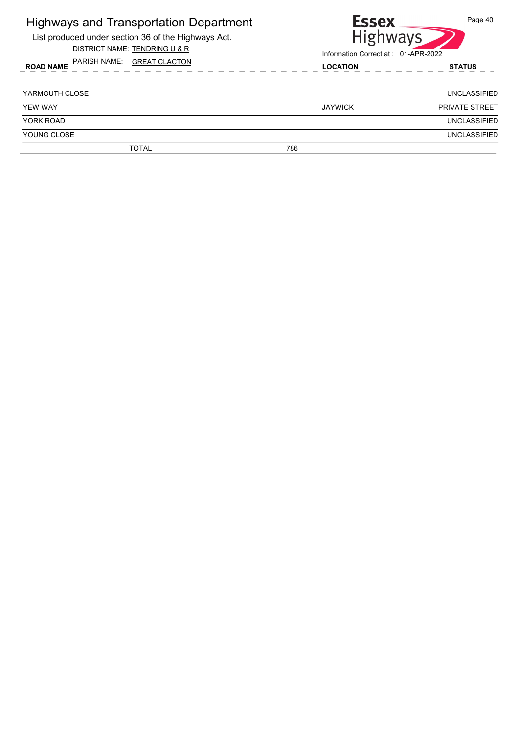# Highways and Transportation Department

List produced under section 36 of the Highways Act.

DISTRICT NAME: TENDRING U & R

PARISH NAME: GREAT CLACTON

Information Correct at : 01-APR-2022

| ROAD NAME | LOCATION | STATUS |
|---|---|---|
| YARMOUTH CLOSE | | UNCLASSIFIED |
| YEW WAY | JAYWICK | PRIVATE STREET |
| YORK ROAD | | UNCLASSIFIED |
| YOUNG CLOSE | | UNCLASSIFIED |
| TOTAL | 786 | |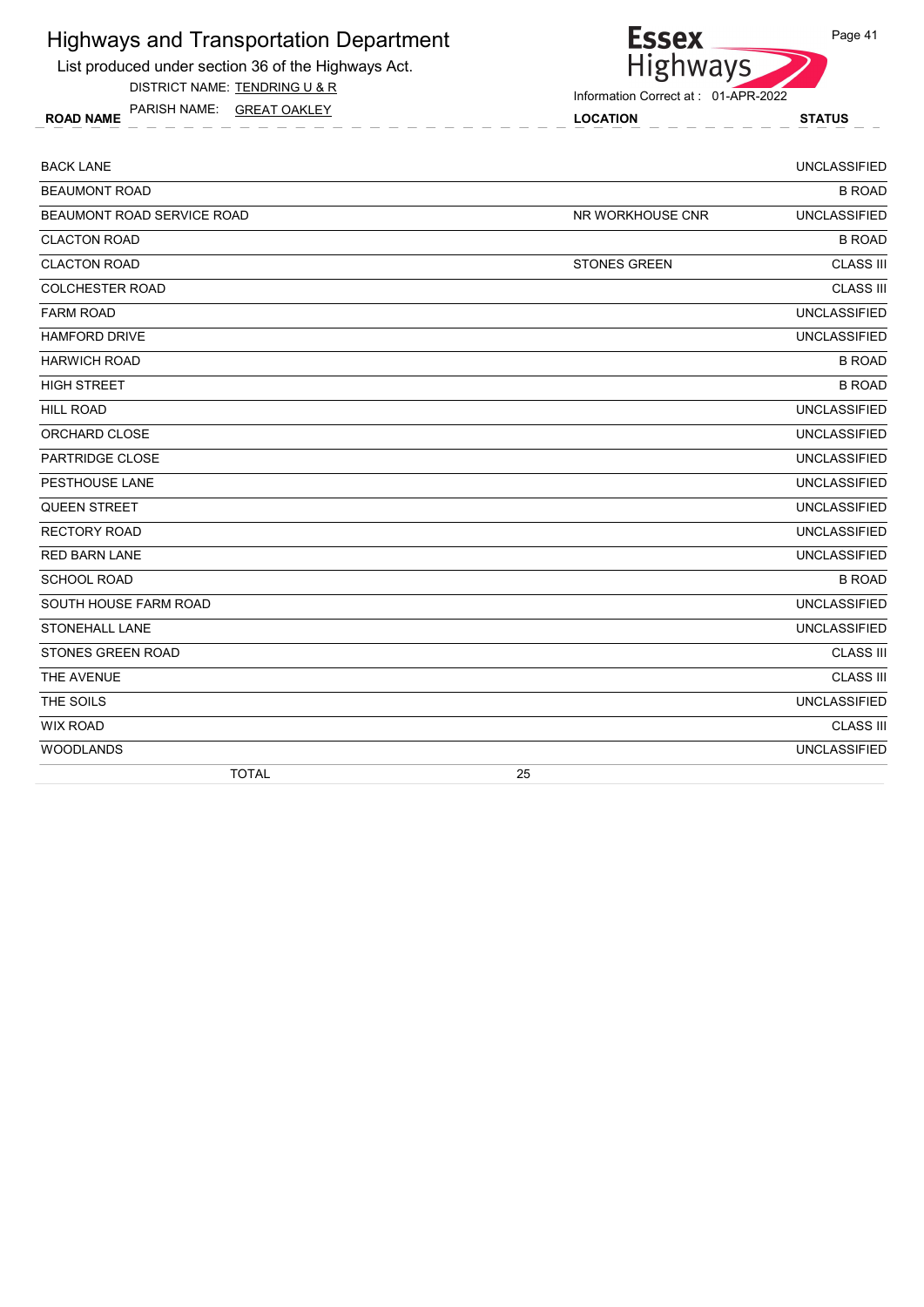# Highways and Transportation Department

List produced under section 36 of the Highways Act.

DISTRICT NAME: TENDRING U & R

PARISH NAME: GREAT OAKLEY

Essex Highways

Information Correct at : 01-APR-2022

| ROAD NAME | LOCATION | STATUS |
|---|---|---|
| BACK LANE | | UNCLASSIFIED |
| BEAUMONT ROAD | | B ROAD |
| BEAUMONT ROAD SERVICE ROAD | NR WORKHOUSE CNR | UNCLASSIFIED |
| CLACTON ROAD | | B ROAD |
| CLACTON ROAD | STONES GREEN | CLASS III |
| COLCHESTER ROAD | | CLASS III |
| FARM ROAD | | UNCLASSIFIED |
| HAMFORD DRIVE | | UNCLASSIFIED |
| HARWICH ROAD | | B ROAD |
| HIGH STREET | | B ROAD |
| HILL ROAD | | UNCLASSIFIED |
| ORCHARD CLOSE | | UNCLASSIFIED |
| PARTRIDGE CLOSE | | UNCLASSIFIED |
| PESTHOUSE LANE | | UNCLASSIFIED |
| QUEEN STREET | | UNCLASSIFIED |
| RECTORY ROAD | | UNCLASSIFIED |
| RED BARN LANE | | UNCLASSIFIED |
| SCHOOL ROAD | | B ROAD |
| SOUTH HOUSE FARM ROAD | | UNCLASSIFIED |
| STONEHALL LANE | | UNCLASSIFIED |
| STONES GREEN ROAD | | CLASS III |
| THE AVENUE | | CLASS III |
| THE SOILS | | UNCLASSIFIED |
| WIX ROAD | | CLASS III |
| WOODLANDS | | UNCLASSIFIED |
| TOTAL | 25 | |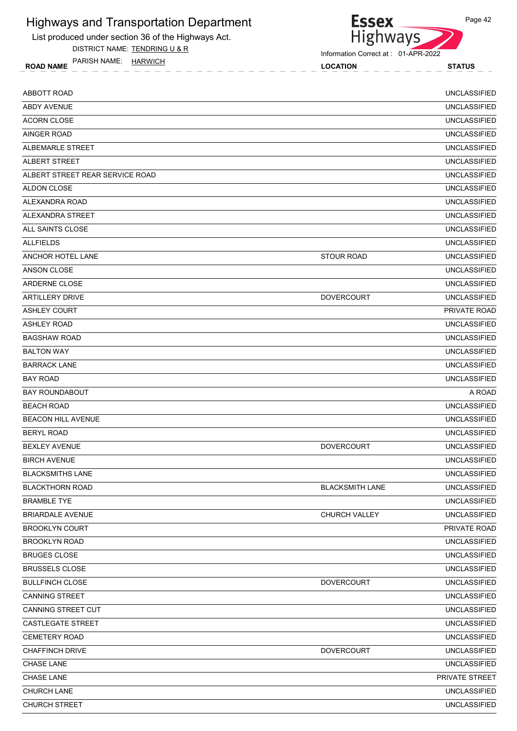# Highways and Transportation Department

List produced under section 36 of the Highways Act.

DISTRICT NAME: TENDRING U & R

PARISH NAME: HARWICH

Information Correct at : 01-APR-2022

| ROAD NAME | LOCATION | STATUS |
|---|---|---|
| ABBOTT ROAD | | UNCLASSIFIED |
| ABDY AVENUE | | UNCLASSIFIED |
| ACORN CLOSE | | UNCLASSIFIED |
| AINGER ROAD | | UNCLASSIFIED |
| ALBEMARLE STREET | | UNCLASSIFIED |
| ALBERT STREET | | UNCLASSIFIED |
| ALBERT STREET REAR SERVICE ROAD | | UNCLASSIFIED |
| ALDON CLOSE | | UNCLASSIFIED |
| ALEXANDRA ROAD | | UNCLASSIFIED |
| ALEXANDRA STREET | | UNCLASSIFIED |
| ALL SAINTS CLOSE | | UNCLASSIFIED |
| ALLFIELDS | | UNCLASSIFIED |
| ANCHOR HOTEL LANE | STOUR ROAD | UNCLASSIFIED |
| ANSON CLOSE | | UNCLASSIFIED |
| ARDERNE CLOSE | | UNCLASSIFIED |
| ARTILLERY DRIVE | DOVERCOURT | UNCLASSIFIED |
| ASHLEY COURT | | PRIVATE ROAD |
| ASHLEY ROAD | | UNCLASSIFIED |
| BAGSHAW ROAD | | UNCLASSIFIED |
| BALTON WAY | | UNCLASSIFIED |
| BARRACK LANE | | UNCLASSIFIED |
| BAY ROAD | | UNCLASSIFIED |
| BAY ROUNDABOUT | | A ROAD |
| BEACH ROAD | | UNCLASSIFIED |
| BEACON HILL AVENUE | | UNCLASSIFIED |
| BERYL ROAD | | UNCLASSIFIED |
| BEXLEY AVENUE | DOVERCOURT | UNCLASSIFIED |
| BIRCH AVENUE | | UNCLASSIFIED |
| BLACKSMITHS LANE | | UNCLASSIFIED |
| BLACKTHORN ROAD | BLACKSMITH LANE | UNCLASSIFIED |
| BRAMBLE TYE | | UNCLASSIFIED |
| BRIARDALE AVENUE | CHURCH VALLEY | UNCLASSIFIED |
| BROOKLYN COURT | | PRIVATE ROAD |
| BROOKLYN ROAD | | UNCLASSIFIED |
| BRUGES CLOSE | | UNCLASSIFIED |
| BRUSSELS CLOSE | | UNCLASSIFIED |
| BULLFINCH CLOSE | DOVERCOURT | UNCLASSIFIED |
| CANNING STREET | | UNCLASSIFIED |
| CANNING STREET CUT | | UNCLASSIFIED |
| CASTLEGATE STREET | | UNCLASSIFIED |
| CEMETERY ROAD | | UNCLASSIFIED |
| CHAFFINCH DRIVE | DOVERCOURT | UNCLASSIFIED |
| CHASE LANE | | UNCLASSIFIED |
| CHASE LANE | | PRIVATE STREET |
| CHURCH LANE | | UNCLASSIFIED |
| CHURCH STREET | | UNCLASSIFIED |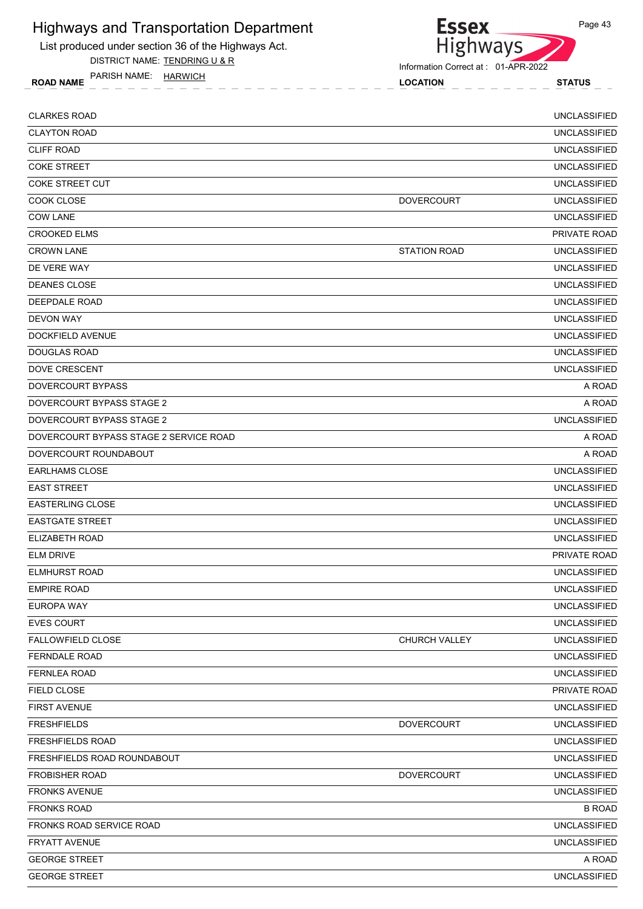# Highways and Transportation Department

List produced under section 36 of the Highways Act.

DISTRICT NAME: TENDRING U & R

PARISH NAME: HARWICH

Information Correct at : 01-APR-2022

| ROAD NAME | LOCATION | STATUS |
|---|---|---|
| CLARKES ROAD | | UNCLASSIFIED |
| CLAYTON ROAD | | UNCLASSIFIED |
| CLIFF ROAD | | UNCLASSIFIED |
| COKE STREET | | UNCLASSIFIED |
| COKE STREET CUT | | UNCLASSIFIED |
| COOK CLOSE | DOVERCOURT | UNCLASSIFIED |
| COW LANE | | UNCLASSIFIED |
| CROOKED ELMS | | PRIVATE ROAD |
| CROWN LANE | STATION ROAD | UNCLASSIFIED |
| DE VERE WAY | | UNCLASSIFIED |
| DEANES CLOSE | | UNCLASSIFIED |
| DEEPDALE ROAD | | UNCLASSIFIED |
| DEVON WAY | | UNCLASSIFIED |
| DOCKFIELD AVENUE | | UNCLASSIFIED |
| DOUGLAS ROAD | | UNCLASSIFIED |
| DOVE CRESCENT | | UNCLASSIFIED |
| DOVERCOURT BYPASS | | A ROAD |
| DOVERCOURT BYPASS STAGE 2 | | A ROAD |
| DOVERCOURT BYPASS STAGE 2 | | UNCLASSIFIED |
| DOVERCOURT BYPASS STAGE 2 SERVICE ROAD | | A ROAD |
| DOVERCOURT ROUNDABOUT | | A ROAD |
| EARLHAMS CLOSE | | UNCLASSIFIED |
| EAST STREET | | UNCLASSIFIED |
| EASTERLING CLOSE | | UNCLASSIFIED |
| EASTGATE STREET | | UNCLASSIFIED |
| ELIZABETH ROAD | | UNCLASSIFIED |
| ELM DRIVE | | PRIVATE ROAD |
| ELMHURST ROAD | | UNCLASSIFIED |
| EMPIRE ROAD | | UNCLASSIFIED |
| EUROPA WAY | | UNCLASSIFIED |
| EVES COURT | | UNCLASSIFIED |
| FALLOWFIELD CLOSE | CHURCH VALLEY | UNCLASSIFIED |
| FERNDALE ROAD | | UNCLASSIFIED |
| FERNLEA ROAD | | UNCLASSIFIED |
| FIELD CLOSE | | PRIVATE ROAD |
| FIRST AVENUE | | UNCLASSIFIED |
| FRESHFIELDS | DOVERCOURT | UNCLASSIFIED |
| FRESHFIELDS ROAD | | UNCLASSIFIED |
| FRESHFIELDS ROAD ROUNDABOUT | | UNCLASSIFIED |
| FROBISHER ROAD | DOVERCOURT | UNCLASSIFIED |
| FRONKS AVENUE | | UNCLASSIFIED |
| FRONKS ROAD | | B ROAD |
| FRONKS ROAD SERVICE ROAD | | UNCLASSIFIED |
| FRYATT AVENUE | | UNCLASSIFIED |
| GEORGE STREET | | A ROAD |
| GEORGE STREET | | UNCLASSIFIED |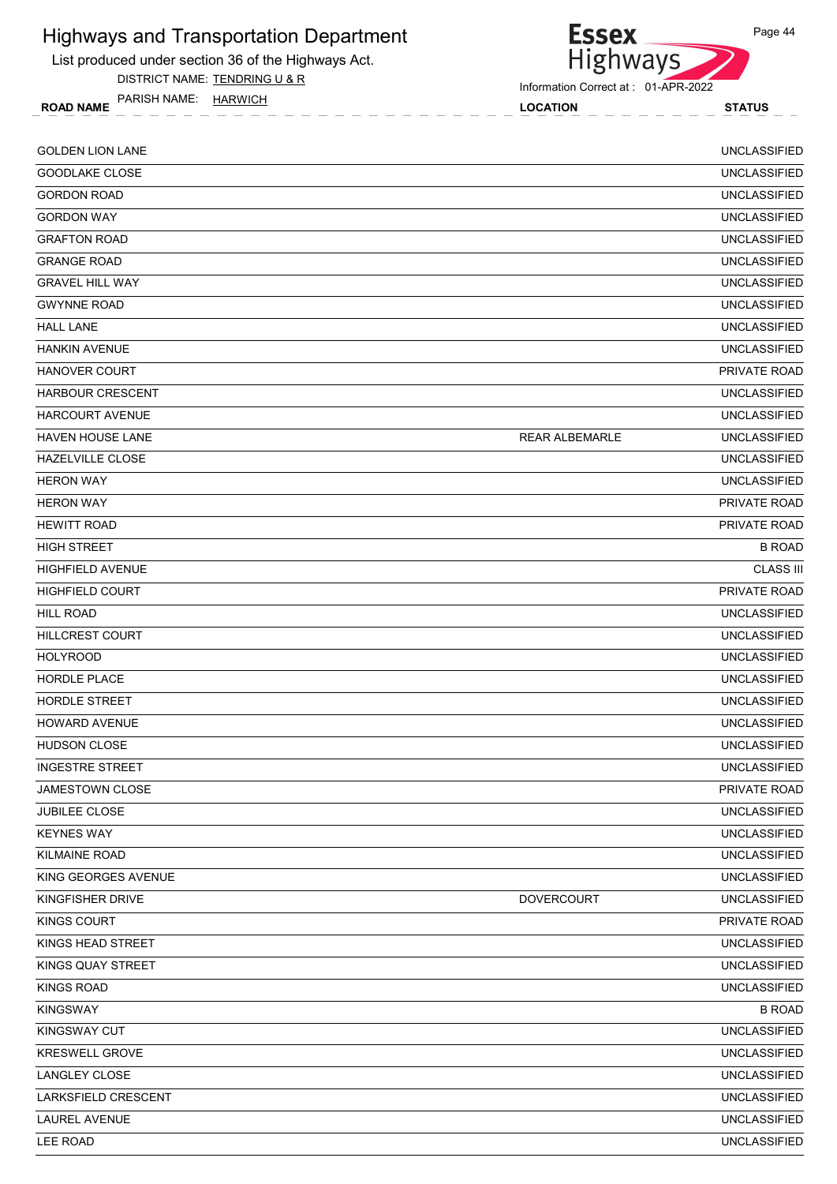# Highways and Transportation Department

List produced under section 36 of the Highways Act.

DISTRICT NAME: TENDRING U & R

PARISH NAME: HARWICH

Information Correct at : 01-APR-2022

| ROAD NAME | LOCATION | STATUS |
|---|---|---|
| GOLDEN LION LANE | | UNCLASSIFIED |
| GOODLAKE CLOSE | | UNCLASSIFIED |
| GORDON ROAD | | UNCLASSIFIED |
| GORDON WAY | | UNCLASSIFIED |
| GRAFTON ROAD | | UNCLASSIFIED |
| GRANGE ROAD | | UNCLASSIFIED |
| GRAVEL HILL WAY | | UNCLASSIFIED |
| GWYNNE ROAD | | UNCLASSIFIED |
| HALL LANE | | UNCLASSIFIED |
| HANKIN AVENUE | | UNCLASSIFIED |
| HANOVER COURT | | PRIVATE ROAD |
| HARBOUR CRESCENT | | UNCLASSIFIED |
| HARCOURT AVENUE | | UNCLASSIFIED |
| HAVEN HOUSE LANE | REAR ALBEMARLE | UNCLASSIFIED |
| HAZELVILLE CLOSE | | UNCLASSIFIED |
| HERON WAY | | UNCLASSIFIED |
| HERON WAY | | PRIVATE ROAD |
| HEWITT ROAD | | PRIVATE ROAD |
| HIGH STREET | | B ROAD |
| HIGHFIELD AVENUE | | CLASS III |
| HIGHFIELD COURT | | PRIVATE ROAD |
| HILL ROAD | | UNCLASSIFIED |
| HILLCREST COURT | | UNCLASSIFIED |
| HOLYROOD | | UNCLASSIFIED |
| HORDLE PLACE | | UNCLASSIFIED |
| HORDLE STREET | | UNCLASSIFIED |
| HOWARD AVENUE | | UNCLASSIFIED |
| HUDSON CLOSE | | UNCLASSIFIED |
| INGESTRE STREET | | UNCLASSIFIED |
| JAMESTOWN CLOSE | | PRIVATE ROAD |
| JUBILEE CLOSE | | UNCLASSIFIED |
| KEYNES WAY | | UNCLASSIFIED |
| KILMAINE ROAD | | UNCLASSIFIED |
| KING GEORGES AVENUE | | UNCLASSIFIED |
| KINGFISHER DRIVE | DOVERCOURT | UNCLASSIFIED |
| KINGS COURT | | PRIVATE ROAD |
| KINGS HEAD STREET | | UNCLASSIFIED |
| KINGS QUAY STREET | | UNCLASSIFIED |
| KINGS ROAD | | UNCLASSIFIED |
| KINGSWAY | | B ROAD |
| KINGSWAY CUT | | UNCLASSIFIED |
| KRESWELL GROVE | | UNCLASSIFIED |
| LANGLEY CLOSE | | UNCLASSIFIED |
| LARKSFIELD CRESCENT | | UNCLASSIFIED |
| LAUREL AVENUE | | UNCLASSIFIED |
| LEE ROAD | | UNCLASSIFIED |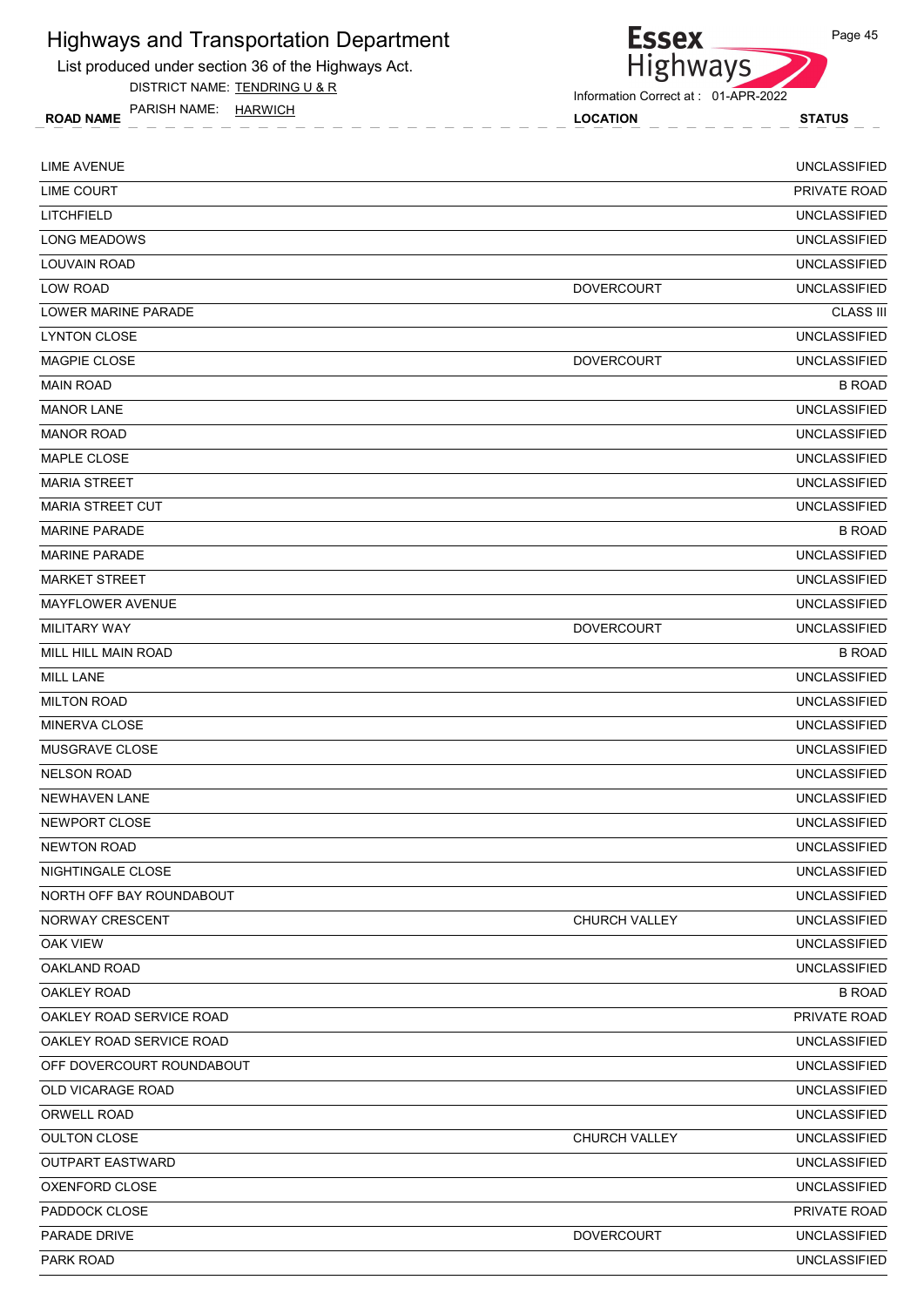# Highways and Transportation Department

List produced under section 36 of the Highways Act.

DISTRICT NAME: TENDRING U & R

PARISH NAME: HARWICH

Information Correct at : 01-APR-2022

| ROAD NAME | LOCATION | STATUS |
|---|---|---|
| LIME AVENUE | | UNCLASSIFIED |
| LIME COURT | | PRIVATE ROAD |
| LITCHFIELD | | UNCLASSIFIED |
| LONG MEADOWS | | UNCLASSIFIED |
| LOUVAIN ROAD | | UNCLASSIFIED |
| LOW ROAD | DOVERCOURT | UNCLASSIFIED |
| LOWER MARINE PARADE | | CLASS III |
| LYNTON CLOSE | | UNCLASSIFIED |
| MAGPIE CLOSE | DOVERCOURT | UNCLASSIFIED |
| MAIN ROAD | | B ROAD |
| MANOR LANE | | UNCLASSIFIED |
| MANOR ROAD | | UNCLASSIFIED |
| MAPLE CLOSE | | UNCLASSIFIED |
| MARIA STREET | | UNCLASSIFIED |
| MARIA STREET CUT | | UNCLASSIFIED |
| MARINE PARADE | | B ROAD |
| MARINE PARADE | | UNCLASSIFIED |
| MARKET STREET | | UNCLASSIFIED |
| MAYFLOWER AVENUE | | UNCLASSIFIED |
| MILITARY WAY | DOVERCOURT | UNCLASSIFIED |
| MILL HILL MAIN ROAD | | B ROAD |
| MILL LANE | | UNCLASSIFIED |
| MILTON ROAD | | UNCLASSIFIED |
| MINERVA CLOSE | | UNCLASSIFIED |
| MUSGRAVE CLOSE | | UNCLASSIFIED |
| NELSON ROAD | | UNCLASSIFIED |
| NEWHAVEN LANE | | UNCLASSIFIED |
| NEWPORT CLOSE | | UNCLASSIFIED |
| NEWTON ROAD | | UNCLASSIFIED |
| NIGHTINGALE CLOSE | | UNCLASSIFIED |
| NORTH OFF BAY ROUNDABOUT | | UNCLASSIFIED |
| NORWAY CRESCENT | CHURCH VALLEY | UNCLASSIFIED |
| OAK VIEW | | UNCLASSIFIED |
| OAKLAND ROAD | | UNCLASSIFIED |
| OAKLEY ROAD | | B ROAD |
| OAKLEY ROAD SERVICE ROAD | | PRIVATE ROAD |
| OAKLEY ROAD SERVICE ROAD | | UNCLASSIFIED |
| OFF DOVERCOURT ROUNDABOUT | | UNCLASSIFIED |
| OLD VICARAGE ROAD | | UNCLASSIFIED |
| ORWELL ROAD | | UNCLASSIFIED |
| OULTON CLOSE | CHURCH VALLEY | UNCLASSIFIED |
| OUTPART EASTWARD | | UNCLASSIFIED |
| OXENFORD CLOSE | | UNCLASSIFIED |
| PADDOCK CLOSE | | PRIVATE ROAD |
| PARADE DRIVE | DOVERCOURT | UNCLASSIFIED |
| PARK ROAD | | UNCLASSIFIED |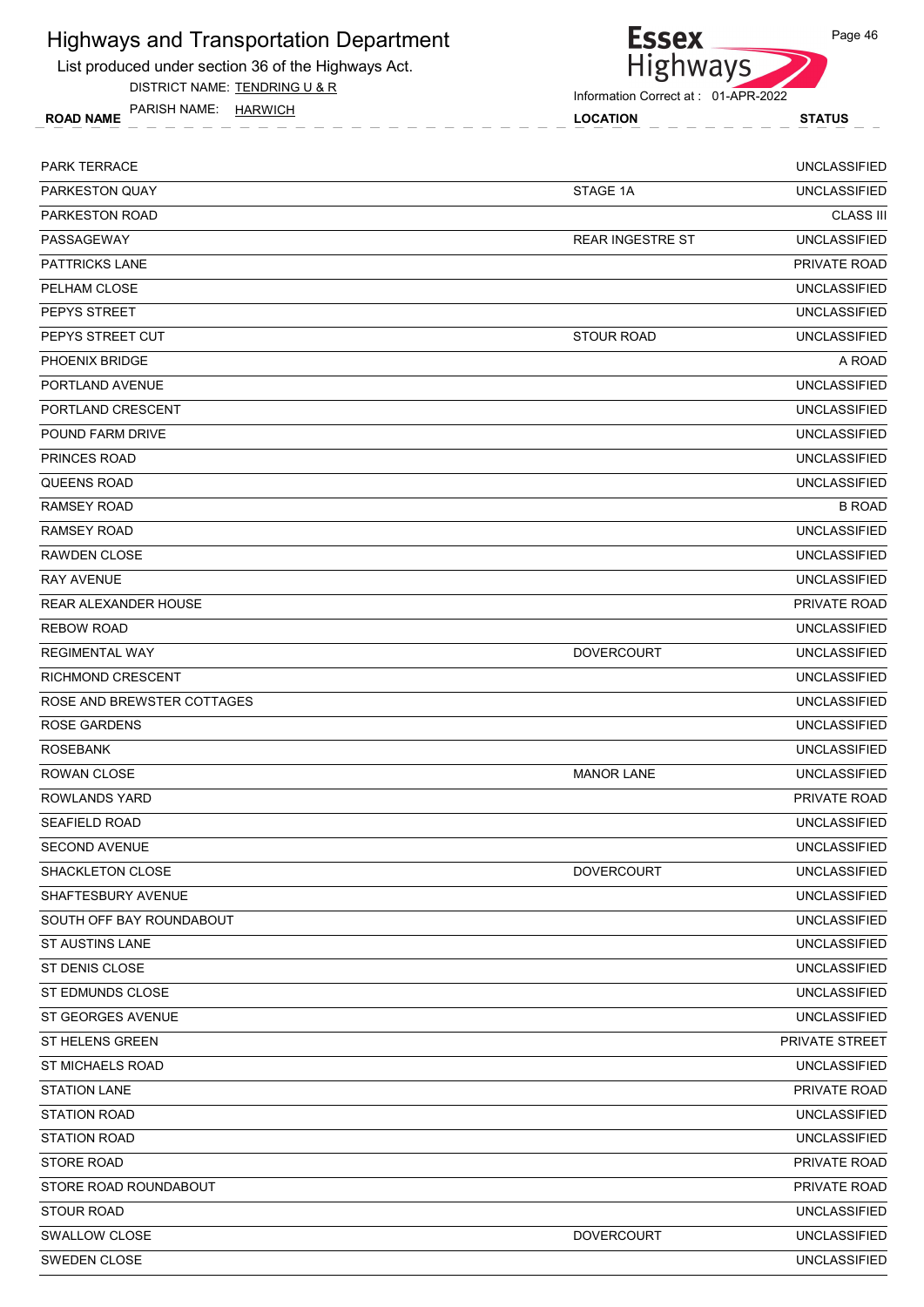# Highways and Transportation Department

List produced under section 36 of the Highways Act.

DISTRICT NAME: TENDRING U & R

PARISH NAME: HARWICH

Information Correct at : 01-APR-2022

| ROAD NAME | LOCATION | STATUS |
|---|---|---|
| PARK TERRACE | | UNCLASSIFIED |
| PARKESTON QUAY | STAGE 1A | UNCLASSIFIED |
| PARKESTON ROAD | | CLASS III |
| PASSAGEWAY | REAR INGESTRE ST | UNCLASSIFIED |
| PATTRICKS LANE | | PRIVATE ROAD |
| PELHAM CLOSE | | UNCLASSIFIED |
| PEPYS STREET | | UNCLASSIFIED |
| PEPYS STREET CUT | STOUR ROAD | UNCLASSIFIED |
| PHOENIX BRIDGE | | A ROAD |
| PORTLAND AVENUE | | UNCLASSIFIED |
| PORTLAND CRESCENT | | UNCLASSIFIED |
| POUND FARM DRIVE | | UNCLASSIFIED |
| PRINCES ROAD | | UNCLASSIFIED |
| QUEENS ROAD | | UNCLASSIFIED |
| RAMSEY ROAD | | B ROAD |
| RAMSEY ROAD | | UNCLASSIFIED |
| RAWDEN CLOSE | | UNCLASSIFIED |
| RAY AVENUE | | UNCLASSIFIED |
| REAR ALEXANDER HOUSE | | PRIVATE ROAD |
| REBOW ROAD | | UNCLASSIFIED |
| REGIMENTAL WAY | DOVERCOURT | UNCLASSIFIED |
| RICHMOND CRESCENT | | UNCLASSIFIED |
| ROSE AND BREWSTER COTTAGES | | UNCLASSIFIED |
| ROSE GARDENS | | UNCLASSIFIED |
| ROSEBANK | | UNCLASSIFIED |
| ROWAN CLOSE | MANOR LANE | UNCLASSIFIED |
| ROWLANDS YARD | | PRIVATE ROAD |
| SEAFIELD ROAD | | UNCLASSIFIED |
| SECOND AVENUE | | UNCLASSIFIED |
| SHACKLETON CLOSE | DOVERCOURT | UNCLASSIFIED |
| SHAFTESBURY AVENUE | | UNCLASSIFIED |
| SOUTH OFF BAY ROUNDABOUT | | UNCLASSIFIED |
| ST AUSTINS LANE | | UNCLASSIFIED |
| ST DENIS CLOSE | | UNCLASSIFIED |
| ST EDMUNDS CLOSE | | UNCLASSIFIED |
| ST GEORGES AVENUE | | UNCLASSIFIED |
| ST HELENS GREEN | | PRIVATE STREET |
| ST MICHAELS ROAD | | UNCLASSIFIED |
| STATION LANE | | PRIVATE ROAD |
| STATION ROAD | | UNCLASSIFIED |
| STATION ROAD | | UNCLASSIFIED |
| STORE ROAD | | PRIVATE ROAD |
| STORE ROAD ROUNDABOUT | | PRIVATE ROAD |
| STOUR ROAD | | UNCLASSIFIED |
| SWALLOW CLOSE | DOVERCOURT | UNCLASSIFIED |
| SWEDEN CLOSE | | UNCLASSIFIED |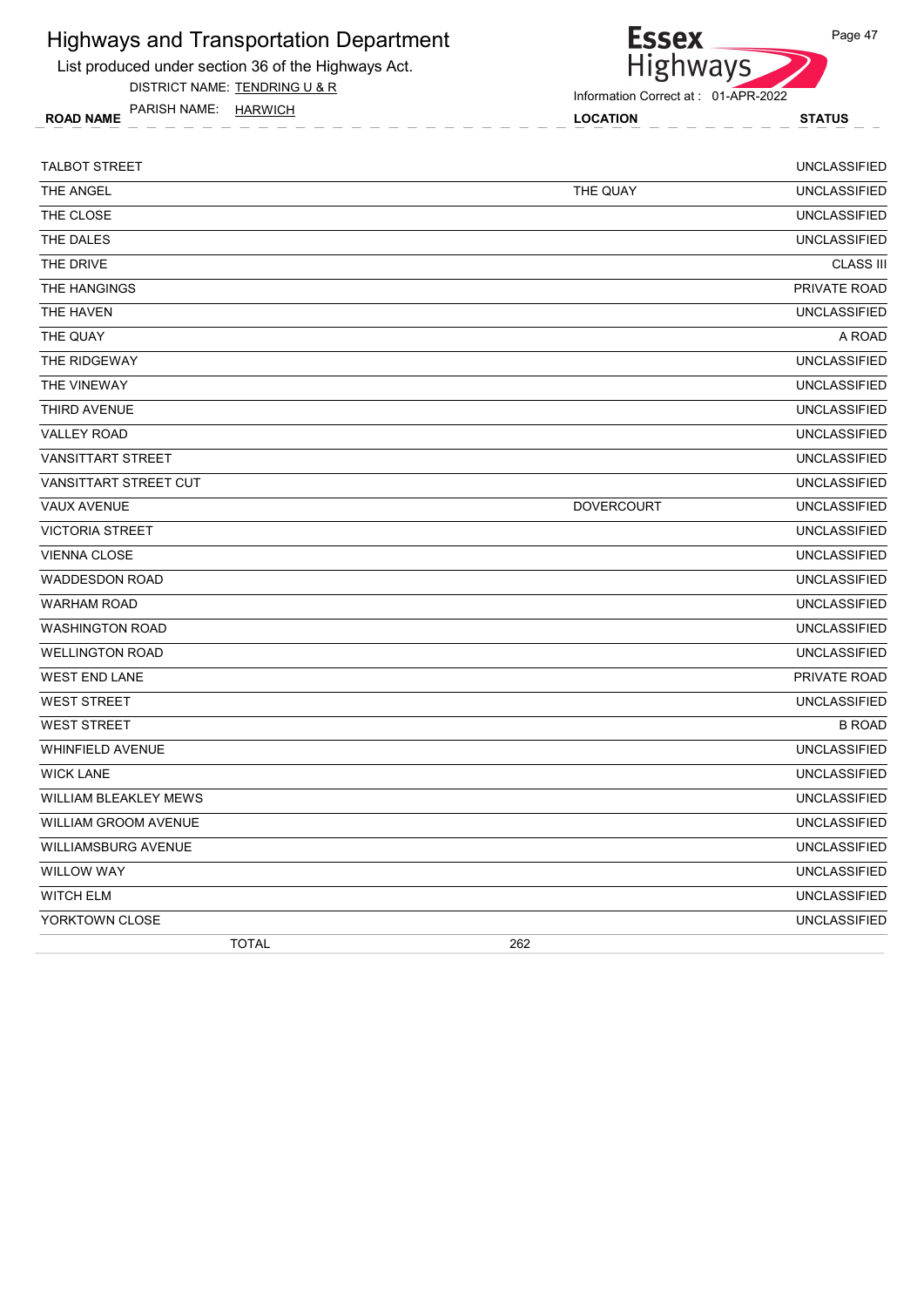# Highways and Transportation Department

List produced under section 36 of the Highways Act.

DISTRICT NAME: TENDRING U & R

PARISH NAME: HARWICH

Information Correct at : 01-APR-2022

| ROAD NAME | LOCATION | STATUS |
|---|---|---|
| TALBOT STREET | | UNCLASSIFIED |
| THE ANGEL | THE QUAY | UNCLASSIFIED |
| THE CLOSE | | UNCLASSIFIED |
| THE DALES | | UNCLASSIFIED |
| THE DRIVE | | CLASS III |
| THE HANGINGS | | PRIVATE ROAD |
| THE HAVEN | | UNCLASSIFIED |
| THE QUAY | | A ROAD |
| THE RIDGEWAY | | UNCLASSIFIED |
| THE VINEWAY | | UNCLASSIFIED |
| THIRD AVENUE | | UNCLASSIFIED |
| VALLEY ROAD | | UNCLASSIFIED |
| VANSITTART STREET | | UNCLASSIFIED |
| VANSITTART STREET CUT | | UNCLASSIFIED |
| VAUX AVENUE | DOVERCOURT | UNCLASSIFIED |
| VICTORIA STREET | | UNCLASSIFIED |
| VIENNA CLOSE | | UNCLASSIFIED |
| WADDESDON ROAD | | UNCLASSIFIED |
| WARHAM ROAD | | UNCLASSIFIED |
| WASHINGTON ROAD | | UNCLASSIFIED |
| WELLINGTON ROAD | | UNCLASSIFIED |
| WEST END LANE | | PRIVATE ROAD |
| WEST STREET | | UNCLASSIFIED |
| WEST STREET | | B ROAD |
| WHINFIELD AVENUE | | UNCLASSIFIED |
| WICK LANE | | UNCLASSIFIED |
| WILLIAM BLEAKLEY MEWS | | UNCLASSIFIED |
| WILLIAM GROOM AVENUE | | UNCLASSIFIED |
| WILLIAMSBURG AVENUE | | UNCLASSIFIED |
| WILLOW WAY | | UNCLASSIFIED |
| WITCH ELM | | UNCLASSIFIED |
| YORKTOWN CLOSE | | UNCLASSIFIED |
| TOTAL | 262 | |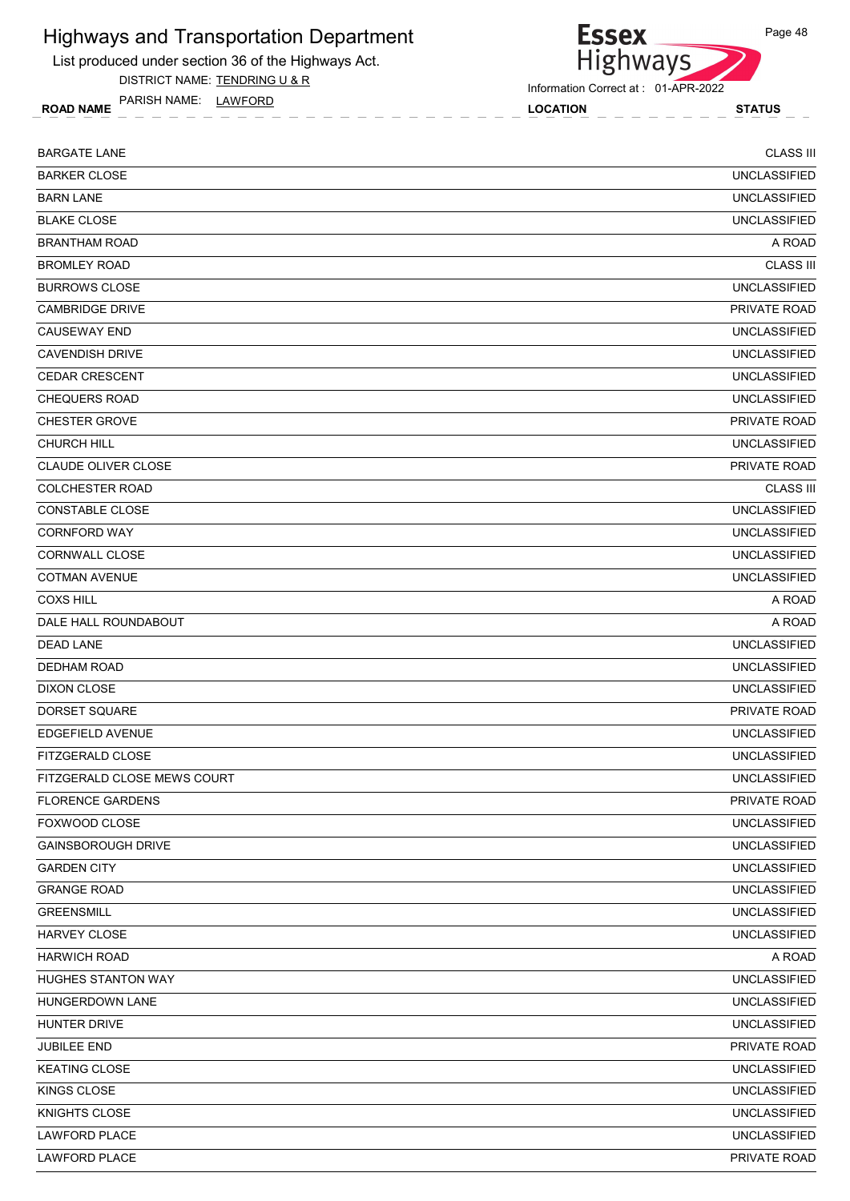# Highways and Transportation Department

List produced under section 36 of the Highways Act.

DISTRICT NAME: TENDRING U & R

PARISH NAME: LAWFORD

Information Correct at : 01-APR-2022

| ROAD NAME | LOCATION | STATUS |
|---|---|---|
| BARGATE LANE | | CLASS III |
| BARKER CLOSE | | UNCLASSIFIED |
| BARN LANE | | UNCLASSIFIED |
| BLAKE CLOSE | | UNCLASSIFIED |
| BRANTHAM ROAD | | A ROAD |
| BROMLEY ROAD | | CLASS III |
| BURROWS CLOSE | | UNCLASSIFIED |
| CAMBRIDGE DRIVE | | PRIVATE ROAD |
| CAUSEWAY END | | UNCLASSIFIED |
| CAVENDISH DRIVE | | UNCLASSIFIED |
| CEDAR CRESCENT | | UNCLASSIFIED |
| CHEQUERS ROAD | | UNCLASSIFIED |
| CHESTER GROVE | | PRIVATE ROAD |
| CHURCH HILL | | UNCLASSIFIED |
| CLAUDE OLIVER CLOSE | | PRIVATE ROAD |
| COLCHESTER ROAD | | CLASS III |
| CONSTABLE CLOSE | | UNCLASSIFIED |
| CORNFORD WAY | | UNCLASSIFIED |
| CORNWALL CLOSE | | UNCLASSIFIED |
| COTMAN AVENUE | | UNCLASSIFIED |
| COXS HILL | | A ROAD |
| DALE HALL ROUNDABOUT | | A ROAD |
| DEAD LANE | | UNCLASSIFIED |
| DEDHAM ROAD | | UNCLASSIFIED |
| DIXON CLOSE | | UNCLASSIFIED |
| DORSET SQUARE | | PRIVATE ROAD |
| EDGEFIELD AVENUE | | UNCLASSIFIED |
| FITZGERALD CLOSE | | UNCLASSIFIED |
| FITZGERALD CLOSE MEWS COURT | | UNCLASSIFIED |
| FLORENCE GARDENS | | PRIVATE ROAD |
| FOXWOOD CLOSE | | UNCLASSIFIED |
| GAINSBOROUGH DRIVE | | UNCLASSIFIED |
| GARDEN CITY | | UNCLASSIFIED |
| GRANGE ROAD | | UNCLASSIFIED |
| GREENSMILL | | UNCLASSIFIED |
| HARVEY CLOSE | | UNCLASSIFIED |
| HARWICH ROAD | | A ROAD |
| HUGHES STANTON WAY | | UNCLASSIFIED |
| HUNGERDOWN LANE | | UNCLASSIFIED |
| HUNTER DRIVE | | UNCLASSIFIED |
| JUBILEE END | | PRIVATE ROAD |
| KEATING CLOSE | | UNCLASSIFIED |
| KINGS CLOSE | | UNCLASSIFIED |
| KNIGHTS CLOSE | | UNCLASSIFIED |
| LAWFORD PLACE | | UNCLASSIFIED |
| LAWFORD PLACE | | PRIVATE ROAD |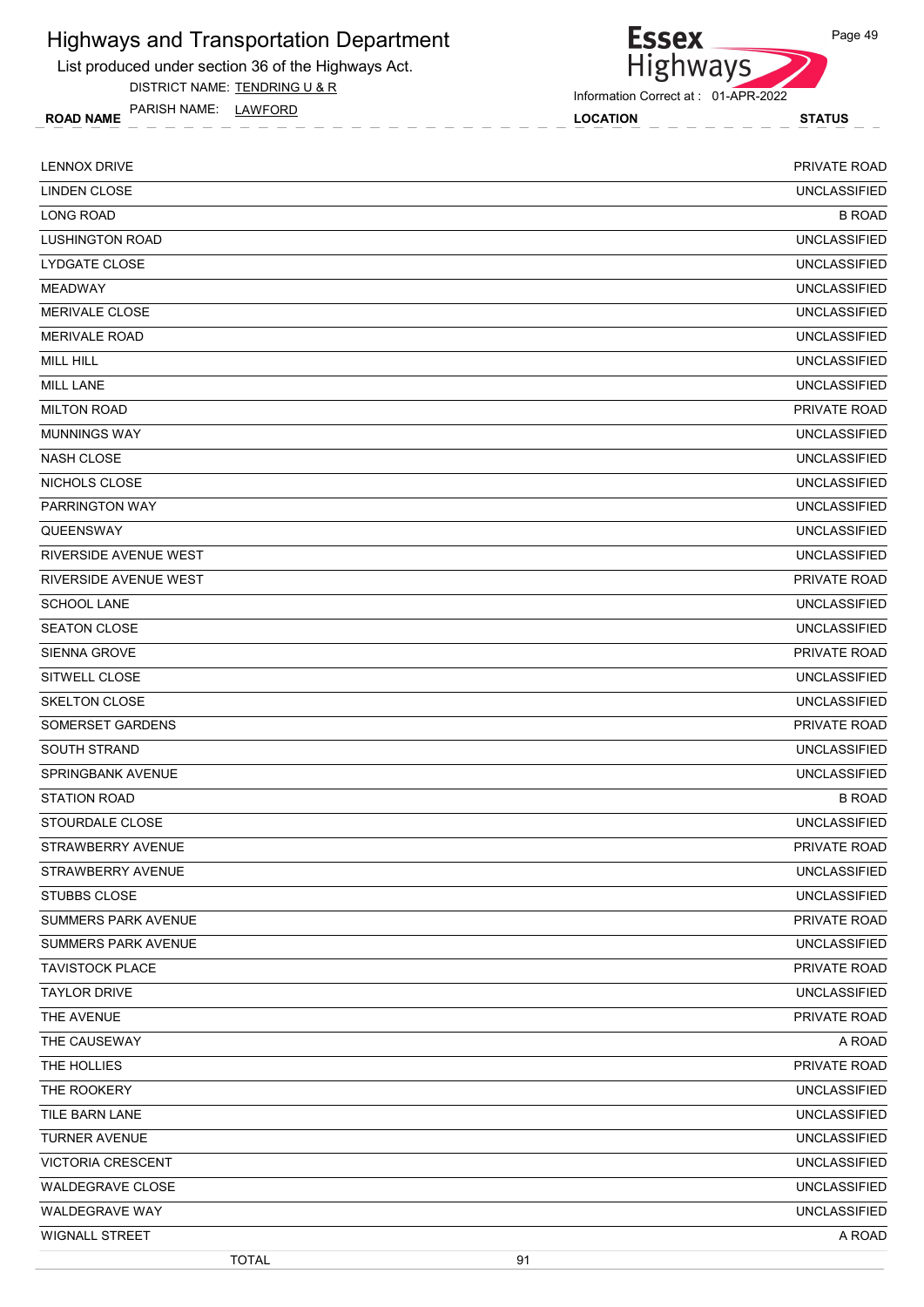# Highways and Transportation Department

List produced under section 36 of the Highways Act.

DISTRICT NAME: TENDRING U & R

PARISH NAME: LAWFORD

Information Correct at : 01-APR-2022

| ROAD NAME | LOCATION | STATUS |
|---|---|---|
| LENNOX DRIVE | | PRIVATE ROAD |
| LINDEN CLOSE | | UNCLASSIFIED |
| LONG ROAD | | B ROAD |
| LUSHINGTON ROAD | | UNCLASSIFIED |
| LYDGATE CLOSE | | UNCLASSIFIED |
| MEADWAY | | UNCLASSIFIED |
| MERIVALE CLOSE | | UNCLASSIFIED |
| MERIVALE ROAD | | UNCLASSIFIED |
| MILL HILL | | UNCLASSIFIED |
| MILL LANE | | UNCLASSIFIED |
| MILTON ROAD | | PRIVATE ROAD |
| MUNNINGS WAY | | UNCLASSIFIED |
| NASH CLOSE | | UNCLASSIFIED |
| NICHOLS CLOSE | | UNCLASSIFIED |
| PARRINGTON WAY | | UNCLASSIFIED |
| QUEENSWAY | | UNCLASSIFIED |
| RIVERSIDE AVENUE WEST | | UNCLASSIFIED |
| RIVERSIDE AVENUE WEST | | PRIVATE ROAD |
| SCHOOL LANE | | UNCLASSIFIED |
| SEATON CLOSE | | UNCLASSIFIED |
| SIENNA GROVE | | PRIVATE ROAD |
| SITWELL CLOSE | | UNCLASSIFIED |
| SKELTON CLOSE | | UNCLASSIFIED |
| SOMERSET GARDENS | | PRIVATE ROAD |
| SOUTH STRAND | | UNCLASSIFIED |
| SPRINGBANK AVENUE | | UNCLASSIFIED |
| STATION ROAD | | B ROAD |
| STOURDALE CLOSE | | UNCLASSIFIED |
| STRAWBERRY AVENUE | | PRIVATE ROAD |
| STRAWBERRY AVENUE | | UNCLASSIFIED |
| STUBBS CLOSE | | UNCLASSIFIED |
| SUMMERS PARK AVENUE | | PRIVATE ROAD |
| SUMMERS PARK AVENUE | | UNCLASSIFIED |
| TAVISTOCK PLACE | | PRIVATE ROAD |
| TAYLOR DRIVE | | UNCLASSIFIED |
| THE AVENUE | | PRIVATE ROAD |
| THE CAUSEWAY | | A ROAD |
| THE HOLLIES | | PRIVATE ROAD |
| THE ROOKERY | | UNCLASSIFIED |
| TILE BARN LANE | | UNCLASSIFIED |
| TURNER AVENUE | | UNCLASSIFIED |
| VICTORIA CRESCENT | | UNCLASSIFIED |
| WALDEGRAVE CLOSE | | UNCLASSIFIED |
| WALDEGRAVE WAY | | UNCLASSIFIED |
| WIGNALL STREET | | A ROAD |
| TOTAL | 91 | |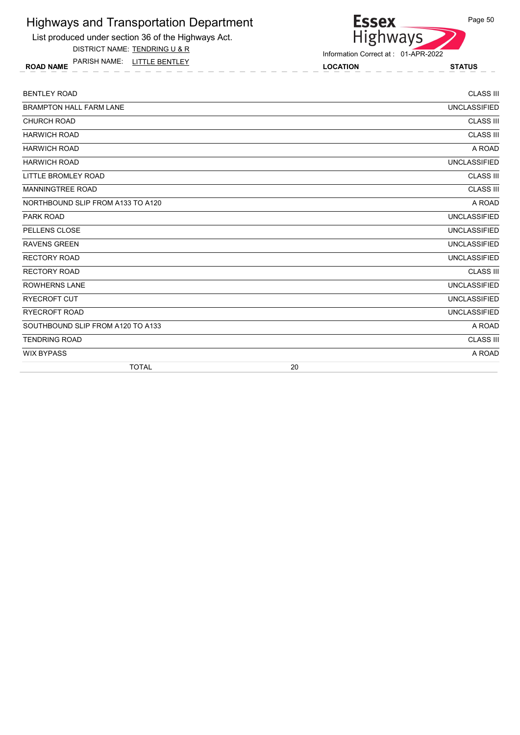# Highways and Transportation Department

List produced under section 36 of the Highways Act.

DISTRICT NAME: TENDRING U & R

PARISH NAME: LITTLE BENTLEY

Information Correct at : 01-APR-2022

| ROAD NAME | LOCATION | STATUS |
|---|---|---|
| BENTLEY ROAD | | CLASS III |
| BRAMPTON HALL FARM LANE | | UNCLASSIFIED |
| CHURCH ROAD | | CLASS III |
| HARWICH ROAD | | CLASS III |
| HARWICH ROAD | | A ROAD |
| HARWICH ROAD | | UNCLASSIFIED |
| LITTLE BROMLEY ROAD | | CLASS III |
| MANNINGTREE ROAD | | CLASS III |
| NORTHBOUND SLIP FROM A133 TO A120 | | A ROAD |
| PARK ROAD | | UNCLASSIFIED |
| PELLENS CLOSE | | UNCLASSIFIED |
| RAVENS GREEN | | UNCLASSIFIED |
| RECTORY ROAD | | UNCLASSIFIED |
| RECTORY ROAD | | CLASS III |
| ROWHERNS LANE | | UNCLASSIFIED |
| RYECROFT CUT | | UNCLASSIFIED |
| RYECROFT ROAD | | UNCLASSIFIED |
| SOUTHBOUND SLIP FROM A120 TO A133 | | A ROAD |
| TENDRING ROAD | | CLASS III |
| WIX BYPASS | | A ROAD |
| TOTAL | 20 | |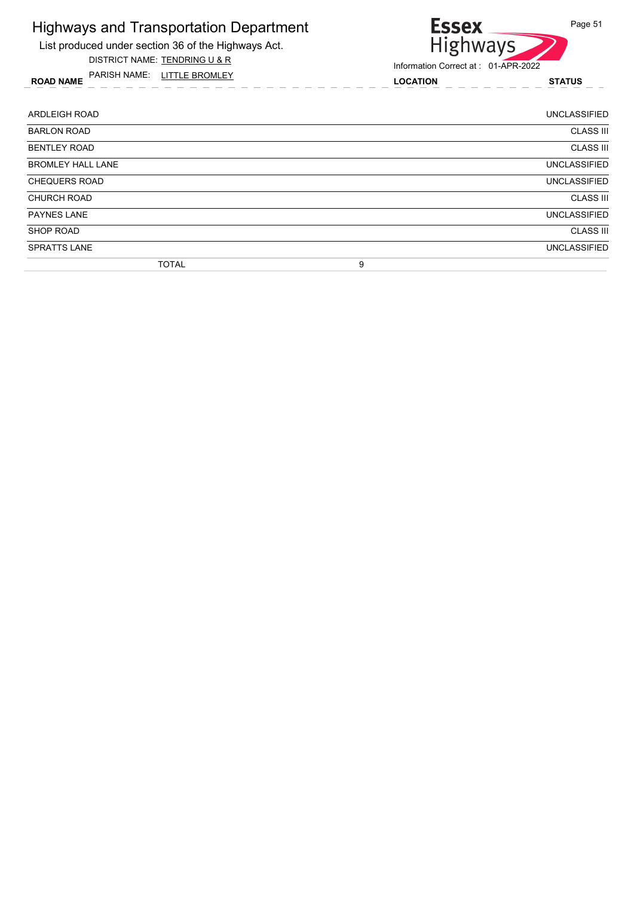# Highways and Transportation Department

List produced under section 36 of the Highways Act.

DISTRICT NAME: TENDRING U & R

PARISH NAME: LITTLE BROMLEY

Essex Highways

Information Correct at : 01-APR-2022

| ROAD NAME | LOCATION | STATUS |
|---|---|---|
| ARDLEIGH ROAD | | UNCLASSIFIED |
| BARLON ROAD | | CLASS III |
| BENTLEY ROAD | | CLASS III |
| BROMLEY HALL LANE | | UNCLASSIFIED |
| CHEQUERS ROAD | | UNCLASSIFIED |
| CHURCH ROAD | | CLASS III |
| PAYNES LANE | | UNCLASSIFIED |
| SHOP ROAD | | CLASS III |
| SPRATTS LANE | | UNCLASSIFIED |
| TOTAL | 9 | |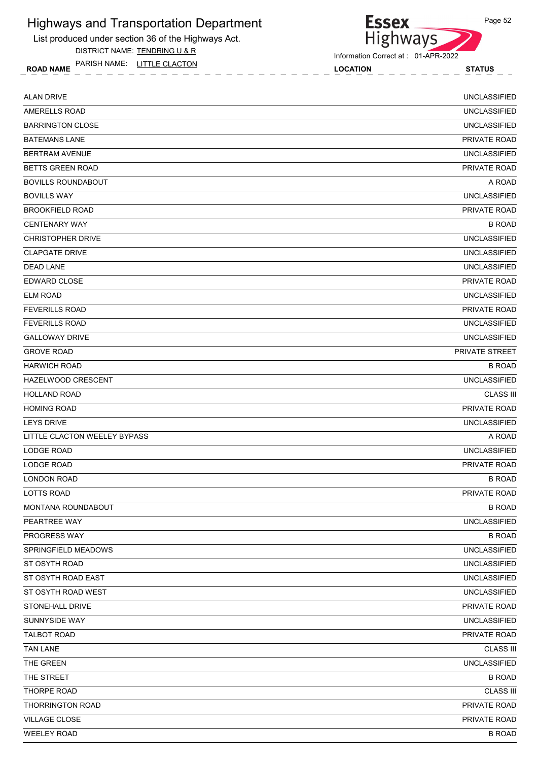# Highways and Transportation Department

List produced under section 36 of the Highways Act.

DISTRICT NAME: TENDRING U & R

PARISH NAME: LITTLE CLACTON

Information Correct at : 01-APR-2022

| ROAD NAME | LOCATION | STATUS |
|---|---|---|
| ALAN DRIVE | | UNCLASSIFIED |
| AMERELLS ROAD | | UNCLASSIFIED |
| BARRINGTON CLOSE | | UNCLASSIFIED |
| BATEMANS LANE | | PRIVATE ROAD |
| BERTRAM AVENUE | | UNCLASSIFIED |
| BETTS GREEN ROAD | | PRIVATE ROAD |
| BOVILLS ROUNDABOUT | | A ROAD |
| BOVILLS WAY | | UNCLASSIFIED |
| BROOKFIELD ROAD | | PRIVATE ROAD |
| CENTENARY WAY | | B ROAD |
| CHRISTOPHER DRIVE | | UNCLASSIFIED |
| CLAPGATE DRIVE | | UNCLASSIFIED |
| DEAD LANE | | UNCLASSIFIED |
| EDWARD CLOSE | | PRIVATE ROAD |
| ELM ROAD | | UNCLASSIFIED |
| FEVERILLS ROAD | | PRIVATE ROAD |
| FEVERILLS ROAD | | UNCLASSIFIED |
| GALLOWAY DRIVE | | UNCLASSIFIED |
| GROVE ROAD | | PRIVATE STREET |
| HARWICH ROAD | | B ROAD |
| HAZELWOOD CRESCENT | | UNCLASSIFIED |
| HOLLAND ROAD | | CLASS III |
| HOMING ROAD | | PRIVATE ROAD |
| LEYS DRIVE | | UNCLASSIFIED |
| LITTLE CLACTON WEELEY BYPASS | | A ROAD |
| LODGE ROAD | | UNCLASSIFIED |
| LODGE ROAD | | PRIVATE ROAD |
| LONDON ROAD | | B ROAD |
| LOTTS ROAD | | PRIVATE ROAD |
| MONTANA ROUNDABOUT | | B ROAD |
| PEARTREE WAY | | UNCLASSIFIED |
| PROGRESS WAY | | B ROAD |
| SPRINGFIELD MEADOWS | | UNCLASSIFIED |
| ST OSYTH ROAD | | UNCLASSIFIED |
| ST OSYTH ROAD EAST | | UNCLASSIFIED |
| ST OSYTH ROAD WEST | | UNCLASSIFIED |
| STONEHALL DRIVE | | PRIVATE ROAD |
| SUNNYSIDE WAY | | UNCLASSIFIED |
| TALBOT ROAD | | PRIVATE ROAD |
| TAN LANE | | CLASS III |
| THE GREEN | | UNCLASSIFIED |
| THE STREET | | B ROAD |
| THORPE ROAD | | CLASS III |
| THORRINGTON ROAD | | PRIVATE ROAD |
| VILLAGE CLOSE | | PRIVATE ROAD |
| WEELEY ROAD | | B ROAD |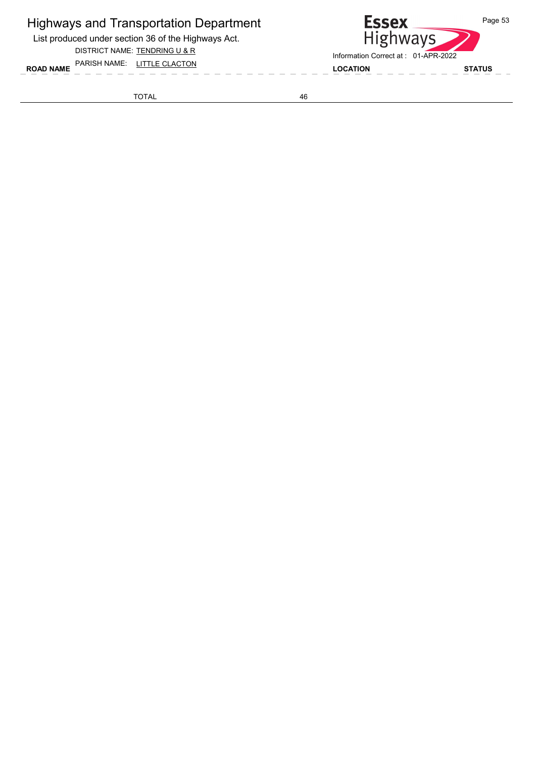# Highways and Transportation Department

List produced under section 36 of the Highways Act.

DISTRICT NAME: TENDRING U & R

PARISH NAME: LITTLE CLACTON

Information Correct at : 01-APR-2022

| ROAD NAME | | LOCATION | STATUS |
|---|---|---|---|
| TOTAL | 46 | | |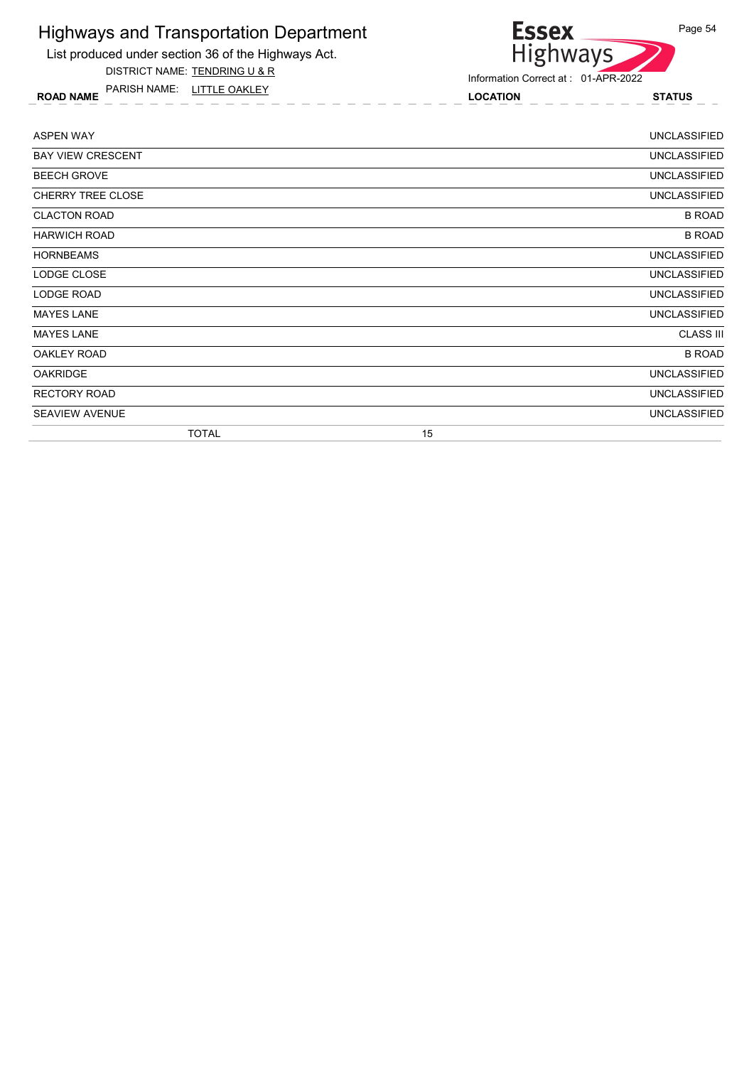# Highways and Transportation Department

List produced under section 36 of the Highways Act.

DISTRICT NAME: TENDRING U & R

PARISH NAME: LITTLE OAKLEY

Information Correct at : 01-APR-2022

| ROAD NAME | LOCATION | STATUS |
|---|---|---|
| ASPEN WAY | | UNCLASSIFIED |
| BAY VIEW CRESCENT | | UNCLASSIFIED |
| BEECH GROVE | | UNCLASSIFIED |
| CHERRY TREE CLOSE | | UNCLASSIFIED |
| CLACTON ROAD | | B ROAD |
| HARWICH ROAD | | B ROAD |
| HORNBEAMS | | UNCLASSIFIED |
| LODGE CLOSE | | UNCLASSIFIED |
| LODGE ROAD | | UNCLASSIFIED |
| MAYES LANE | | UNCLASSIFIED |
| MAYES LANE | | CLASS III |
| OAKLEY ROAD | | B ROAD |
| OAKRIDGE | | UNCLASSIFIED |
| RECTORY ROAD | | UNCLASSIFIED |
| SEAVIEW AVENUE | | UNCLASSIFIED |
| TOTAL | 15 | |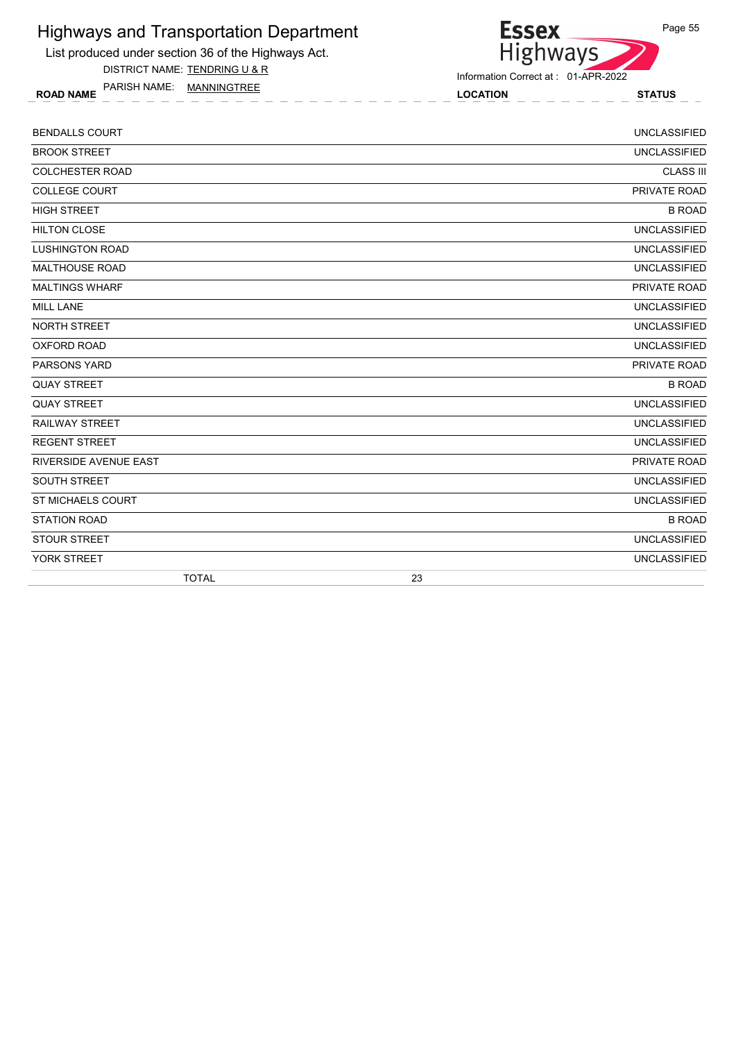# Highways and Transportation Department

List produced under section 36 of the Highways Act.

DISTRICT NAME: TENDRING U & R

PARISH NAME: MANNINGTREE

Essex Highways

Information Correct at : 01-APR-2022

| ROAD NAME | LOCATION | STATUS |
|---|---|---|
| BENDALLS COURT | | UNCLASSIFIED |
| BROOK STREET | | UNCLASSIFIED |
| COLCHESTER ROAD | | CLASS III |
| COLLEGE COURT | | PRIVATE ROAD |
| HIGH STREET | | B ROAD |
| HILTON CLOSE | | UNCLASSIFIED |
| LUSHINGTON ROAD | | UNCLASSIFIED |
| MALTHOUSE ROAD | | UNCLASSIFIED |
| MALTINGS WHARF | | PRIVATE ROAD |
| MILL LANE | | UNCLASSIFIED |
| NORTH STREET | | UNCLASSIFIED |
| OXFORD ROAD | | UNCLASSIFIED |
| PARSONS YARD | | PRIVATE ROAD |
| QUAY STREET | | B ROAD |
| QUAY STREET | | UNCLASSIFIED |
| RAILWAY STREET | | UNCLASSIFIED |
| REGENT STREET | | UNCLASSIFIED |
| RIVERSIDE AVENUE EAST | | PRIVATE ROAD |
| SOUTH STREET | | UNCLASSIFIED |
| ST MICHAELS COURT | | UNCLASSIFIED |
| STATION ROAD | | B ROAD |
| STOUR STREET | | UNCLASSIFIED |
| YORK STREET | | UNCLASSIFIED |
| TOTAL | 23 | |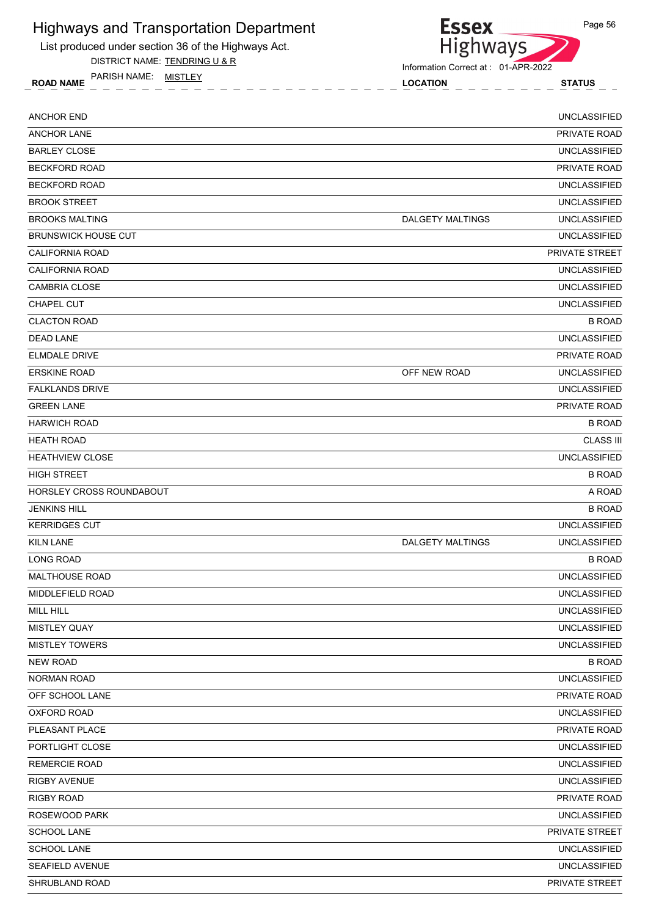# Highways and Transportation Department

List produced under section 36 of the Highways Act.

DISTRICT NAME: TENDRING U & R

PARISH NAME: MISTLEY

Information Correct at : 01-APR-2022

| ROAD NAME | LOCATION | STATUS |
|---|---|---|
| ANCHOR END | | UNCLASSIFIED |
| ANCHOR LANE | | PRIVATE ROAD |
| BARLEY CLOSE | | UNCLASSIFIED |
| BECKFORD ROAD | | PRIVATE ROAD |
| BECKFORD ROAD | | UNCLASSIFIED |
| BROOK STREET | | UNCLASSIFIED |
| BROOKS MALTING | DALGETY MALTINGS | UNCLASSIFIED |
| BRUNSWICK HOUSE CUT | | UNCLASSIFIED |
| CALIFORNIA ROAD | | PRIVATE STREET |
| CALIFORNIA ROAD | | UNCLASSIFIED |
| CAMBRIA CLOSE | | UNCLASSIFIED |
| CHAPEL CUT | | UNCLASSIFIED |
| CLACTON ROAD | | B ROAD |
| DEAD LANE | | UNCLASSIFIED |
| ELMDALE DRIVE | | PRIVATE ROAD |
| ERSKINE ROAD | OFF NEW ROAD | UNCLASSIFIED |
| FALKLANDS DRIVE | | UNCLASSIFIED |
| GREEN LANE | | PRIVATE ROAD |
| HARWICH ROAD | | B ROAD |
| HEATH ROAD | | CLASS III |
| HEATHVIEW CLOSE | | UNCLASSIFIED |
| HIGH STREET | | B ROAD |
| HORSLEY CROSS ROUNDABOUT | | A ROAD |
| JENKINS HILL | | B ROAD |
| KERRIDGES CUT | | UNCLASSIFIED |
| KILN LANE | DALGETY MALTINGS | UNCLASSIFIED |
| LONG ROAD | | B ROAD |
| MALTHOUSE ROAD | | UNCLASSIFIED |
| MIDDLEFIELD ROAD | | UNCLASSIFIED |
| MILL HILL | | UNCLASSIFIED |
| MISTLEY QUAY | | UNCLASSIFIED |
| MISTLEY TOWERS | | UNCLASSIFIED |
| NEW ROAD | | B ROAD |
| NORMAN ROAD | | UNCLASSIFIED |
| OFF SCHOOL LANE | | PRIVATE ROAD |
| OXFORD ROAD | | UNCLASSIFIED |
| PLEASANT PLACE | | PRIVATE ROAD |
| PORTLIGHT CLOSE | | UNCLASSIFIED |
| REMERCIE ROAD | | UNCLASSIFIED |
| RIGBY AVENUE | | UNCLASSIFIED |
| RIGBY ROAD | | PRIVATE ROAD |
| ROSEWOOD PARK | | UNCLASSIFIED |
| SCHOOL LANE | | PRIVATE STREET |
| SCHOOL LANE | | UNCLASSIFIED |
| SEAFIELD AVENUE | | UNCLASSIFIED |
| SHRUBLAND ROAD | | PRIVATE STREET |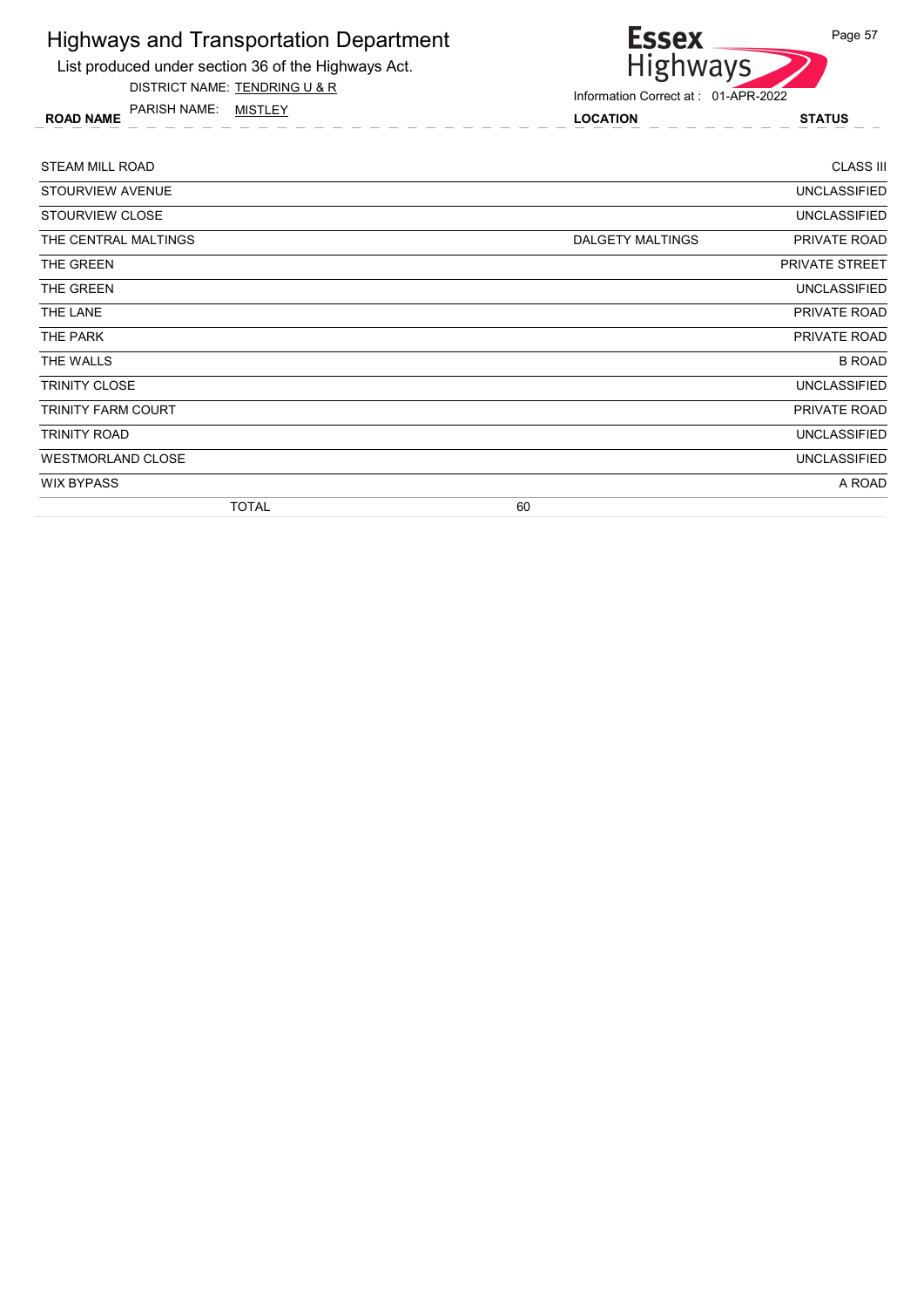# Highways and Transportation Department

List produced under section 36 of the Highways Act.

DISTRICT NAME: TENDRING U & R

PARISH NAME: MISTLEY

Information Correct at : 01-APR-2022

| ROAD NAME | LOCATION | STATUS |
|---|---|---|
| STEAM MILL ROAD | | CLASS III |
| STOURVIEW AVENUE | | UNCLASSIFIED |
| STOURVIEW CLOSE | | UNCLASSIFIED |
| THE CENTRAL MALTINGS | DALGETY MALTINGS | PRIVATE ROAD |
| THE GREEN | | PRIVATE STREET |
| THE GREEN | | UNCLASSIFIED |
| THE LANE | | PRIVATE ROAD |
| THE PARK | | PRIVATE ROAD |
| THE WALLS | | B ROAD |
| TRINITY CLOSE | | UNCLASSIFIED |
| TRINITY FARM COURT | | PRIVATE ROAD |
| TRINITY ROAD | | UNCLASSIFIED |
| WESTMORLAND CLOSE | | UNCLASSIFIED |
| WIX BYPASS | | A ROAD |
| TOTAL | 60 | |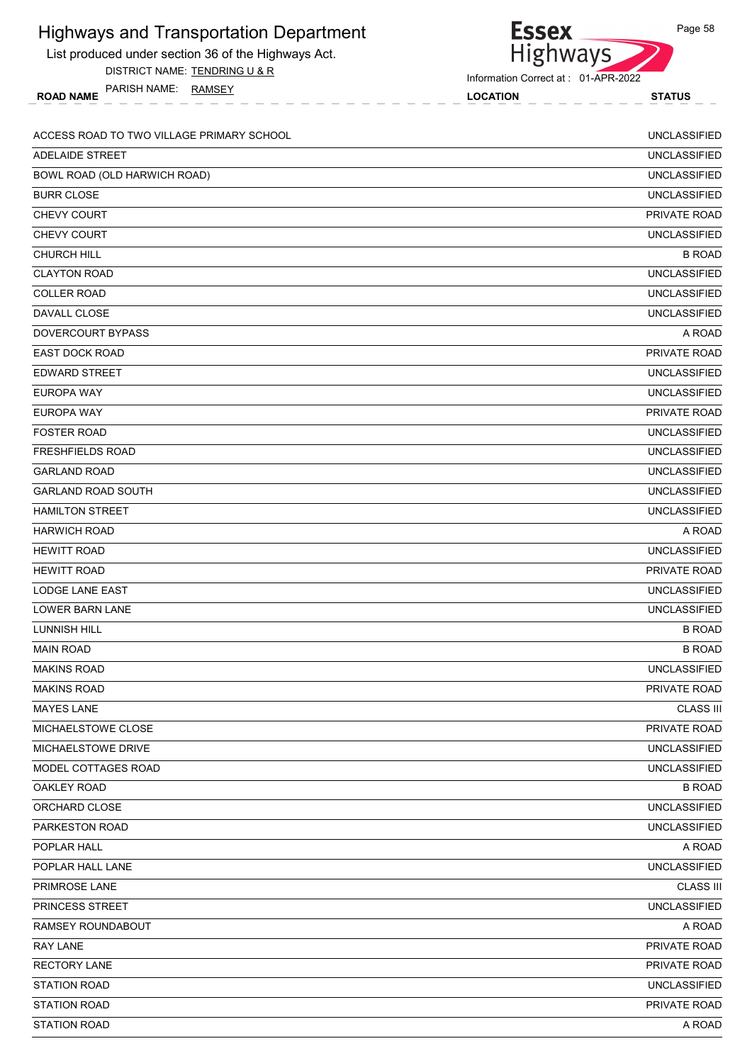# Highways and Transportation Department

List produced under section 36 of the Highways Act.

DISTRICT NAME: TENDRING U & R

PARISH NAME: RAMSEY

Information Correct at : 01-APR-2022

| ROAD NAME | LOCATION | STATUS |
|---|---|---|
| ACCESS ROAD TO TWO VILLAGE PRIMARY SCHOOL | | UNCLASSIFIED |
| ADELAIDE STREET | | UNCLASSIFIED |
| BOWL ROAD (OLD HARWICH ROAD) | | UNCLASSIFIED |
| BURR CLOSE | | UNCLASSIFIED |
| CHEVY COURT | | PRIVATE ROAD |
| CHEVY COURT | | UNCLASSIFIED |
| CHURCH HILL | | B ROAD |
| CLAYTON ROAD | | UNCLASSIFIED |
| COLLER ROAD | | UNCLASSIFIED |
| DAVALL CLOSE | | UNCLASSIFIED |
| DOVERCOURT BYPASS | | A ROAD |
| EAST DOCK ROAD | | PRIVATE ROAD |
| EDWARD STREET | | UNCLASSIFIED |
| EUROPA WAY | | UNCLASSIFIED |
| EUROPA WAY | | PRIVATE ROAD |
| FOSTER ROAD | | UNCLASSIFIED |
| FRESHFIELDS ROAD | | UNCLASSIFIED |
| GARLAND ROAD | | UNCLASSIFIED |
| GARLAND ROAD SOUTH | | UNCLASSIFIED |
| HAMILTON STREET | | UNCLASSIFIED |
| HARWICH ROAD | | A ROAD |
| HEWITT ROAD | | UNCLASSIFIED |
| HEWITT ROAD | | PRIVATE ROAD |
| LODGE LANE EAST | | UNCLASSIFIED |
| LOWER BARN LANE | | UNCLASSIFIED |
| LUNNISH HILL | | B ROAD |
| MAIN ROAD | | B ROAD |
| MAKINS ROAD | | UNCLASSIFIED |
| MAKINS ROAD | | PRIVATE ROAD |
| MAYES LANE | | CLASS III |
| MICHAELSTOWE CLOSE | | PRIVATE ROAD |
| MICHAELSTOWE DRIVE | | UNCLASSIFIED |
| MODEL COTTAGES ROAD | | UNCLASSIFIED |
| OAKLEY ROAD | | B ROAD |
| ORCHARD CLOSE | | UNCLASSIFIED |
| PARKESTON ROAD | | UNCLASSIFIED |
| POPLAR HALL | | A ROAD |
| POPLAR HALL LANE | | UNCLASSIFIED |
| PRIMROSE LANE | | CLASS III |
| PRINCESS STREET | | UNCLASSIFIED |
| RAMSEY ROUNDABOUT | | A ROAD |
| RAY LANE | | PRIVATE ROAD |
| RECTORY LANE | | PRIVATE ROAD |
| STATION ROAD | | UNCLASSIFIED |
| STATION ROAD | | PRIVATE ROAD |
| STATION ROAD | | A ROAD |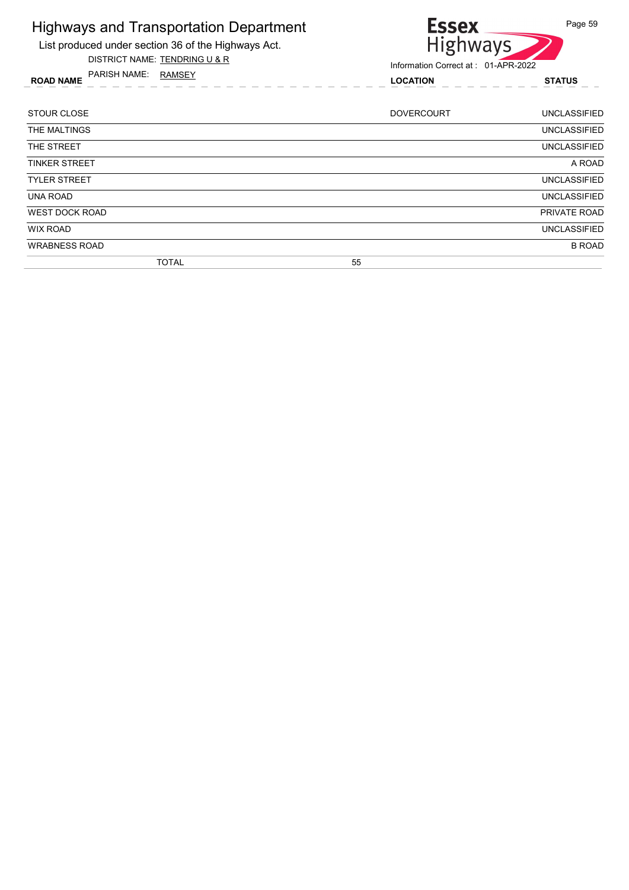# Highways and Transportation Department

List produced under section 36 of the Highways Act.

DISTRICT NAME: TENDRING U & R

PARISH NAME: RAMSEY

Essex Highways

Information Correct at : 01-APR-2022

| ROAD NAME | LOCATION | STATUS |
|---|---|---|
| STOUR CLOSE | DOVERCOURT | UNCLASSIFIED |
| THE MALTINGS | | UNCLASSIFIED |
| THE STREET | | UNCLASSIFIED |
| TINKER STREET | | A ROAD |
| TYLER STREET | | UNCLASSIFIED |
| UNA ROAD | | UNCLASSIFIED |
| WEST DOCK ROAD | | PRIVATE ROAD |
| WIX ROAD | | UNCLASSIFIED |
| WRABNESS ROAD | | B ROAD |
| TOTAL 55 | | |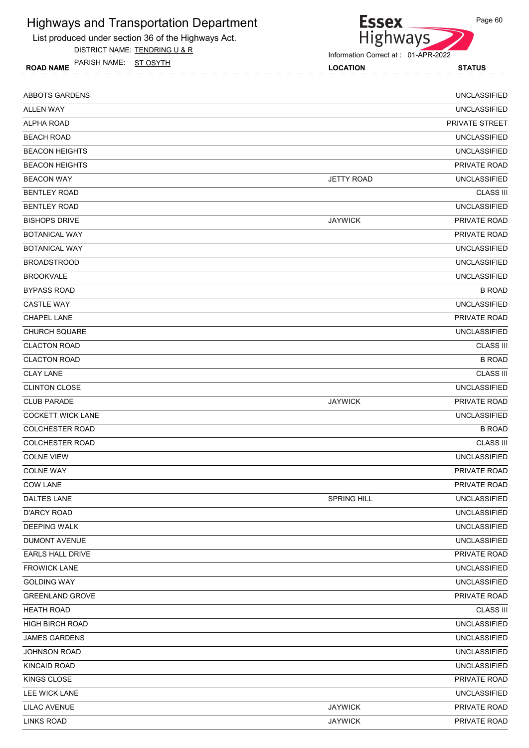# Highways and Transportation Department

List produced under section 36 of the Highways Act.

DISTRICT NAME: TENDRING U & R

PARISH NAME: ST OSYTH

Information Correct at : 01-APR-2022

| ROAD NAME | LOCATION | STATUS |
|---|---|---|
| ABBOTS GARDENS | | UNCLASSIFIED |
| ALLEN WAY | | UNCLASSIFIED |
| ALPHA ROAD | | PRIVATE STREET |
| BEACH ROAD | | UNCLASSIFIED |
| BEACON HEIGHTS | | UNCLASSIFIED |
| BEACON HEIGHTS | | PRIVATE ROAD |
| BEACON WAY | JETTY ROAD | UNCLASSIFIED |
| BENTLEY ROAD | | CLASS III |
| BENTLEY ROAD | | UNCLASSIFIED |
| BISHOPS DRIVE | JAYWICK | PRIVATE ROAD |
| BOTANICAL WAY | | PRIVATE ROAD |
| BOTANICAL WAY | | UNCLASSIFIED |
| BROADSTROOD | | UNCLASSIFIED |
| BROOKVALE | | UNCLASSIFIED |
| BYPASS ROAD | | B ROAD |
| CASTLE WAY | | UNCLASSIFIED |
| CHAPEL LANE | | PRIVATE ROAD |
| CHURCH SQUARE | | UNCLASSIFIED |
| CLACTON ROAD | | CLASS III |
| CLACTON ROAD | | B ROAD |
| CLAY LANE | | CLASS III |
| CLINTON CLOSE | | UNCLASSIFIED |
| CLUB PARADE | JAYWICK | PRIVATE ROAD |
| COCKETT WICK LANE | | UNCLASSIFIED |
| COLCHESTER ROAD | | B ROAD |
| COLCHESTER ROAD | | CLASS III |
| COLNE VIEW | | UNCLASSIFIED |
| COLNE WAY | | PRIVATE ROAD |
| COW LANE | | PRIVATE ROAD |
| DALTES LANE | SPRING HILL | UNCLASSIFIED |
| D'ARCY ROAD | | UNCLASSIFIED |
| DEEPING WALK | | UNCLASSIFIED |
| DUMONT AVENUE | | UNCLASSIFIED |
| EARLS HALL DRIVE | | PRIVATE ROAD |
| FROWICK LANE | | UNCLASSIFIED |
| GOLDING WAY | | UNCLASSIFIED |
| GREENLAND GROVE | | PRIVATE ROAD |
| HEATH ROAD | | CLASS III |
| HIGH BIRCH ROAD | | UNCLASSIFIED |
| JAMES GARDENS | | UNCLASSIFIED |
| JOHNSON ROAD | | UNCLASSIFIED |
| KINCAID ROAD | | UNCLASSIFIED |
| KINGS CLOSE | | PRIVATE ROAD |
| LEE WICK LANE | | UNCLASSIFIED |
| LILAC AVENUE | JAYWICK | PRIVATE ROAD |
| LINKS ROAD | JAYWICK | PRIVATE ROAD |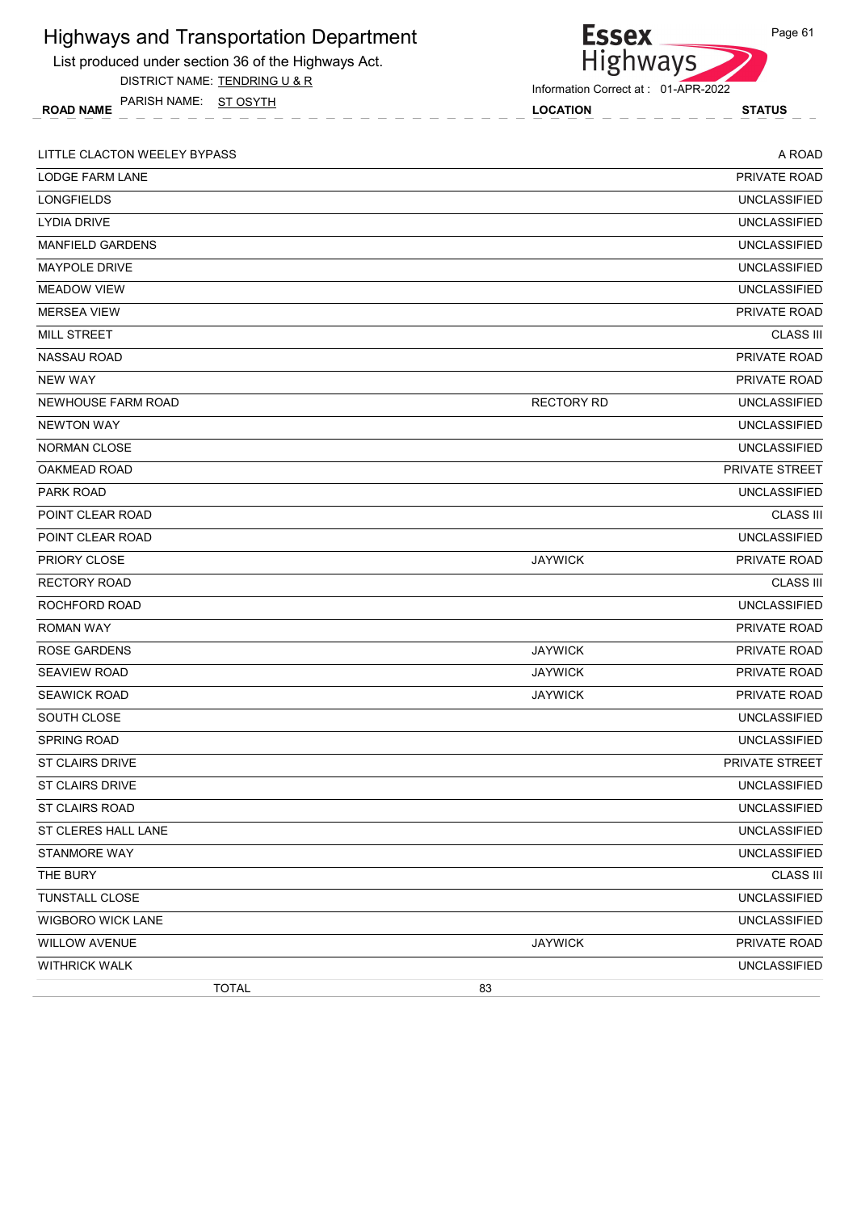# Highways and Transportation Department

List produced under section 36 of the Highways Act.

DISTRICT NAME: TENDRING U & R

PARISH NAME: ST OSYTH

Information Correct at : 01-APR-2022

| ROAD NAME | LOCATION | STATUS |
|---|---|---|
| LITTLE CLACTON WEELEY BYPASS | | A ROAD |
| LODGE FARM LANE | | PRIVATE ROAD |
| LONGFIELDS | | UNCLASSIFIED |
| LYDIA DRIVE | | UNCLASSIFIED |
| MANFIELD GARDENS | | UNCLASSIFIED |
| MAYPOLE DRIVE | | UNCLASSIFIED |
| MEADOW VIEW | | UNCLASSIFIED |
| MERSEA VIEW | | PRIVATE ROAD |
| MILL STREET | | CLASS III |
| NASSAU ROAD | | PRIVATE ROAD |
| NEW WAY | | PRIVATE ROAD |
| NEWHOUSE FARM ROAD | RECTORY RD | UNCLASSIFIED |
| NEWTON WAY | | UNCLASSIFIED |
| NORMAN CLOSE | | UNCLASSIFIED |
| OAKMEAD ROAD | | PRIVATE STREET |
| PARK ROAD | | UNCLASSIFIED |
| POINT CLEAR ROAD | | CLASS III |
| POINT CLEAR ROAD | | UNCLASSIFIED |
| PRIORY CLOSE | JAYWICK | PRIVATE ROAD |
| RECTORY ROAD | | CLASS III |
| ROCHFORD ROAD | | UNCLASSIFIED |
| ROMAN WAY | | PRIVATE ROAD |
| ROSE GARDENS | JAYWICK | PRIVATE ROAD |
| SEAVIEW ROAD | JAYWICK | PRIVATE ROAD |
| SEAWICK ROAD | JAYWICK | PRIVATE ROAD |
| SOUTH CLOSE | | UNCLASSIFIED |
| SPRING ROAD | | UNCLASSIFIED |
| ST CLAIRS DRIVE | | PRIVATE STREET |
| ST CLAIRS DRIVE | | UNCLASSIFIED |
| ST CLAIRS ROAD | | UNCLASSIFIED |
| ST CLERES HALL LANE | | UNCLASSIFIED |
| STANMORE WAY | | UNCLASSIFIED |
| THE BURY | | CLASS III |
| TUNSTALL CLOSE | | UNCLASSIFIED |
| WIGBORO WICK LANE | | UNCLASSIFIED |
| WILLOW AVENUE | JAYWICK | PRIVATE ROAD |
| WITHRICK WALK | | UNCLASSIFIED |
| TOTAL | 83 | |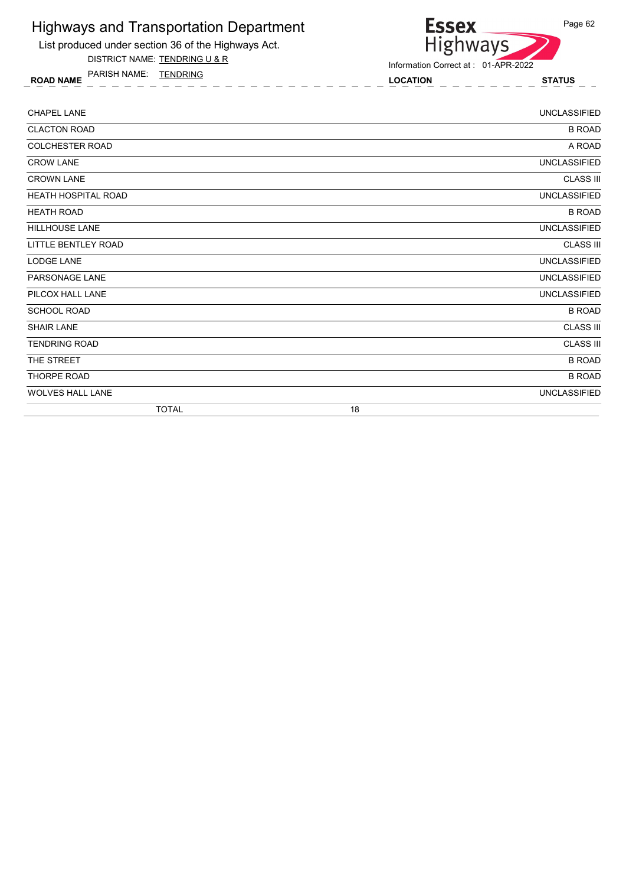# Highways and Transportation Department

List produced under section 36 of the Highways Act.

DISTRICT NAME: TENDRING U & R

PARISH NAME: TENDRING

Information Correct at : 01-APR-2022

| ROAD NAME | LOCATION | STATUS |
|---|---|---|
| CHAPEL LANE | | UNCLASSIFIED |
| CLACTON ROAD | | B ROAD |
| COLCHESTER ROAD | | A ROAD |
| CROW LANE | | UNCLASSIFIED |
| CROWN LANE | | CLASS III |
| HEATH HOSPITAL ROAD | | UNCLASSIFIED |
| HEATH ROAD | | B ROAD |
| HILLHOUSE LANE | | UNCLASSIFIED |
| LITTLE BENTLEY ROAD | | CLASS III |
| LODGE LANE | | UNCLASSIFIED |
| PARSONAGE LANE | | UNCLASSIFIED |
| PILCOX HALL LANE | | UNCLASSIFIED |
| SCHOOL ROAD | | B ROAD |
| SHAIR LANE | | CLASS III |
| TENDRING ROAD | | CLASS III |
| THE STREET | | B ROAD |
| THORPE ROAD | | B ROAD |
| WOLVES HALL LANE | | UNCLASSIFIED |
| TOTAL | 18 | |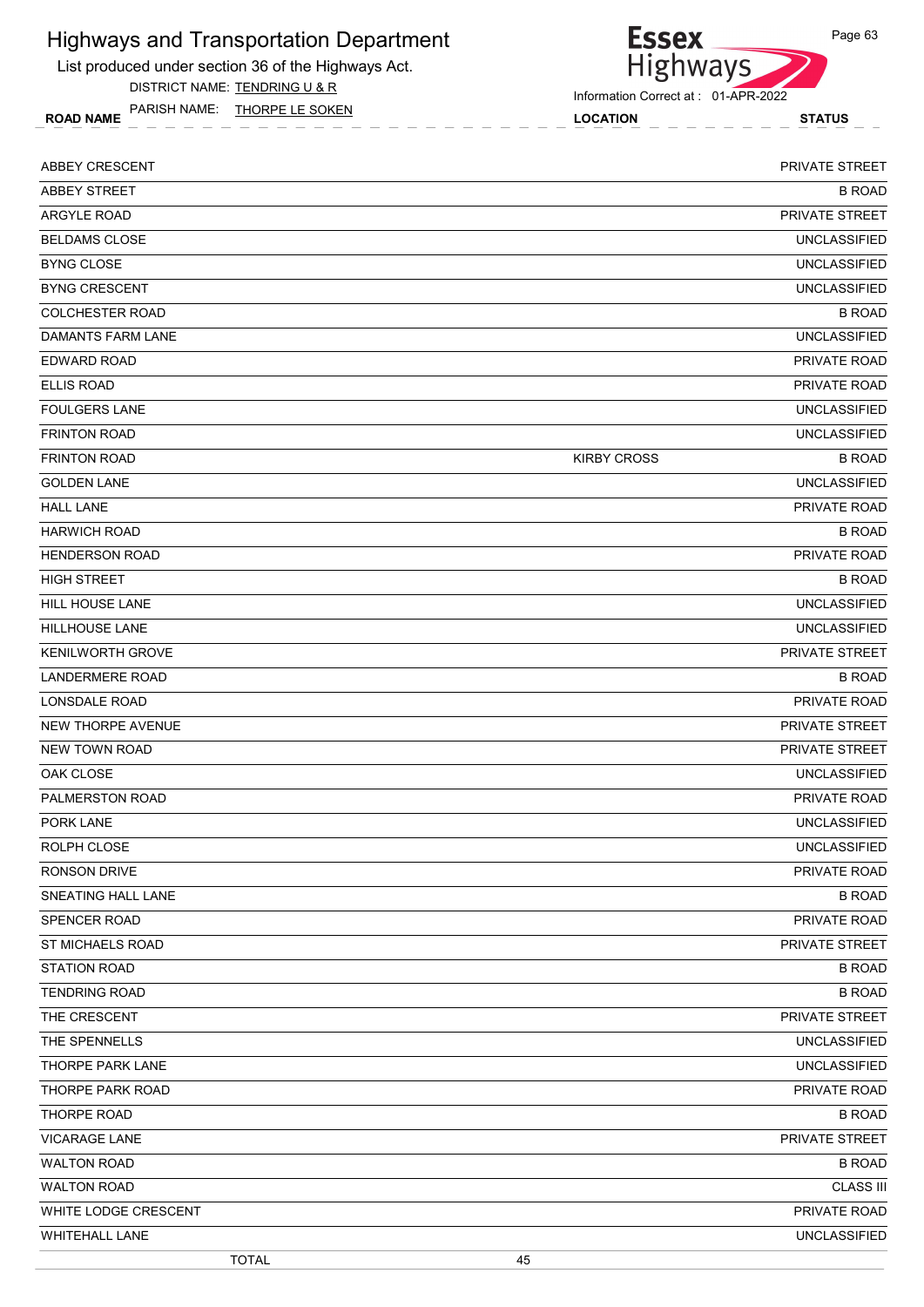# Highways and Transportation Department

List produced under section 36 of the Highways Act.

DISTRICT NAME: TENDRING U & R

PARISH NAME: THORPE LE SOKEN

Information Correct at : 01-APR-2022

| ROAD NAME | LOCATION | STATUS |
|---|---|---|
| ABBEY CRESCENT | | PRIVATE STREET |
| ABBEY STREET | | B ROAD |
| ARGYLE ROAD | | PRIVATE STREET |
| BELDAMS CLOSE | | UNCLASSIFIED |
| BYNG CLOSE | | UNCLASSIFIED |
| BYNG CRESCENT | | UNCLASSIFIED |
| COLCHESTER ROAD | | B ROAD |
| DAMANTS FARM LANE | | UNCLASSIFIED |
| EDWARD ROAD | | PRIVATE ROAD |
| ELLIS ROAD | | PRIVATE ROAD |
| FOULGERS LANE | | UNCLASSIFIED |
| FRINTON ROAD | | UNCLASSIFIED |
| FRINTON ROAD | KIRBY CROSS | B ROAD |
| GOLDEN LANE | | UNCLASSIFIED |
| HALL LANE | | PRIVATE ROAD |
| HARWICH ROAD | | B ROAD |
| HENDERSON ROAD | | PRIVATE ROAD |
| HIGH STREET | | B ROAD |
| HILL HOUSE LANE | | UNCLASSIFIED |
| HILLHOUSE LANE | | UNCLASSIFIED |
| KENILWORTH GROVE | | PRIVATE STREET |
| LANDERMERE ROAD | | B ROAD |
| LONSDALE ROAD | | PRIVATE ROAD |
| NEW THORPE AVENUE | | PRIVATE STREET |
| NEW TOWN ROAD | | PRIVATE STREET |
| OAK CLOSE | | UNCLASSIFIED |
| PALMERSTON ROAD | | PRIVATE ROAD |
| PORK LANE | | UNCLASSIFIED |
| ROLPH CLOSE | | UNCLASSIFIED |
| RONSON DRIVE | | PRIVATE ROAD |
| SNEATING HALL LANE | | B ROAD |
| SPENCER ROAD | | PRIVATE ROAD |
| ST MICHAELS ROAD | | PRIVATE STREET |
| STATION ROAD | | B ROAD |
| TENDRING ROAD | | B ROAD |
| THE CRESCENT | | PRIVATE STREET |
| THE SPENNELLS | | UNCLASSIFIED |
| THORPE PARK LANE | | UNCLASSIFIED |
| THORPE PARK ROAD | | PRIVATE ROAD |
| THORPE ROAD | | B ROAD |
| VICARAGE LANE | | PRIVATE STREET |
| WALTON ROAD | | B ROAD |
| WALTON ROAD | | CLASS III |
| WHITE LODGE CRESCENT | | PRIVATE ROAD |
| WHITEHALL LANE | | UNCLASSIFIED |
| TOTAL | 45 | |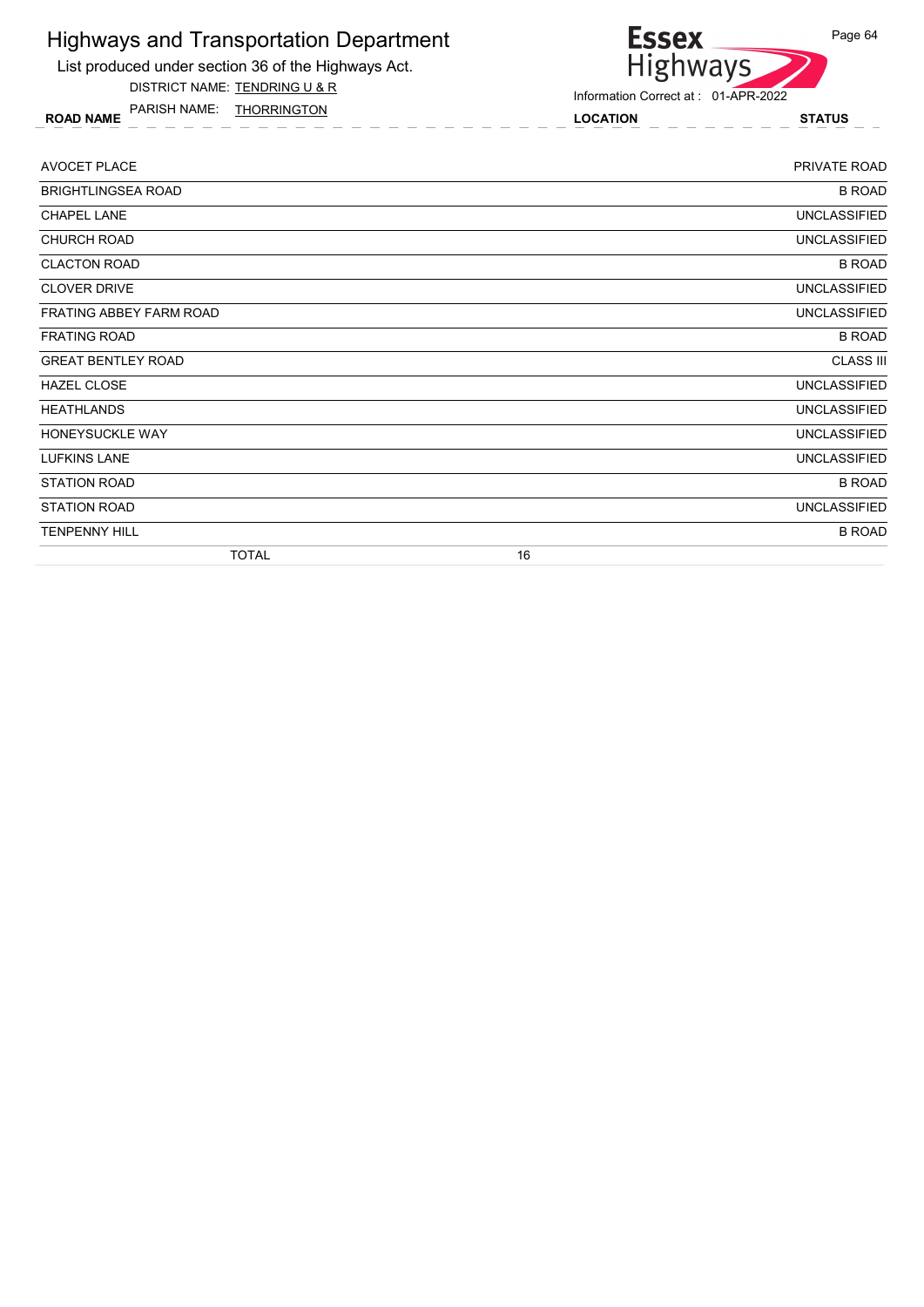# Highways and Transportation Department

List produced under section 36 of the Highways Act.

DISTRICT NAME: TENDRING U & R

PARISH NAME: THORRINGTON

Information Correct at : 01-APR-2022

| ROAD NAME | LOCATION | STATUS |
|---|---|---|
| AVOCET PLACE | | PRIVATE ROAD |
| BRIGHTLINGSEA ROAD | | B ROAD |
| CHAPEL LANE | | UNCLASSIFIED |
| CHURCH ROAD | | UNCLASSIFIED |
| CLACTON ROAD | | B ROAD |
| CLOVER DRIVE | | UNCLASSIFIED |
| FRATING ABBEY FARM ROAD | | UNCLASSIFIED |
| FRATING ROAD | | B ROAD |
| GREAT BENTLEY ROAD | | CLASS III |
| HAZEL CLOSE | | UNCLASSIFIED |
| HEATHLANDS | | UNCLASSIFIED |
| HONEYSUCKLE WAY | | UNCLASSIFIED |
| LUFKINS LANE | | UNCLASSIFIED |
| STATION ROAD | | B ROAD |
| STATION ROAD | | UNCLASSIFIED |
| TENPENNY HILL | | B ROAD |
| TOTAL | 16 | |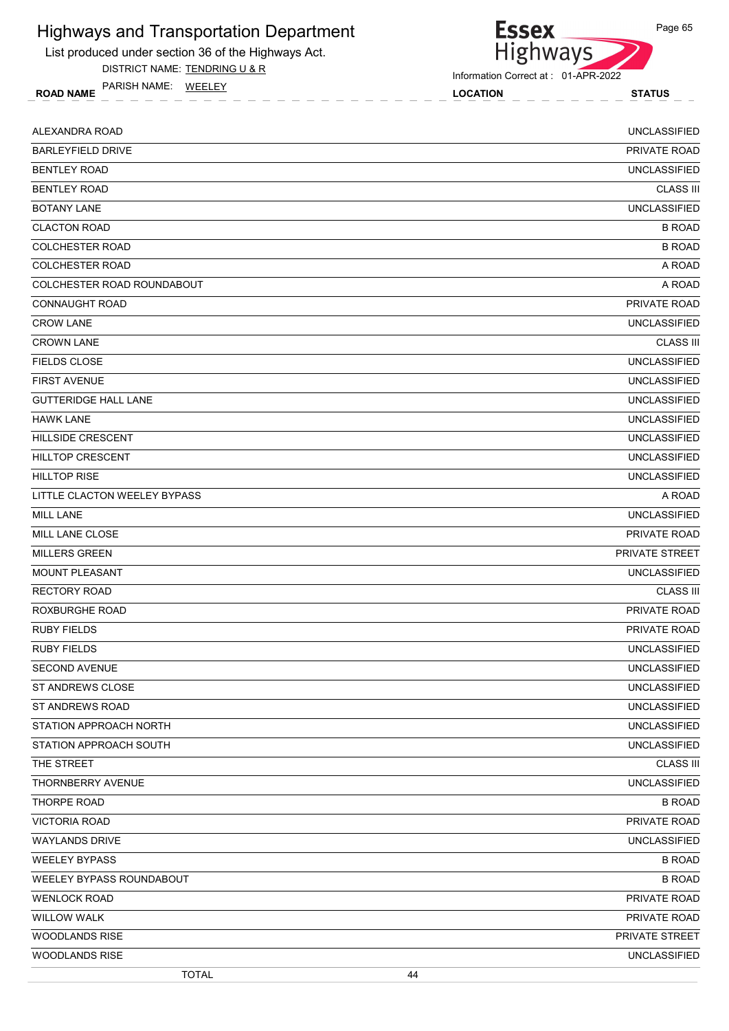# Highways and Transportation Department

List produced under section 36 of the Highways Act.

DISTRICT NAME: TENDRING U & R

PARISH NAME: WEELEY

Information Correct at : 01-APR-2022

| ROAD NAME | LOCATION | STATUS |
|---|---|---|
| ALEXANDRA ROAD | | UNCLASSIFIED |
| BARLEYFIELD DRIVE | | PRIVATE ROAD |
| BENTLEY ROAD | | UNCLASSIFIED |
| BENTLEY ROAD | | CLASS III |
| BOTANY LANE | | UNCLASSIFIED |
| CLACTON ROAD | | B ROAD |
| COLCHESTER ROAD | | B ROAD |
| COLCHESTER ROAD | | A ROAD |
| COLCHESTER ROAD ROUNDABOUT | | A ROAD |
| CONNAUGHT ROAD | | PRIVATE ROAD |
| CROW LANE | | UNCLASSIFIED |
| CROWN LANE | | CLASS III |
| FIELDS CLOSE | | UNCLASSIFIED |
| FIRST AVENUE | | UNCLASSIFIED |
| GUTTERIDGE HALL LANE | | UNCLASSIFIED |
| HAWK LANE | | UNCLASSIFIED |
| HILLSIDE CRESCENT | | UNCLASSIFIED |
| HILLTOP CRESCENT | | UNCLASSIFIED |
| HILLTOP RISE | | UNCLASSIFIED |
| LITTLE CLACTON WEELEY BYPASS | | A ROAD |
| MILL LANE | | UNCLASSIFIED |
| MILL LANE CLOSE | | PRIVATE ROAD |
| MILLERS GREEN | | PRIVATE STREET |
| MOUNT PLEASANT | | UNCLASSIFIED |
| RECTORY ROAD | | CLASS III |
| ROXBURGHE ROAD | | PRIVATE ROAD |
| RUBY FIELDS | | PRIVATE ROAD |
| RUBY FIELDS | | UNCLASSIFIED |
| SECOND AVENUE | | UNCLASSIFIED |
| ST ANDREWS CLOSE | | UNCLASSIFIED |
| ST ANDREWS ROAD | | UNCLASSIFIED |
| STATION APPROACH NORTH | | UNCLASSIFIED |
| STATION APPROACH SOUTH | | UNCLASSIFIED |
| THE STREET | | CLASS III |
| THORNBERRY AVENUE | | UNCLASSIFIED |
| THORPE ROAD | | B ROAD |
| VICTORIA ROAD | | PRIVATE ROAD |
| WAYLANDS DRIVE | | UNCLASSIFIED |
| WEELEY BYPASS | | B ROAD |
| WEELEY BYPASS ROUNDABOUT | | B ROAD |
| WENLOCK ROAD | | PRIVATE ROAD |
| WILLOW WALK | | PRIVATE ROAD |
| WOODLANDS RISE | | PRIVATE STREET |
| WOODLANDS RISE | | UNCLASSIFIED |
| TOTAL | 44 | |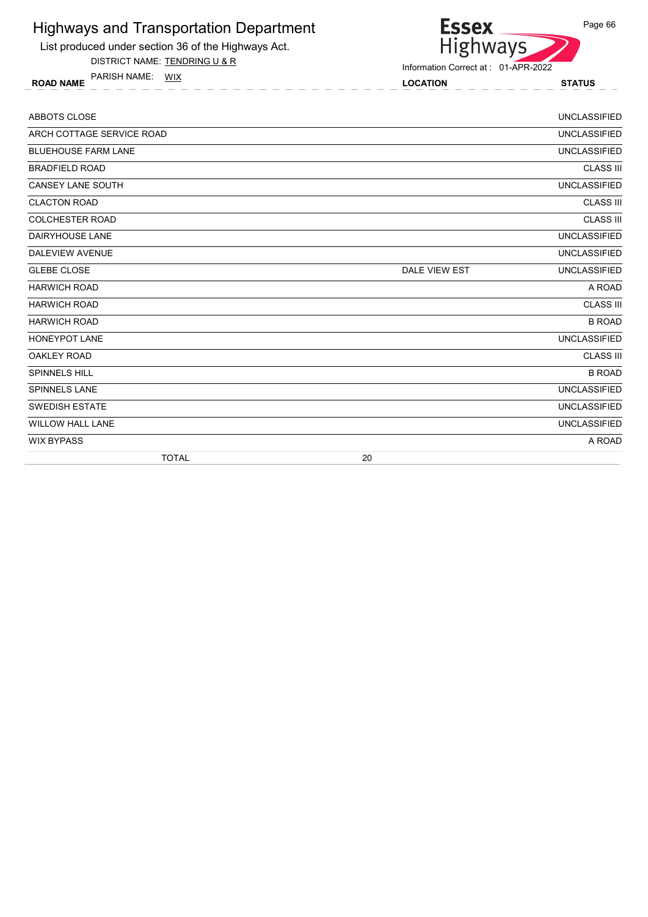# Highways and Transportation Department

List produced under section 36 of the Highways Act.

DISTRICT NAME: TENDRING U & R

PARISH NAME: WIX

Information Correct at : 01-APR-2022

| ROAD NAME | LOCATION | STATUS |
|---|---|---|
| ABBOTS CLOSE | | UNCLASSIFIED |
| ARCH COTTAGE SERVICE ROAD | | UNCLASSIFIED |
| BLUEHOUSE FARM LANE | | UNCLASSIFIED |
| BRADFIELD ROAD | | CLASS III |
| CANSEY LANE SOUTH | | UNCLASSIFIED |
| CLACTON ROAD | | CLASS III |
| COLCHESTER ROAD | | CLASS III |
| DAIRYHOUSE LANE | | UNCLASSIFIED |
| DALEVIEW AVENUE | | UNCLASSIFIED |
| GLEBE CLOSE | DALE VIEW EST | UNCLASSIFIED |
| HARWICH ROAD | | A ROAD |
| HARWICH ROAD | | CLASS III |
| HARWICH ROAD | | B ROAD |
| HONEYPOT LANE | | UNCLASSIFIED |
| OAKLEY ROAD | | CLASS III |
| SPINNELS HILL | | B ROAD |
| SPINNELS LANE | | UNCLASSIFIED |
| SWEDISH ESTATE | | UNCLASSIFIED |
| WILLOW HALL LANE | | UNCLASSIFIED |
| WIX BYPASS | | A ROAD |
| TOTAL | 20 | |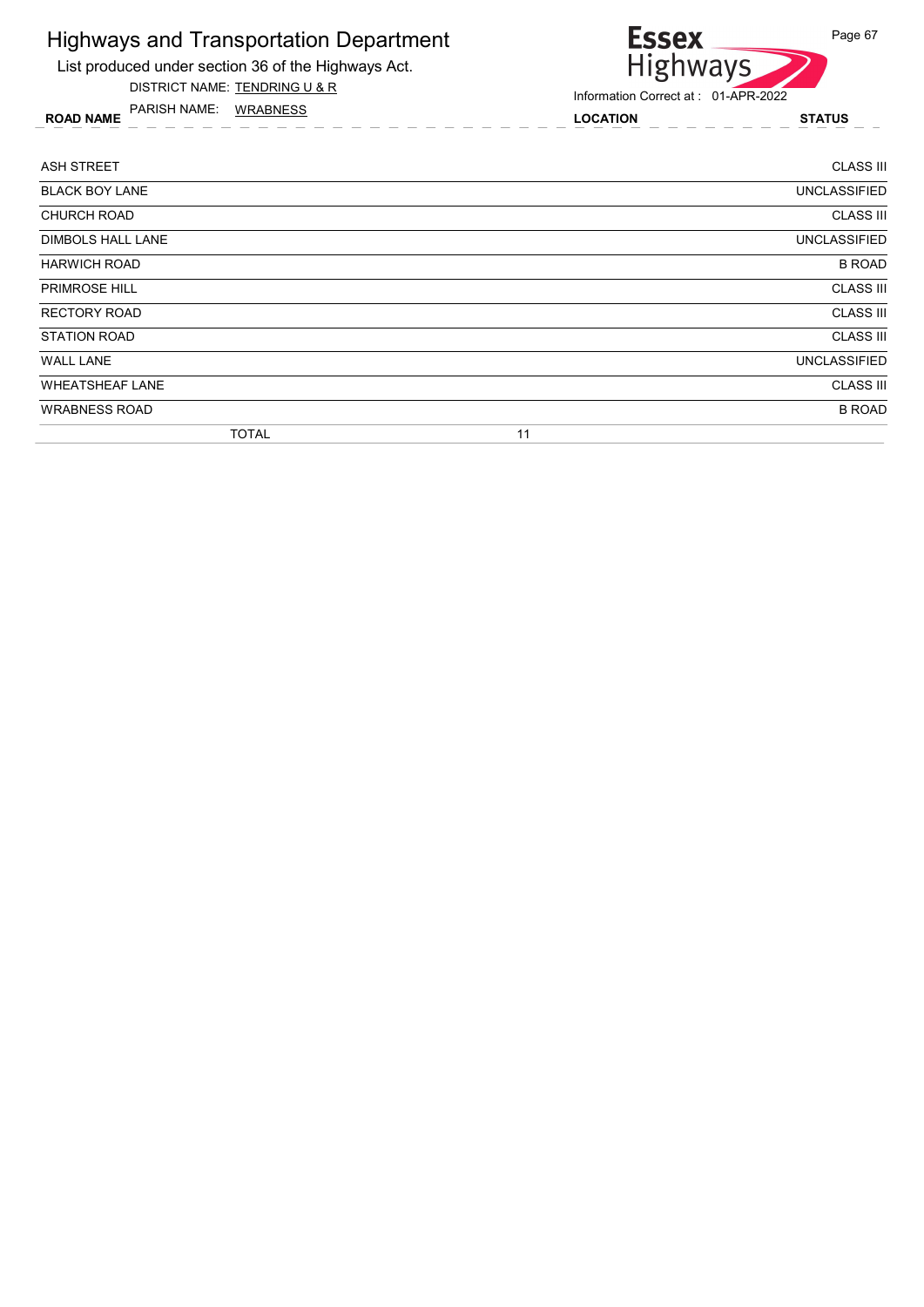# Highways and Transportation Department

List produced under section 36 of the Highways Act.

DISTRICT NAME: TENDRING U & R

PARISH NAME: WRABNESS

Essex Highways

Information Correct at : 01-APR-2022

| ROAD NAME | LOCATION | STATUS |
|---|---|---|
| ASH STREET | | CLASS III |
| BLACK BOY LANE | | UNCLASSIFIED |
| CHURCH ROAD | | CLASS III |
| DIMBOLS HALL LANE | | UNCLASSIFIED |
| HARWICH ROAD | | B ROAD |
| PRIMROSE HILL | | CLASS III |
| RECTORY ROAD | | CLASS III |
| STATION ROAD | | CLASS III |
| WALL LANE | | UNCLASSIFIED |
| WHEATSHEAF LANE | | CLASS III |
| WRABNESS ROAD | | B ROAD |
| TOTAL | 11 | |